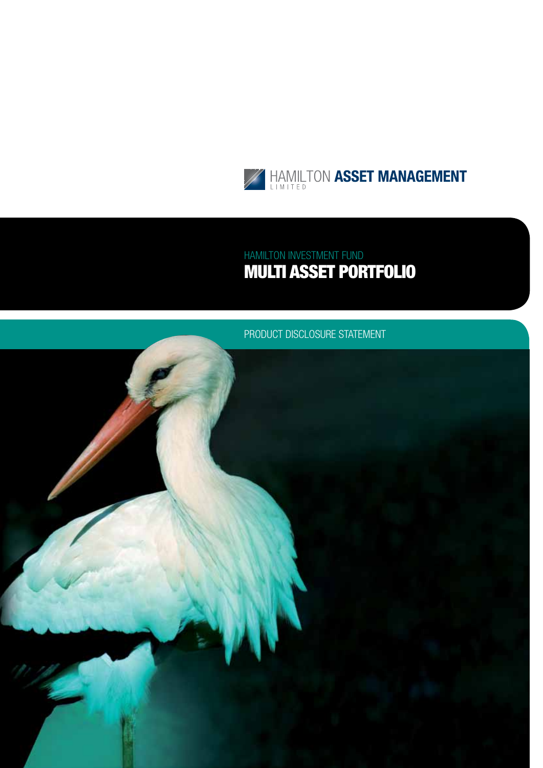HAMILTON **ASSET MANAGEMENT**
LIMITED

HAMILTON INVESTMENT FUND

# MULTI ASSET PORTFOLIO

PRODUCT DISCLOSURE STATEMENT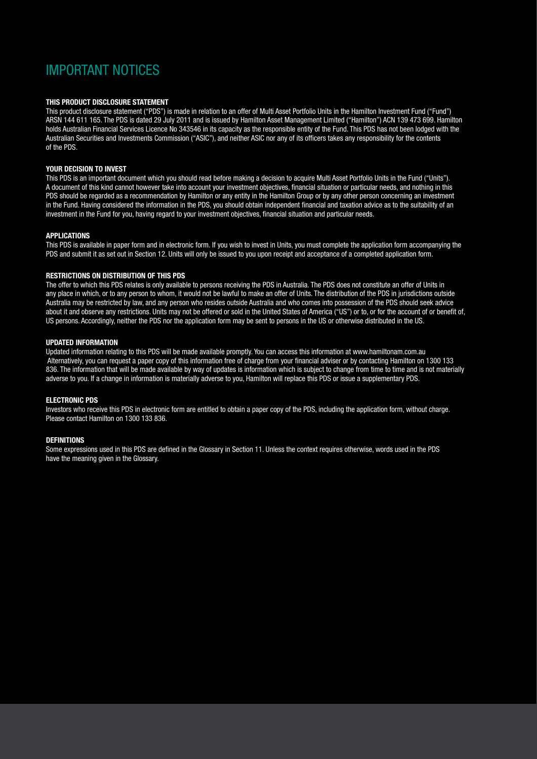# IMPORTANT NOTICES

### THIS PRODUCT DISCLOSURE STATEMENT

This product disclosure statement ("PDS") is made in relation to an offer of Multi Asset Portfolio Units in the Hamilton Investment Fund ("Fund") ARSN 144 611 165. The PDS is dated 29 July 2011 and is issued by Hamilton Asset Management Limited ("Hamilton") ACN 139 473 699. Hamilton holds Australian Financial Services Licence No 343546 in its capacity as the responsible entity of the Fund. This PDS has not been lodged with the Australian Securities and Investments Commission ("ASIC"), and neither ASIC nor any of its officers takes any responsibility for the contents of the PDS.

### YOUR DECISION TO INVEST

This PDS is an important document which you should read before making a decision to acquire Multi Asset Portfolio Units in the Fund ("Units"). A document of this kind cannot however take into account your investment objectives, financial situation or particular needs, and nothing in this PDS should be regarded as a recommendation by Hamilton or any entity in the Hamilton Group or by any other person concerning an investment in the Fund. Having considered the information in the PDS, you should obtain independent financial and taxation advice as to the suitability of an investment in the Fund for you, having regard to your investment objectives, financial situation and particular needs.

### APPLICATIONS

This PDS is available in paper form and in electronic form. If you wish to invest in Units, you must complete the application form accompanying the PDS and submit it as set out in Section 12. Units will only be issued to you upon receipt and acceptance of a completed application form.

### RESTRICTIONS ON DISTRIBUTION OF THIS PDS

The offer to which this PDS relates is only available to persons receiving the PDS in Australia. The PDS does not constitute an offer of Units in any place in which, or to any person to whom, it would not be lawful to make an offer of Units. The distribution of the PDS in jurisdictions outside Australia may be restricted by law, and any person who resides outside Australia and who comes into possession of the PDS should seek advice about it and observe any restrictions. Units may not be offered or sold in the United States of America ("US") or to, or for the account of or benefit of, US persons. Accordingly, neither the PDS nor the application form may be sent to persons in the US or otherwise distributed in the US.

### UPDATED INFORMATION

Updated information relating to this PDS will be made available promptly. You can access this information at www.hamiltonam.com.au Alternatively, you can request a paper copy of this information free of charge from your financial adviser or by contacting Hamilton on 1300 133 836. The information that will be made available by way of updates is information which is subject to change from time to time and is not materially adverse to you. If a change in information is materially adverse to you, Hamilton will replace this PDS or issue a supplementary PDS.

### ELECTRONIC PDS

Investors who receive this PDS in electronic form are entitled to obtain a paper copy of the PDS, including the application form, without charge. Please contact Hamilton on 1300 133 836.

### DEFINITIONS

Some expressions used in this PDS are defined in the Glossary in Section 11. Unless the context requires otherwise, words used in the PDS have the meaning given in the Glossary.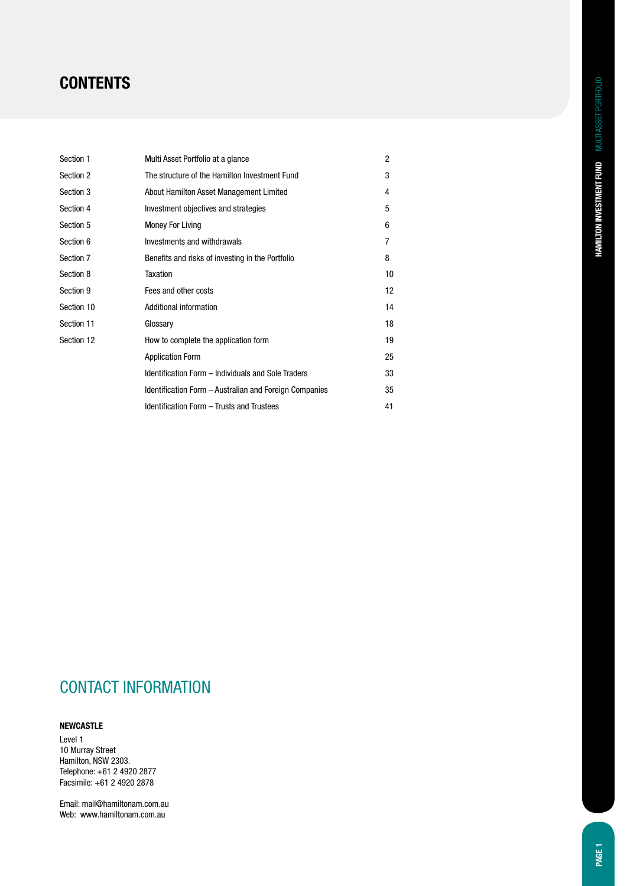# CONTENTS

| | | |
|---|---|---|
| Section 1 | Multi Asset Portfolio at a glance | 2 |
| Section 2 | The structure of the Hamilton Investment Fund | 3 |
| Section 3 | About Hamilton Asset Management Limited | 4 |
| Section 4 | Investment objectives and strategies | 5 |
| Section 5 | Money For Living | 6 |
| Section 6 | Investments and withdrawals | 7 |
| Section 7 | Benefits and risks of investing in the Portfolio | 8 |
| Section 8 | Taxation | 10 |
| Section 9 | Fees and other costs | 12 |
| Section 10 | Additional information | 14 |
| Section 11 | Glossary | 18 |
| Section 12 | How to complete the application form | 19 |
| | Application Form | 25 |
| | Identification Form – Individuals and Sole Traders | 33 |
| | Identification Form – Australian and Foreign Companies | 35 |
| | Identification Form – Trusts and Trustees | 41 |

## CONTACT INFORMATION

**NEWCASTLE**

Level 1
10 Murray Street
Hamilton, NSW 2303.
Telephone: +61 2 4920 2877
Facsimile: +61 2 4920 2878

Email: mail@hamiltonam.com.au
Web: www.hamiltonam.com.au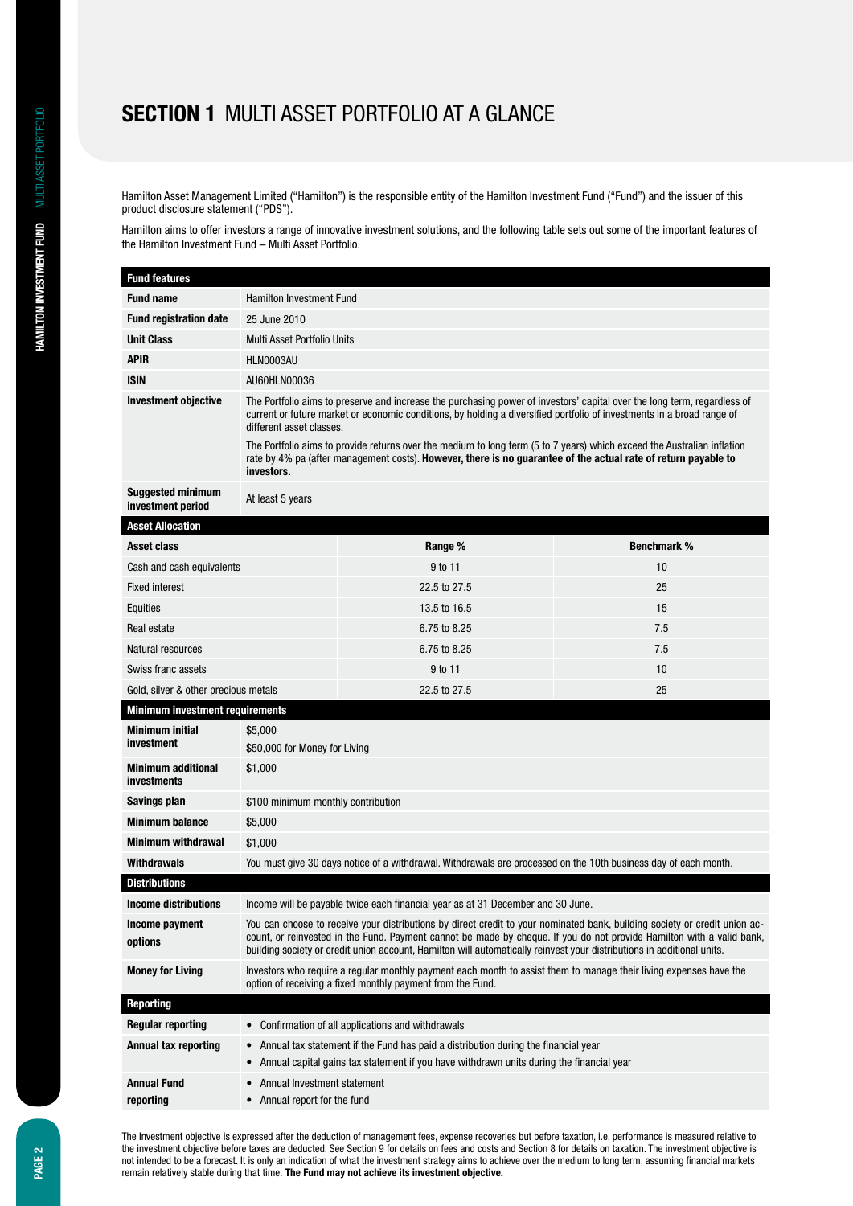# SECTION 1 MULTI ASSET PORTFOLIO AT A GLANCE

Hamilton Asset Management Limited ("Hamilton") is the responsible entity of the Hamilton Investment Fund ("Fund") and the issuer of this product disclosure statement ("PDS").

Hamilton aims to offer investors a range of innovative investment solutions, and the following table sets out some of the important features of the Hamilton Investment Fund – Multi Asset Portfolio.

| **Fund features** | |
|---|---|
| **Fund name** | Hamilton Investment Fund |
| **Fund registration date** | 25 June 2010 |
| **Unit Class** | Multi Asset Portfolio Units |
| **APIR** | HLN0003AU |
| **ISIN** | AU60HLN00036 |
| **Investment objective** | The Portfolio aims to preserve and increase the purchasing power of investors' capital over the long term, regardless of current or future market or economic conditions, by holding a diversified portfolio of investments in a broad range of different asset classes.<br><br>The Portfolio aims to provide returns over the medium to long term (5 to 7 years) which exceed the Australian inflation rate by 4% pa (after management costs). **However, there is no guarantee of the actual rate of return payable to investors.** |
| **Suggested minimum investment period** | At least 5 years |

| **Asset Allocation** | | |
|---|---|---|
| **Asset class** | **Range %** | **Benchmark %** |
| Cash and cash equivalents | 9 to 11 | 10 |
| Fixed interest | 22.5 to 27.5 | 25 |
| Equities | 13.5 to 16.5 | 15 |
| Real estate | 6.75 to 8.25 | 7.5 |
| Natural resources | 6.75 to 8.25 | 7.5 |
| Swiss franc assets | 9 to 11 | 10 |
| Gold, silver & other precious metals | 22.5 to 27.5 | 25 |

| **Minimum investment requirements** | |
|---|---|
| **Minimum initial investment** | $5,000<br>$50,000 for Money for Living |
| **Minimum additional investments** | $1,000 |
| **Savings plan** | $100 minimum monthly contribution |
| **Minimum balance** | $5,000 |
| **Minimum withdrawal** | $1,000 |
| **Withdrawals** | You must give 30 days notice of a withdrawal. Withdrawals are processed on the 10th business day of each month. |
| **Distributions** | |
| **Income distributions** | Income will be payable twice each financial year as at 31 December and 30 June. |
| **Income payment options** | You can choose to receive your distributions by direct credit to your nominated bank, building society or credit union account, or reinvested in the Fund. Payment cannot be made by cheque. If you do not provide Hamilton with a valid bank, building society or credit union account, Hamilton will automatically reinvest your distributions in additional units. |
| **Money for Living** | Investors who require a regular monthly payment each month to assist them to manage their living expenses have the option of receiving a fixed monthly payment from the Fund. |
| **Reporting** | |
| **Regular reporting** | • Confirmation of all applications and withdrawals |
| **Annual tax reporting** | • Annual tax statement if the Fund has paid a distribution during the financial year<br>• Annual capital gains tax statement if you have withdrawn units during the financial year |
| **Annual Fund reporting** | • Annual Investment statement<br>• Annual report for the fund |

The Investment objective is expressed after the deduction of management fees, expense recoveries but before taxation, i.e. performance is measured relative to the investment objective before taxes are deducted. See Section 9 for details on fees and costs and Section 8 for details on taxation. The investment objective is not intended to be a forecast. It is only an indication of what the investment strategy aims to achieve over the medium to long term, assuming financial markets remain relatively stable during that time. **The Fund may not achieve its investment objective.**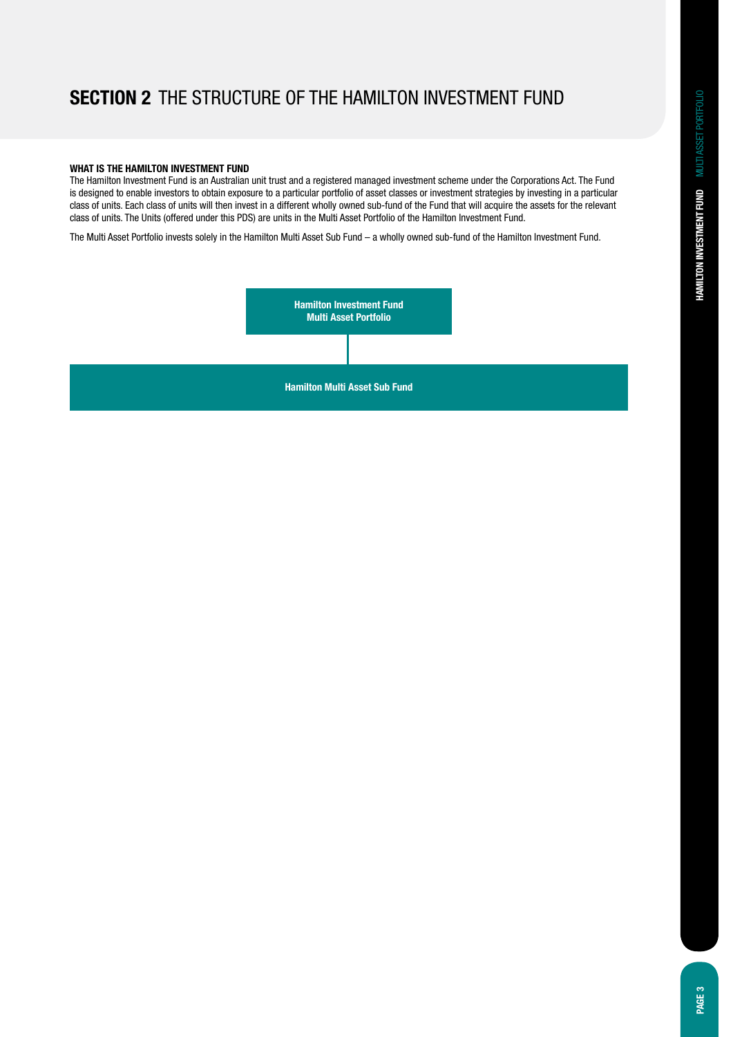# SECTION 2 THE STRUCTURE OF THE HAMILTON INVESTMENT FUND

**WHAT IS THE HAMILTON INVESTMENT FUND**

The Hamilton Investment Fund is an Australian unit trust and a registered managed investment scheme under the Corporations Act. The Fund is designed to enable investors to obtain exposure to a particular portfolio of asset classes or investment strategies by investing in a particular class of units. Each class of units will then invest in a different wholly owned sub-fund of the Fund that will acquire the assets for the relevant class of units. The Units (offered under this PDS) are units in the Multi Asset Portfolio of the Hamilton Investment Fund.

The Multi Asset Portfolio invests solely in the Hamilton Multi Asset Sub Fund – a wholly owned sub-fund of the Hamilton Investment Fund.

**Hamilton Investment Fund**
**Multi Asset Portfolio**

**Hamilton Multi Asset Sub Fund**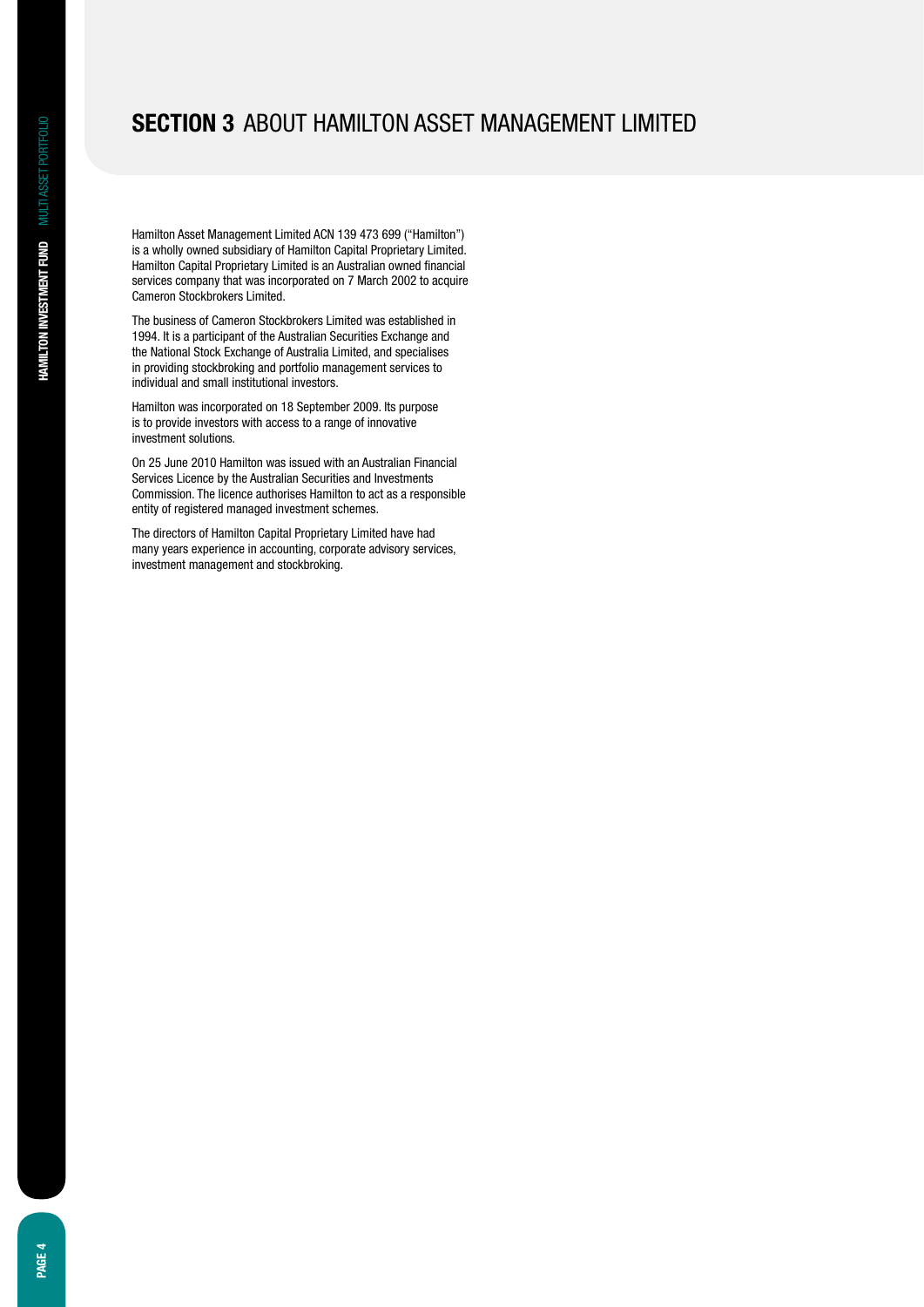# SECTION 3 ABOUT HAMILTON ASSET MANAGEMENT LIMITED

Hamilton Asset Management Limited ACN 139 473 699 ("Hamilton") is a wholly owned subsidiary of Hamilton Capital Proprietary Limited. Hamilton Capital Proprietary Limited is an Australian owned financial services company that was incorporated on 7 March 2002 to acquire Cameron Stockbrokers Limited.

The business of Cameron Stockbrokers Limited was established in 1994. It is a participant of the Australian Securities Exchange and the National Stock Exchange of Australia Limited, and specialises in providing stockbroking and portfolio management services to individual and small institutional investors.

Hamilton was incorporated on 18 September 2009. Its purpose is to provide investors with access to a range of innovative investment solutions.

On 25 June 2010 Hamilton was issued with an Australian Financial Services Licence by the Australian Securities and Investments Commission. The licence authorises Hamilton to act as a responsible entity of registered managed investment schemes.

The directors of Hamilton Capital Proprietary Limited have had many years experience in accounting, corporate advisory services, investment management and stockbroking.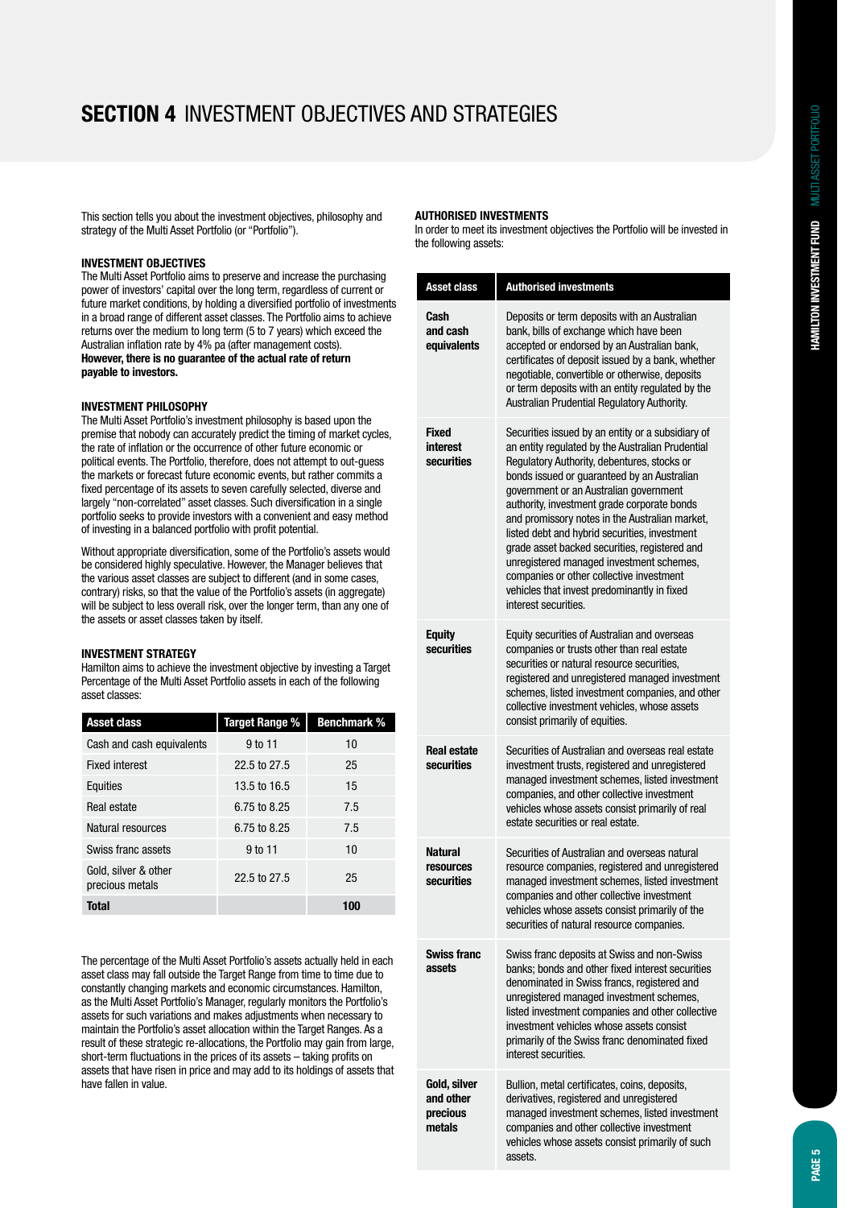# SECTION 4 INVESTMENT OBJECTIVES AND STRATEGIES

This section tells you about the investment objectives, philosophy and strategy of the Multi Asset Portfolio (or "Portfolio").

### INVESTMENT OBJECTIVES

The Multi Asset Portfolio aims to preserve and increase the purchasing power of investors' capital over the long term, regardless of current or future market conditions, by holding a diversified portfolio of investments in a broad range of different asset classes. The Portfolio aims to achieve returns over the medium to long term (5 to 7 years) which exceed the Australian inflation rate by 4% pa (after management costs). **However, there is no guarantee of the actual rate of return payable to investors.**

### INVESTMENT PHILOSOPHY

The Multi Asset Portfolio's investment philosophy is based upon the premise that nobody can accurately predict the timing of market cycles, the rate of inflation or the occurrence of other future economic or political events. The Portfolio, therefore, does not attempt to out-guess the markets or forecast future economic events, but rather commits a fixed percentage of its assets to seven carefully selected, diverse and largely "non-correlated" asset classes. Such diversification in a single portfolio seeks to provide investors with a convenient and easy method of investing in a balanced portfolio with profit potential.

Without appropriate diversification, some of the Portfolio's assets would be considered highly speculative. However, the Manager believes that the various asset classes are subject to different (and in some cases, contrary) risks, so that the value of the Portfolio's assets (in aggregate) will be subject to less overall risk, over the longer term, than any one of the assets or asset classes taken by itself.

### INVESTMENT STRATEGY

Hamilton aims to achieve the investment objective by investing a Target Percentage of the Multi Asset Portfolio assets in each of the following asset classes:

| Asset class | Target Range % | Benchmark % |
|---|---|---|
| Cash and cash equivalents | 9 to 11 | 10 |
| Fixed interest | 22.5 to 27.5 | 25 |
| Equities | 13.5 to 16.5 | 15 |
| Real estate | 6.75 to 8.25 | 7.5 |
| Natural resources | 6.75 to 8.25 | 7.5 |
| Swiss franc assets | 9 to 11 | 10 |
| Gold, silver & other precious metals | 22.5 to 27.5 | 25 |
| **Total** | | **100** |

The percentage of the Multi Asset Portfolio's assets actually held in each asset class may fall outside the Target Range from time to time due to constantly changing markets and economic circumstances. Hamilton, as the Multi Asset Portfolio's Manager, regularly monitors the Portfolio's assets for such variations and makes adjustments when necessary to maintain the Portfolio's asset allocation within the Target Ranges. As a result of these strategic re-allocations, the Portfolio may gain from large, short-term fluctuations in the prices of its assets – taking profits on assets that have risen in price and may add to its holdings of assets that have fallen in value.

### AUTHORISED INVESTMENTS

In order to meet its investment objectives the Portfolio will be invested in the following assets:

| Asset class | Authorised investments |
|---|---|
| **Cash and cash equivalents** | Deposits or term deposits with an Australian bank, bills of exchange which have been accepted or endorsed by an Australian bank, certificates of deposit issued by a bank, whether negotiable, convertible or otherwise, deposits or term deposits with an entity regulated by the Australian Prudential Regulatory Authority. |
| **Fixed interest securities** | Securities issued by an entity or a subsidiary of an entity regulated by the Australian Prudential Regulatory Authority, debentures, stocks or bonds issued or guaranteed by an Australian government or an Australian government authority, investment grade corporate bonds and promissory notes in the Australian market, listed debt and hybrid securities, investment grade asset backed securities, registered and unregistered managed investment schemes, companies or other collective investment vehicles that invest predominantly in fixed interest securities. |
| **Equity securities** | Equity securities of Australian and overseas companies or trusts other than real estate securities or natural resource securities, registered and unregistered managed investment schemes, listed investment companies, and other collective investment vehicles, whose assets consist primarily of equities. |
| **Real estate securities** | Securities of Australian and overseas real estate investment trusts, registered and unregistered managed investment schemes, listed investment companies, and other collective investment vehicles whose assets consist primarily of real estate securities or real estate. |
| **Natural resources securities** | Securities of Australian and overseas natural resource companies, registered and unregistered managed investment schemes, listed investment companies and other collective investment vehicles whose assets consist primarily of the securities of natural resource companies. |
| **Swiss franc assets** | Swiss franc deposits at Swiss and non-Swiss banks; bonds and other fixed interest securities denominated in Swiss francs, registered and unregistered managed investment schemes, listed investment companies and other collective investment vehicles whose assets consist primarily of the Swiss franc denominated fixed interest securities. |
| **Gold, silver and other precious metals** | Bullion, metal certificates, coins, deposits, derivatives, registered and unregistered managed investment schemes, listed investment companies and other collective investment vehicles whose assets consist primarily of such assets. |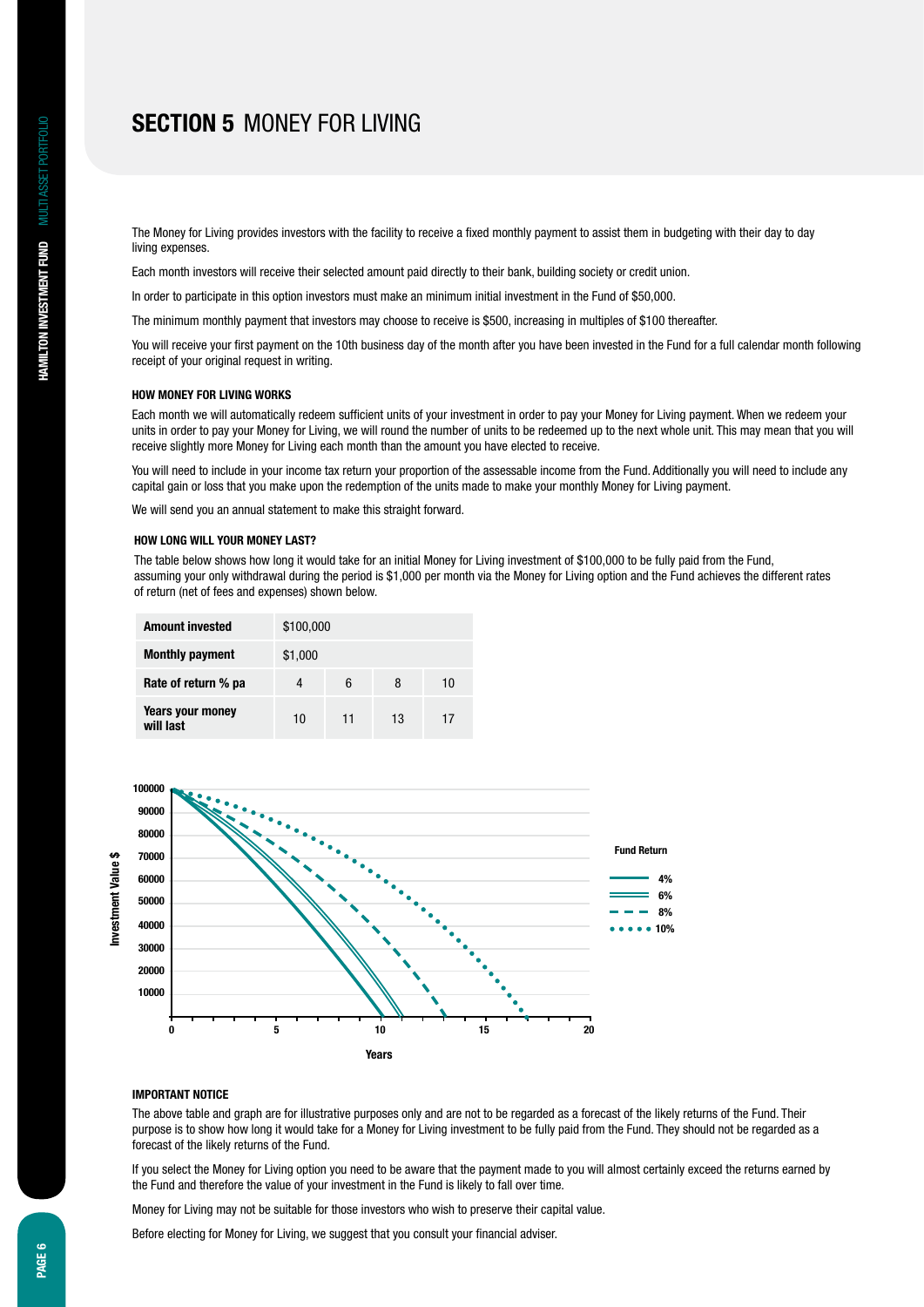## SECTION 5 MONEY FOR LIVING

The Money for Living provides investors with the facility to receive a fixed monthly payment to assist them in budgeting with their day to day living expenses.

Each month investors will receive their selected amount paid directly to their bank, building society or credit union.

In order to participate in this option investors must make an minimum initial investment in the Fund of $50,000.

The minimum monthly payment that investors may choose to receive is $500, increasing in multiples of $100 thereafter.

You will receive your first payment on the 10th business day of the month after you have been invested in the Fund for a full calendar month following receipt of your original request in writing.

### HOW MONEY FOR LIVING WORKS

Each month we will automatically redeem sufficient units of your investment in order to pay your Money for Living payment. When we redeem your units in order to pay your Money for Living, we will round the number of units to be redeemed up to the next whole unit. This may mean that you will receive slightly more Money for Living each month than the amount you have elected to receive.

You will need to include in your income tax return your proportion of the assessable income from the Fund. Additionally you will need to include any capital gain or loss that you make upon the redemption of the units made to make your monthly Money for Living payment.

We will send you an annual statement to make this straight forward.

### HOW LONG WILL YOUR MONEY LAST?

The table below shows how long it would take for an initial Money for Living investment of $100,000 to be fully paid from the Fund, assuming your only withdrawal during the period is $1,000 per month via the Money for Living option and the Fund achieves the different rates of return (net of fees and expenses) shown below.

| **Amount invested** | $100,000 | | | |
|---|---|---|---|---|
| **Monthly payment** | $1,000 | | | |
| **Rate of return % pa** | 4 | 6 | 8 | 10 |
| **Years your money will last** | 10 | 11 | 13 | 17 |

### IMPORTANT NOTICE

The above table and graph are for illustrative purposes only and are not to be regarded as a forecast of the likely returns of the Fund. Their purpose is to show how long it would take for a Money for Living investment to be fully paid from the Fund. They should not be regarded as a forecast of the likely returns of the Fund.

If you select the Money for Living option you need to be aware that the payment made to you will almost certainly exceed the returns earned by the Fund and therefore the value of your investment in the Fund is likely to fall over time.

Money for Living may not be suitable for those investors who wish to preserve their capital value.

Before electing for Money for Living, we suggest that you consult your financial adviser.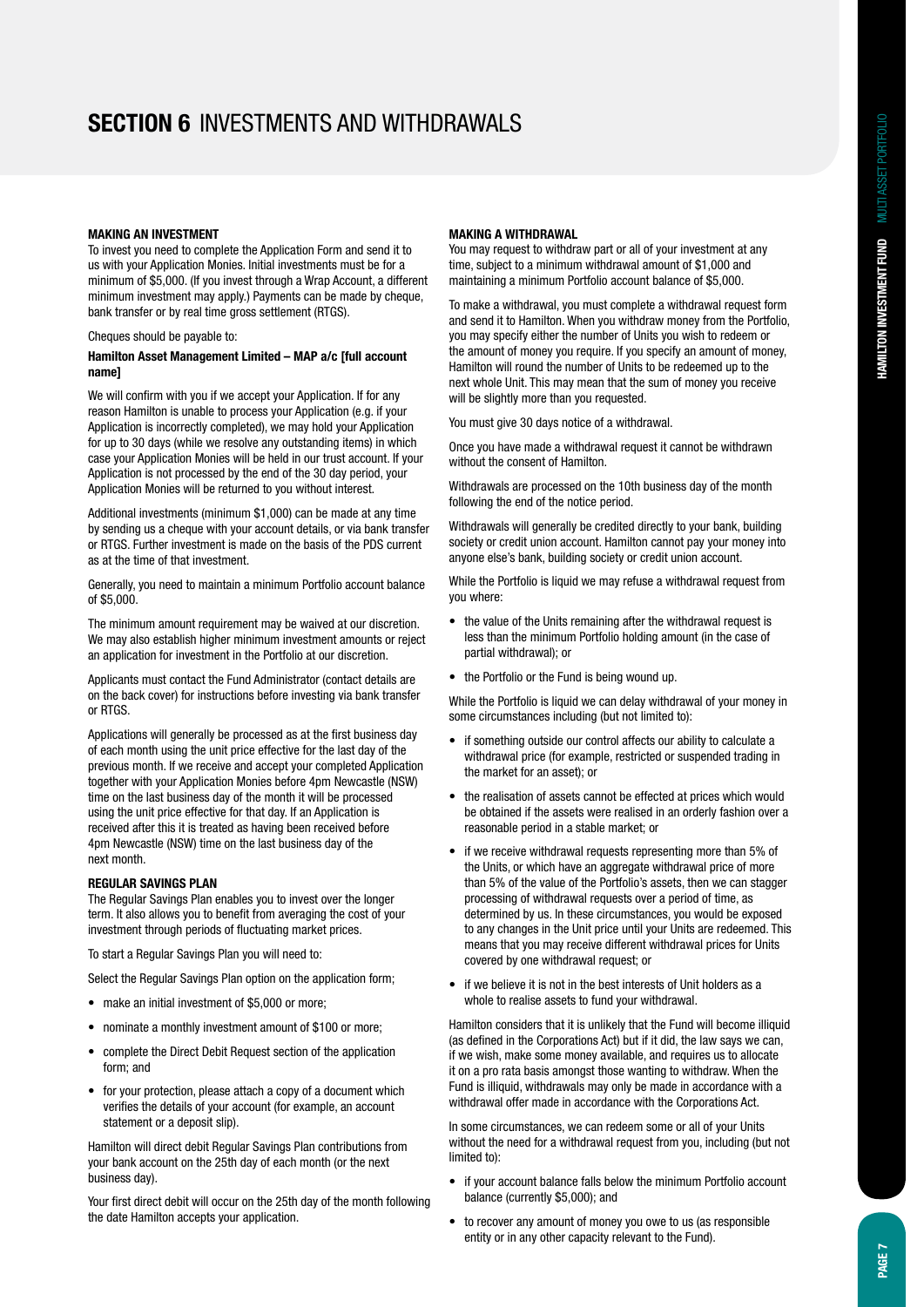# SECTION 6 INVESTMENTS AND WITHDRAWALS

### MAKING AN INVESTMENT

To invest you need to complete the Application Form and send it to us with your Application Monies. Initial investments must be for a minimum of $5,000. (If you invest through a Wrap Account, a different minimum investment may apply.) Payments can be made by cheque, bank transfer or by real time gross settlement (RTGS).

Cheques should be payable to:

**Hamilton Asset Management Limited – MAP a/c [full account name]**

We will confirm with you if we accept your Application. If for any reason Hamilton is unable to process your Application (e.g. if your Application is incorrectly completed), we may hold your Application for up to 30 days (while we resolve any outstanding items) in which case your Application Monies will be held in our trust account. If your Application is not processed by the end of the 30 day period, your Application Monies will be returned to you without interest.

Additional investments (minimum $1,000) can be made at any time by sending us a cheque with your account details, or via bank transfer or RTGS. Further investment is made on the basis of the PDS current as at the time of that investment.

Generally, you need to maintain a minimum Portfolio account balance of $5,000.

The minimum amount requirement may be waived at our discretion. We may also establish higher minimum investment amounts or reject an application for investment in the Portfolio at our discretion.

Applicants must contact the Fund Administrator (contact details are on the back cover) for instructions before investing via bank transfer or RTGS.

Applications will generally be processed as at the first business day of each month using the unit price effective for the last day of the previous month. If we receive and accept your completed Application together with your Application Monies before 4pm Newcastle (NSW) time on the last business day of the month it will be processed using the unit price effective for that day. If an Application is received after this it is treated as having been received before 4pm Newcastle (NSW) time on the last business day of the next month.

### REGULAR SAVINGS PLAN

The Regular Savings Plan enables you to invest over the longer term. It also allows you to benefit from averaging the cost of your investment through periods of fluctuating market prices.

To start a Regular Savings Plan you will need to:

Select the Regular Savings Plan option on the application form;

- make an initial investment of $5,000 or more;
- nominate a monthly investment amount of $100 or more;
- complete the Direct Debit Request section of the application form; and
- for your protection, please attach a copy of a document which verifies the details of your account (for example, an account statement or a deposit slip).

Hamilton will direct debit Regular Savings Plan contributions from your bank account on the 25th day of each month (or the next business day).

Your first direct debit will occur on the 25th day of the month following the date Hamilton accepts your application.

### MAKING A WITHDRAWAL

You may request to withdraw part or all of your investment at any time, subject to a minimum withdrawal amount of $1,000 and maintaining a minimum Portfolio account balance of $5,000.

To make a withdrawal, you must complete a withdrawal request form and send it to Hamilton. When you withdraw money from the Portfolio, you may specify either the number of Units you wish to redeem or the amount of money you require. If you specify an amount of money, Hamilton will round the number of Units to be redeemed up to the next whole Unit. This may mean that the sum of money you receive will be slightly more than you requested.

You must give 30 days notice of a withdrawal.

Once you have made a withdrawal request it cannot be withdrawn without the consent of Hamilton.

Withdrawals are processed on the 10th business day of the month following the end of the notice period.

Withdrawals will generally be credited directly to your bank, building society or credit union account. Hamilton cannot pay your money into anyone else's bank, building society or credit union account.

While the Portfolio is liquid we may refuse a withdrawal request from you where:

- the value of the Units remaining after the withdrawal request is less than the minimum Portfolio holding amount (in the case of partial withdrawal); or
- the Portfolio or the Fund is being wound up.

While the Portfolio is liquid we can delay withdrawal of your money in some circumstances including (but not limited to):

- if something outside our control affects our ability to calculate a withdrawal price (for example, restricted or suspended trading in the market for an asset); or
- the realisation of assets cannot be effected at prices which would be obtained if the assets were realised in an orderly fashion over a reasonable period in a stable market; or
- if we receive withdrawal requests representing more than 5% of the Units, or which have an aggregate withdrawal price of more than 5% of the value of the Portfolio's assets, then we can stagger processing of withdrawal requests over a period of time, as determined by us. In these circumstances, you would be exposed to any changes in the Unit price until your Units are redeemed. This means that you may receive different withdrawal prices for Units covered by one withdrawal request; or
- if we believe it is not in the best interests of Unit holders as a whole to realise assets to fund your withdrawal.

Hamilton considers that it is unlikely that the Fund will become illiquid (as defined in the Corporations Act) but if it did, the law says we can, if we wish, make some money available, and requires us to allocate it on a pro rata basis amongst those wanting to withdraw. When the Fund is illiquid, withdrawals may only be made in accordance with a withdrawal offer made in accordance with the Corporations Act.

In some circumstances, we can redeem some or all of your Units without the need for a withdrawal request from you, including (but not limited to):

- if your account balance falls below the minimum Portfolio account balance (currently $5,000); and
- to recover any amount of money you owe to us (as responsible entity or in any other capacity relevant to the Fund).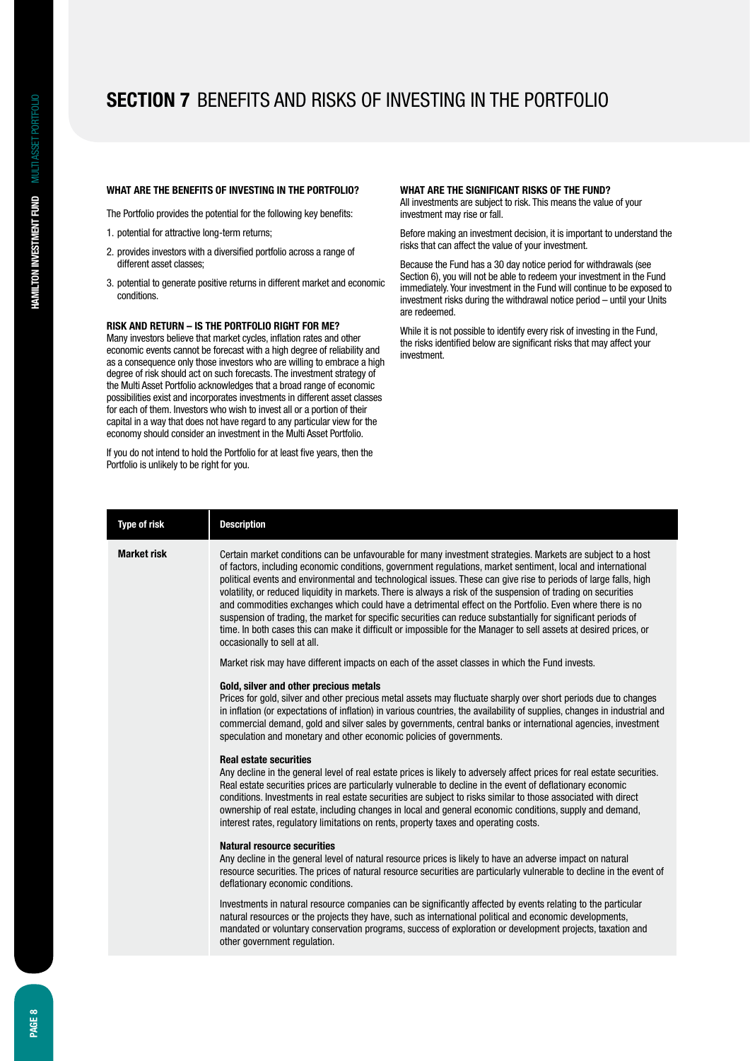# SECTION 7 BENEFITS AND RISKS OF INVESTING IN THE PORTFOLIO

#### WHAT ARE THE BENEFITS OF INVESTING IN THE PORTFOLIO?

The Portfolio provides the potential for the following key benefits:

1. potential for attractive long-term returns;
2. provides investors with a diversified portfolio across a range of different asset classes;
3. potential to generate positive returns in different market and economic conditions.

#### RISK AND RETURN – IS THE PORTFOLIO RIGHT FOR ME?

Many investors believe that market cycles, inflation rates and other economic events cannot be forecast with a high degree of reliability and as a consequence only those investors who are willing to embrace a high degree of risk should act on such forecasts. The investment strategy of the Multi Asset Portfolio acknowledges that a broad range of economic possibilities exist and incorporates investments in different asset classes for each of them. Investors who wish to invest all or a portion of their capital in a way that does not have regard to any particular view for the economy should consider an investment in the Multi Asset Portfolio.

If you do not intend to hold the Portfolio for at least five years, then the Portfolio is unlikely to be right for you.

#### WHAT ARE THE SIGNIFICANT RISKS OF THE FUND?

All investments are subject to risk. This means the value of your investment may rise or fall.

Before making an investment decision, it is important to understand the risks that can affect the value of your investment.

Because the Fund has a 30 day notice period for withdrawals (see Section 6), you will not be able to redeem your investment in the Fund immediately. Your investment in the Fund will continue to be exposed to investment risks during the withdrawal notice period – until your Units are redeemed.

While it is not possible to identify every risk of investing in the Fund, the risks identified below are significant risks that may affect your investment.

| Type of risk | Description |
|---|---|
| **Market risk** | Certain market conditions can be unfavourable for many investment strategies. Markets are subject to a host of factors, including economic conditions, government regulations, market sentiment, local and international political events and environmental and technological issues. These can give rise to periods of large falls, high volatility, or reduced liquidity in markets. There is always a risk of the suspension of trading on securities and commodities exchanges which could have a detrimental effect on the Portfolio. Even where there is no suspension of trading, the market for specific securities can reduce substantially for significant periods of time. In both cases this can make it difficult or impossible for the Manager to sell assets at desired prices, or occasionally to sell at all.<br><br>Market risk may have different impacts on each of the asset classes in which the Fund invests.<br><br>**Gold, silver and other precious metals**<br>Prices for gold, silver and other precious metal assets may fluctuate sharply over short periods due to changes in inflation (or expectations of inflation) in various countries, the availability of supplies, changes in industrial and commercial demand, gold and silver sales by governments, central banks or international agencies, investment speculation and monetary and other economic policies of governments.<br><br>**Real estate securities**<br>Any decline in the general level of real estate prices is likely to adversely affect prices for real estate securities. Real estate securities prices are particularly vulnerable to decline in the event of deflationary economic conditions. Investments in real estate securities are subject to risks similar to those associated with direct ownership of real estate, including changes in local and general economic conditions, supply and demand, interest rates, regulatory limitations on rents, property taxes and operating costs.<br><br>**Natural resource securities**<br>Any decline in the general level of natural resource prices is likely to have an adverse impact on natural resource securities. The prices of natural resource securities are particularly vulnerable to decline in the event of deflationary economic conditions.<br><br>Investments in natural resource companies can be significantly affected by events relating to the particular natural resources or the projects they have, such as international political and economic developments, mandated or voluntary conservation programs, success of exploration or development projects, taxation and other government regulation. |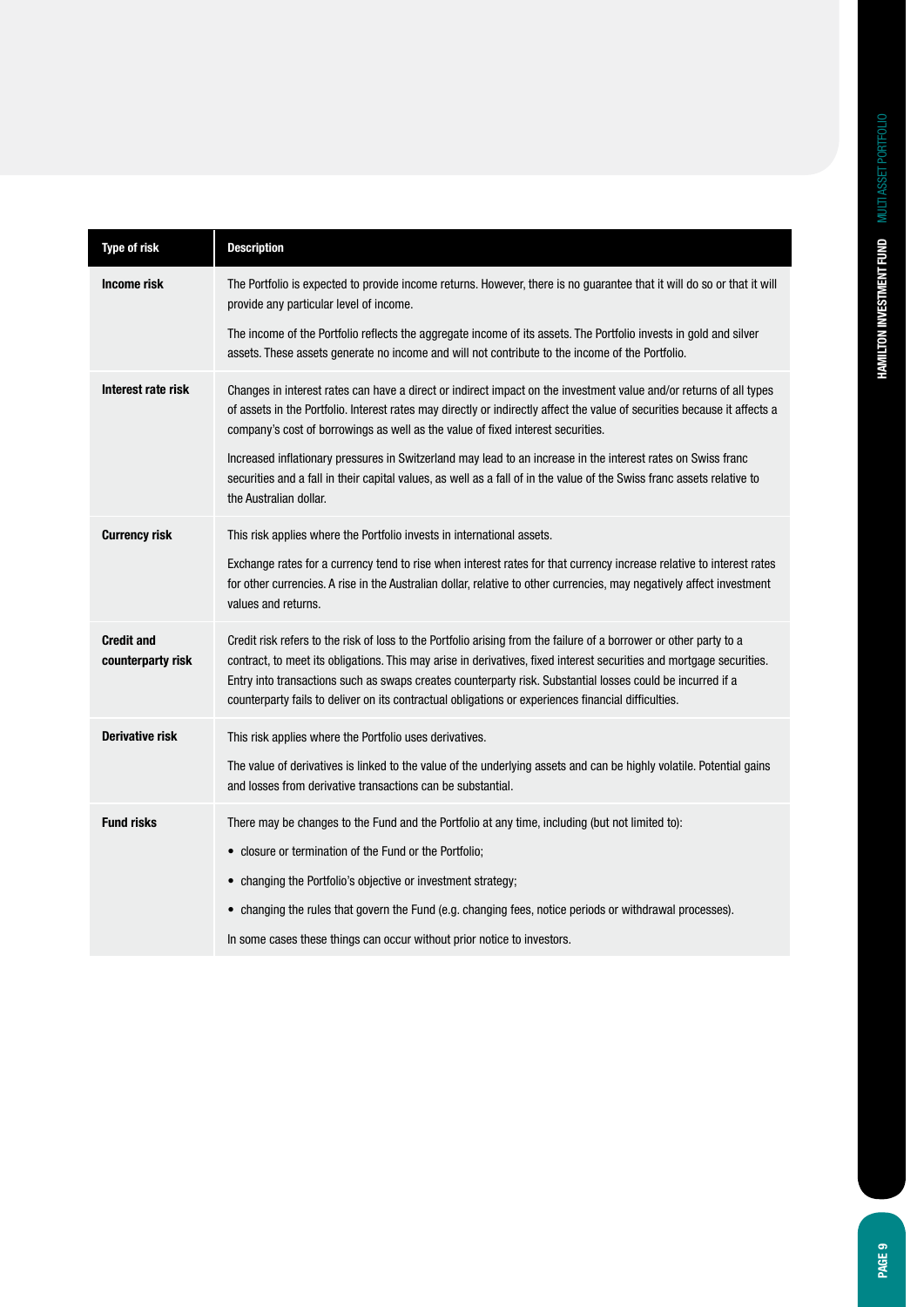| Type of risk | Description |
| --- | --- |
| **Income risk** | The Portfolio is expected to provide income returns. However, there is no guarantee that it will do so or that it will provide any particular level of income.<br><br>The income of the Portfolio reflects the aggregate income of its assets. The Portfolio invests in gold and silver assets. These assets generate no income and will not contribute to the income of the Portfolio. |
| **Interest rate risk** | Changes in interest rates can have a direct or indirect impact on the investment value and/or returns of all types of assets in the Portfolio. Interest rates may directly or indirectly affect the value of securities because it affects a company's cost of borrowings as well as the value of fixed interest securities.<br><br>Increased inflationary pressures in Switzerland may lead to an increase in the interest rates on Swiss franc securities and a fall in their capital values, as well as a fall of in the value of the Swiss franc assets relative to the Australian dollar. |
| **Currency risk** | This risk applies where the Portfolio invests in international assets.<br><br>Exchange rates for a currency tend to rise when interest rates for that currency increase relative to interest rates for other currencies. A rise in the Australian dollar, relative to other currencies, may negatively affect investment values and returns. |
| **Credit and counterparty risk** | Credit risk refers to the risk of loss to the Portfolio arising from the failure of a borrower or other party to a contract, to meet its obligations. This may arise in derivatives, fixed interest securities and mortgage securities. Entry into transactions such as swaps creates counterparty risk. Substantial losses could be incurred if a counterparty fails to deliver on its contractual obligations or experiences financial difficulties. |
| **Derivative risk** | This risk applies where the Portfolio uses derivatives.<br><br>The value of derivatives is linked to the value of the underlying assets and can be highly volatile. Potential gains and losses from derivative transactions can be substantial. |
| **Fund risks** | There may be changes to the Fund and the Portfolio at any time, including (but not limited to):<br><br>• closure or termination of the Fund or the Portfolio;<br><br>• changing the Portfolio's objective or investment strategy;<br><br>• changing the rules that govern the Fund (e.g. changing fees, notice periods or withdrawal processes).<br><br>In some cases these things can occur without prior notice to investors. |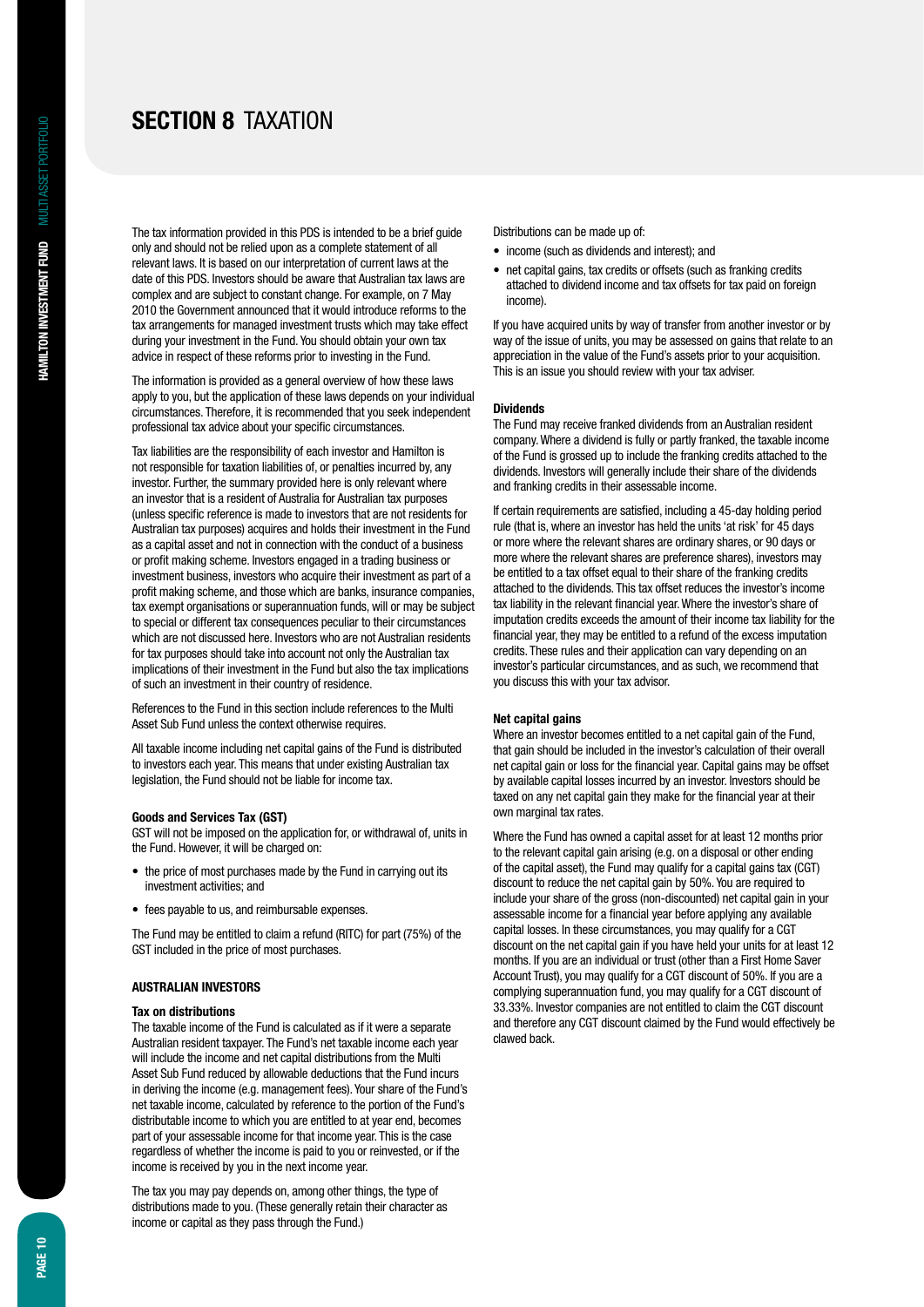# SECTION 8 TAXATION

The tax information provided in this PDS is intended to be a brief guide only and should not be relied upon as a complete statement of all relevant laws. It is based on our interpretation of current laws at the date of this PDS. Investors should be aware that Australian tax laws are complex and are subject to constant change. For example, on 7 May 2010 the Government announced that it would introduce reforms to the tax arrangements for managed investment trusts which may take effect during your investment in the Fund. You should obtain your own tax advice in respect of these reforms prior to investing in the Fund.

The information is provided as a general overview of how these laws apply to you, but the application of these laws depends on your individual circumstances. Therefore, it is recommended that you seek independent professional tax advice about your specific circumstances.

Tax liabilities are the responsibility of each investor and Hamilton is not responsible for taxation liabilities of, or penalties incurred by, any investor. Further, the summary provided here is only relevant where an investor that is a resident of Australia for Australian tax purposes (unless specific reference is made to investors that are not residents for Australian tax purposes) acquires and holds their investment in the Fund as a capital asset and not in connection with the conduct of a business or profit making scheme. Investors engaged in a trading business or investment business, investors who acquire their investment as part of a profit making scheme, and those which are banks, insurance companies, tax exempt organisations or superannuation funds, will or may be subject to special or different tax consequences peculiar to their circumstances which are not discussed here. Investors who are not Australian residents for tax purposes should take into account not only the Australian tax implications of their investment in the Fund but also the tax implications of such an investment in their country of residence.

References to the Fund in this section include references to the Multi Asset Sub Fund unless the context otherwise requires.

All taxable income including net capital gains of the Fund is distributed to investors each year. This means that under existing Australian tax legislation, the Fund should not be liable for income tax.

#### Goods and Services Tax (GST)

GST will not be imposed on the application for, or withdrawal of, units in the Fund. However, it will be charged on:

- the price of most purchases made by the Fund in carrying out its investment activities; and
- fees payable to us, and reimbursable expenses.

The Fund may be entitled to claim a refund (RITC) for part (75%) of the GST included in the price of most purchases.

### AUSTRALIAN INVESTORS

#### Tax on distributions

The taxable income of the Fund is calculated as if it were a separate Australian resident taxpayer. The Fund's net taxable income each year will include the income and net capital distributions from the Multi Asset Sub Fund reduced by allowable deductions that the Fund incurs in deriving the income (e.g. management fees). Your share of the Fund's net taxable income, calculated by reference to the portion of the Fund's distributable income to which you are entitled to at year end, becomes part of your assessable income for that income year. This is the case regardless of whether the income is paid to you or reinvested, or if the income is received by you in the next income year.

The tax you may pay depends on, among other things, the type of distributions made to you. (These generally retain their character as income or capital as they pass through the Fund.)

Distributions can be made up of:

- income (such as dividends and interest); and
- net capital gains, tax credits or offsets (such as franking credits attached to dividend income and tax offsets for tax paid on foreign income).

If you have acquired units by way of transfer from another investor or by way of the issue of units, you may be assessed on gains that relate to an appreciation in the value of the Fund's assets prior to your acquisition. This is an issue you should review with your tax adviser.

#### Dividends

The Fund may receive franked dividends from an Australian resident company. Where a dividend is fully or partly franked, the taxable income of the Fund is grossed up to include the franking credits attached to the dividends. Investors will generally include their share of the dividends and franking credits in their assessable income.

If certain requirements are satisfied, including a 45-day holding period rule (that is, where an investor has held the units 'at risk' for 45 days or more where the relevant shares are ordinary shares, or 90 days or more where the relevant shares are preference shares), investors may be entitled to a tax offset equal to their share of the franking credits attached to the dividends. This tax offset reduces the investor's income tax liability in the relevant financial year. Where the investor's share of imputation credits exceeds the amount of their income tax liability for the financial year, they may be entitled to a refund of the excess imputation credits. These rules and their application can vary depending on an investor's particular circumstances, and as such, we recommend that you discuss this with your tax advisor.

#### Net capital gains

Where an investor becomes entitled to a net capital gain of the Fund, that gain should be included in the investor's calculation of their overall net capital gain or loss for the financial year. Capital gains may be offset by available capital losses incurred by an investor. Investors should be taxed on any net capital gain they make for the financial year at their own marginal tax rates.

Where the Fund has owned a capital asset for at least 12 months prior to the relevant capital gain arising (e.g. on a disposal or other ending of the capital asset), the Fund may qualify for a capital gains tax (CGT) discount to reduce the net capital gain by 50%. You are required to include your share of the gross (non-discounted) net capital gain in your assessable income for a financial year before applying any available capital losses. In these circumstances, you may qualify for a CGT discount on the net capital gain if you have held your units for at least 12 months. If you are an individual or trust (other than a First Home Saver Account Trust), you may qualify for a CGT discount of 50%. If you are a complying superannuation fund, you may qualify for a CGT discount of 33.33%. Investor companies are not entitled to claim the CGT discount and therefore any CGT discount claimed by the Fund would effectively be clawed back.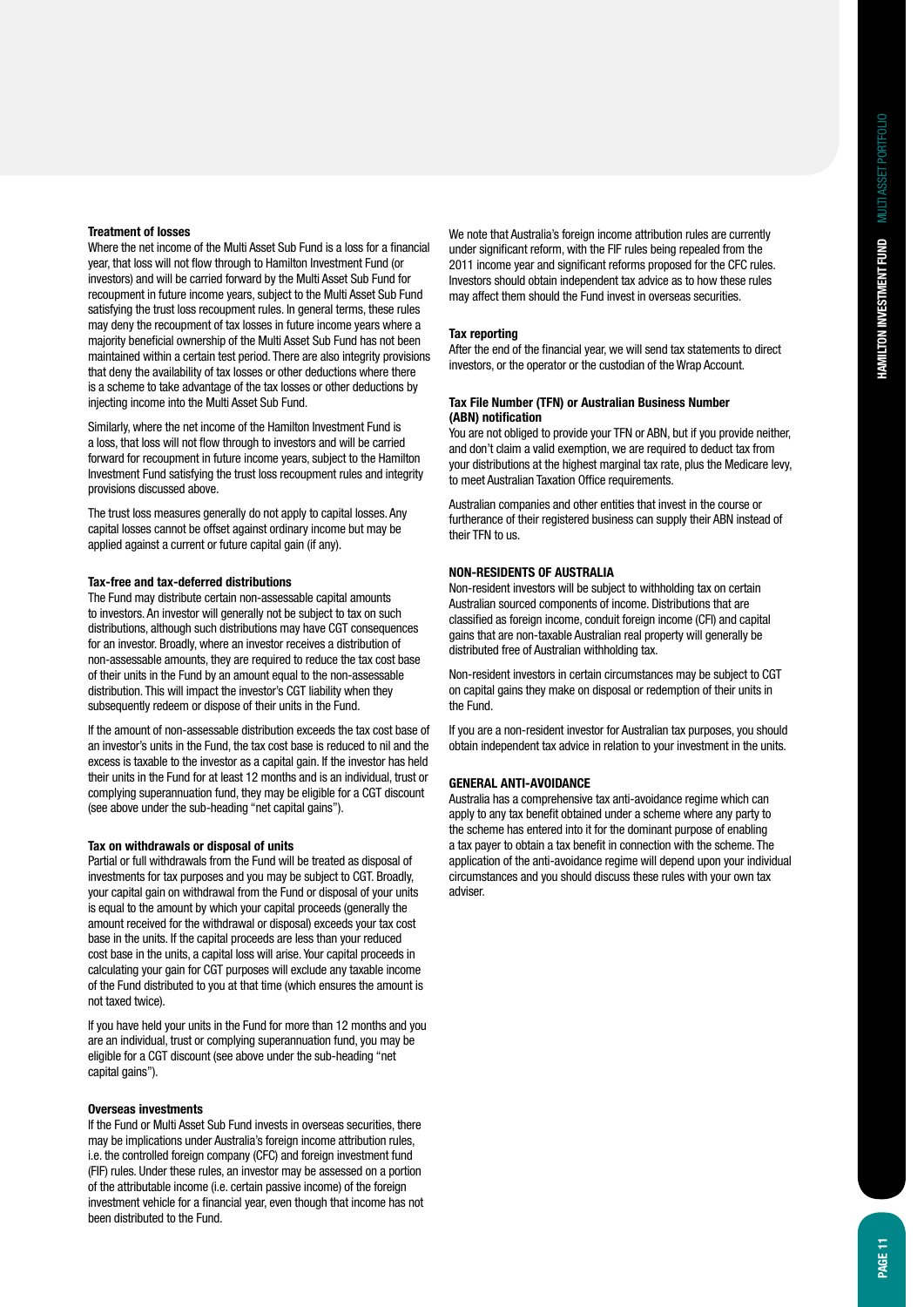#### Treatment of losses

Where the net income of the Multi Asset Sub Fund is a loss for a financial year, that loss will not flow through to Hamilton Investment Fund (or investors) and will be carried forward by the Multi Asset Sub Fund for recoupment in future income years, subject to the Multi Asset Sub Fund satisfying the trust loss recoupment rules. In general terms, these rules may deny the recoupment of tax losses in future income years where a majority beneficial ownership of the Multi Asset Sub Fund has not been maintained within a certain test period. There are also integrity provisions that deny the availability of tax losses or other deductions where there is a scheme to take advantage of the tax losses or other deductions by injecting income into the Multi Asset Sub Fund.

Similarly, where the net income of the Hamilton Investment Fund is a loss, that loss will not flow through to investors and will be carried forward for recoupment in future income years, subject to the Hamilton Investment Fund satisfying the trust loss recoupment rules and integrity provisions discussed above.

The trust loss measures generally do not apply to capital losses. Any capital losses cannot be offset against ordinary income but may be applied against a current or future capital gain (if any).

#### Tax-free and tax-deferred distributions

The Fund may distribute certain non-assessable capital amounts to investors. An investor will generally not be subject to tax on such distributions, although such distributions may have CGT consequences for an investor. Broadly, where an investor receives a distribution of non-assessable amounts, they are required to reduce the tax cost base of their units in the Fund by an amount equal to the non-assessable distribution. This will impact the investor's CGT liability when they subsequently redeem or dispose of their units in the Fund.

If the amount of non-assessable distribution exceeds the tax cost base of an investor's units in the Fund, the tax cost base is reduced to nil and the excess is taxable to the investor as a capital gain. If the investor has held their units in the Fund for at least 12 months and is an individual, trust or complying superannuation fund, they may be eligible for a CGT discount (see above under the sub-heading "net capital gains").

#### Tax on withdrawals or disposal of units

Partial or full withdrawals from the Fund will be treated as disposal of investments for tax purposes and you may be subject to CGT. Broadly, your capital gain on withdrawal from the Fund or disposal of your units is equal to the amount by which your capital proceeds (generally the amount received for the withdrawal or disposal) exceeds your tax cost base in the units. If the capital proceeds are less than your reduced cost base in the units, a capital loss will arise. Your capital proceeds in calculating your gain for CGT purposes will exclude any taxable income of the Fund distributed to you at that time (which ensures the amount is not taxed twice).

If you have held your units in the Fund for more than 12 months and you are an individual, trust or complying superannuation fund, you may be eligible for a CGT discount (see above under the sub-heading "net capital gains").

#### Overseas investments

If the Fund or Multi Asset Sub Fund invests in overseas securities, there may be implications under Australia's foreign income attribution rules, i.e. the controlled foreign company (CFC) and foreign investment fund (FIF) rules. Under these rules, an investor may be assessed on a portion of the attributable income (i.e. certain passive income) of the foreign investment vehicle for a financial year, even though that income has not been distributed to the Fund.

We note that Australia's foreign income attribution rules are currently under significant reform, with the FIF rules being repealed from the 2011 income year and significant reforms proposed for the CFC rules. Investors should obtain independent tax advice as to how these rules may affect them should the Fund invest in overseas securities.

#### Tax reporting

After the end of the financial year, we will send tax statements to direct investors, or the operator or the custodian of the Wrap Account.

#### Tax File Number (TFN) or Australian Business Number (ABN) notification

You are not obliged to provide your TFN or ABN, but if you provide neither, and don't claim a valid exemption, we are required to deduct tax from your distributions at the highest marginal tax rate, plus the Medicare levy, to meet Australian Taxation Office requirements.

Australian companies and other entities that invest in the course or furtherance of their registered business can supply their ABN instead of their TFN to us.

### NON-RESIDENTS OF AUSTRALIA

Non-resident investors will be subject to withholding tax on certain Australian sourced components of income. Distributions that are classified as foreign income, conduit foreign income (CFI) and capital gains that are non-taxable Australian real property will generally be distributed free of Australian withholding tax.

Non-resident investors in certain circumstances may be subject to CGT on capital gains they make on disposal or redemption of their units in the Fund.

If you are a non-resident investor for Australian tax purposes, you should obtain independent tax advice in relation to your investment in the units.

### GENERAL ANTI-AVOIDANCE

Australia has a comprehensive tax anti-avoidance regime which can apply to any tax benefit obtained under a scheme where any party to the scheme has entered into it for the dominant purpose of enabling a tax payer to obtain a tax benefit in connection with the scheme. The application of the anti-avoidance regime will depend upon your individual circumstances and you should discuss these rules with your own tax adviser.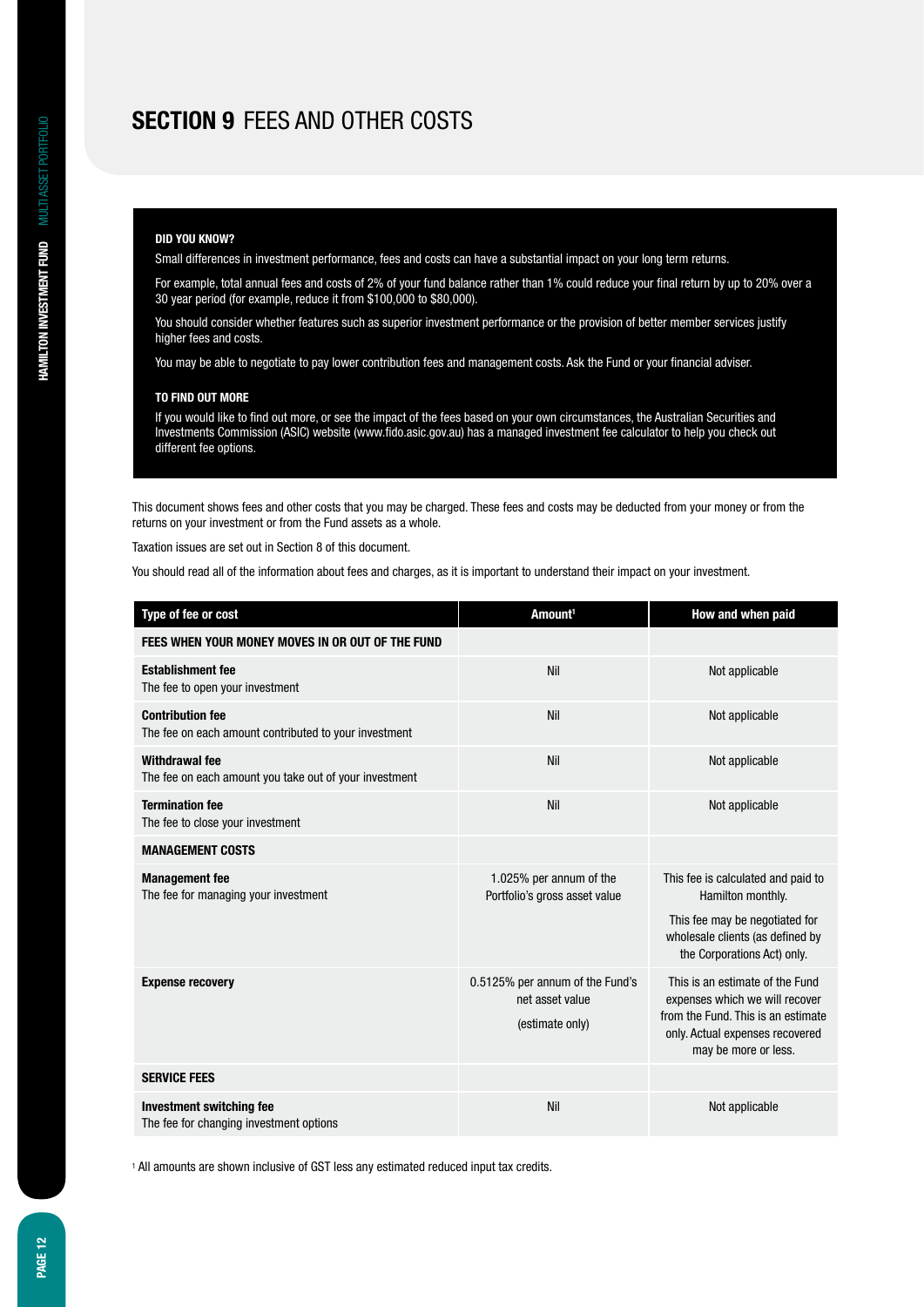# SECTION 9 FEES AND OTHER COSTS

**DID YOU KNOW?**

Small differences in investment performance, fees and costs can have a substantial impact on your long term returns.

For example, total annual fees and costs of 2% of your fund balance rather than 1% could reduce your final return by up to 20% over a 30 year period (for example, reduce it from $100,000 to $80,000).

You should consider whether features such as superior investment performance or the provision of better member services justify higher fees and costs.

You may be able to negotiate to pay lower contribution fees and management costs. Ask the Fund or your financial adviser.

**TO FIND OUT MORE**

If you would like to find out more, or see the impact of the fees based on your own circumstances, the Australian Securities and Investments Commission (ASIC) website (www.fido.asic.gov.au) has a managed investment fee calculator to help you check out different fee options.

This document shows fees and other costs that you may be charged. These fees and costs may be deducted from your money or from the returns on your investment or from the Fund assets as a whole.

Taxation issues are set out in Section 8 of this document.

You should read all of the information about fees and charges, as it is important to understand their impact on your investment.

| Type of fee or cost | Amount[1] | How and when paid |
|---|---|---|
| **FEES WHEN YOUR MONEY MOVES IN OR OUT OF THE FUND** | | |
| **Establishment fee**<br>The fee to open your investment | Nil | Not applicable |
| **Contribution fee**<br>The fee on each amount contributed to your investment | Nil | Not applicable |
| **Withdrawal fee**<br>The fee on each amount you take out of your investment | Nil | Not applicable |
| **Termination fee**<br>The fee to close your investment | Nil | Not applicable |
| **MANAGEMENT COSTS** | | |
| **Management fee**<br>The fee for managing your investment | 1.025% per annum of the Portfolio's gross asset value | This fee is calculated and paid to Hamilton monthly.<br>This fee may be negotiated for wholesale clients (as defined by the Corporations Act) only. |
| **Expense recovery** | 0.5125% per annum of the Fund's net asset value<br>(estimate only) | This is an estimate of the Fund expenses which we will recover from the Fund. This is an estimate only. Actual expenses recovered may be more or less. |
| **SERVICE FEES** | | |
| **Investment switching fee**<br>The fee for changing investment options | Nil | Not applicable |

[1] All amounts are shown inclusive of GST less any estimated reduced input tax credits.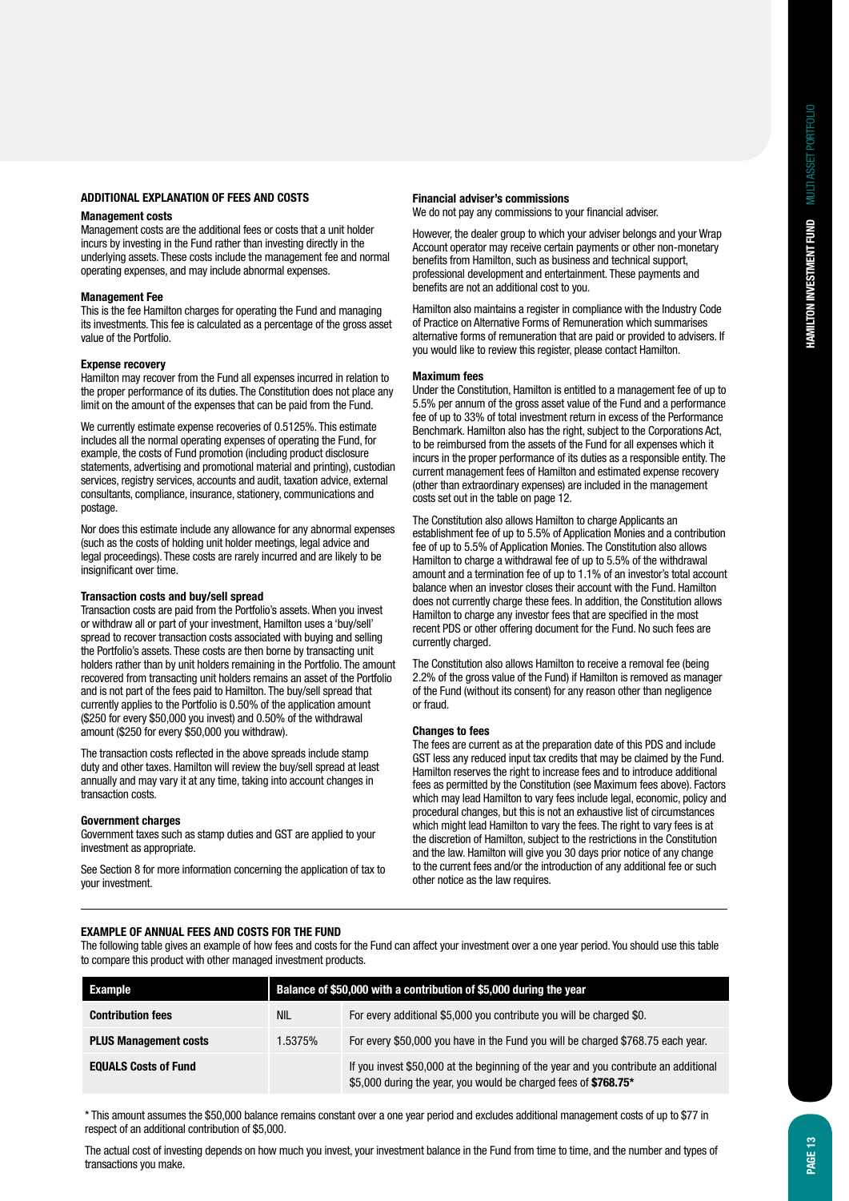## ADDITIONAL EXPLANATION OF FEES AND COSTS

### Management costs

Management costs are the additional fees or costs that a unit holder incurs by investing in the Fund rather than investing directly in the underlying assets. These costs include the management fee and normal operating expenses, and may include abnormal expenses.

### Management Fee

This is the fee Hamilton charges for operating the Fund and managing its investments. This fee is calculated as a percentage of the gross asset value of the Portfolio.

### Expense recovery

Hamilton may recover from the Fund all expenses incurred in relation to the proper performance of its duties. The Constitution does not place any limit on the amount of the expenses that can be paid from the Fund.

We currently estimate expense recoveries of 0.5125%. This estimate includes all the normal operating expenses of operating the Fund, for example, the costs of Fund promotion (including product disclosure statements, advertising and promotional material and printing), custodian services, registry services, accounts and audit, taxation advice, external consultants, compliance, insurance, stationery, communications and postage.

Nor does this estimate include any allowance for any abnormal expenses (such as the costs of holding unit holder meetings, legal advice and legal proceedings). These costs are rarely incurred and are likely to be insignificant over time.

### Transaction costs and buy/sell spread

Transaction costs are paid from the Portfolio's assets. When you invest or withdraw all or part of your investment, Hamilton uses a 'buy/sell' spread to recover transaction costs associated with buying and selling the Portfolio's assets. These costs are then borne by transacting unit holders rather than by unit holders remaining in the Portfolio. The amount recovered from transacting unit holders remains an asset of the Portfolio and is not part of the fees paid to Hamilton. The buy/sell spread that currently applies to the Portfolio is 0.50% of the application amount ($250 for every $50,000 you invest) and 0.50% of the withdrawal amount ($250 for every $50,000 you withdraw).

The transaction costs reflected in the above spreads include stamp duty and other taxes. Hamilton will review the buy/sell spread at least annually and may vary it at any time, taking into account changes in transaction costs.

### Government charges

Government taxes such as stamp duties and GST are applied to your investment as appropriate.

See Section 8 for more information concerning the application of tax to your investment.

### Financial adviser's commissions

We do not pay any commissions to your financial adviser.

However, the dealer group to which your adviser belongs and your Wrap Account operator may receive certain payments or other non-monetary benefits from Hamilton, such as business and technical support, professional development and entertainment. These payments and benefits are not an additional cost to you.

Hamilton also maintains a register in compliance with the Industry Code of Practice on Alternative Forms of Remuneration which summarises alternative forms of remuneration that are paid or provided to advisers. If you would like to review this register, please contact Hamilton.

### Maximum fees

Under the Constitution, Hamilton is entitled to a management fee of up to 5.5% per annum of the gross asset value of the Fund and a performance fee of up to 33% of total investment return in excess of the Performance Benchmark. Hamilton also has the right, subject to the Corporations Act, to be reimbursed from the assets of the Fund for all expenses which it incurs in the proper performance of its duties as a responsible entity. The current management fees of Hamilton and estimated expense recovery (other than extraordinary expenses) are included in the management costs set out in the table on page 12.

The Constitution also allows Hamilton to charge Applicants an establishment fee of up to 5.5% of Application Monies and a contribution fee of up to 5.5% of Application Monies. The Constitution also allows Hamilton to charge a withdrawal fee of up to 5.5% of the withdrawal amount and a termination fee of up to 1.1% of an investor's total account balance when an investor closes their account with the Fund. Hamilton does not currently charge these fees. In addition, the Constitution allows Hamilton to charge any investor fees that are specified in the most recent PDS or other offering document for the Fund. No such fees are currently charged.

The Constitution also allows Hamilton to receive a removal fee (being 2.2% of the gross value of the Fund) if Hamilton is removed as manager of the Fund (without its consent) for any reason other than negligence or fraud.

### Changes to fees

The fees are current as at the preparation date of this PDS and include GST less any reduced input tax credits that may be claimed by the Fund. Hamilton reserves the right to increase fees and to introduce additional fees as permitted by the Constitution (see Maximum fees above). Factors which may lead Hamilton to vary fees include legal, economic, policy and procedural changes, but this is not an exhaustive list of circumstances which might lead Hamilton to vary the fees. The right to vary fees is at the discretion of Hamilton, subject to the restrictions in the Constitution and the law. Hamilton will give you 30 days prior notice of any change to the current fees and/or the introduction of any additional fee or such other notice as the law requires.

## EXAMPLE OF ANNUAL FEES AND COSTS FOR THE FUND

The following table gives an example of how fees and costs for the Fund can affect your investment over a one year period. You should use this table to compare this product with other managed investment products.

| Example | Balance of $50,000 with a contribution of $5,000 during the year | |
|---|---|---|
| **Contribution fees** | NIL | For every additional $5,000 you contribute you will be charged $0. |
| **PLUS Management costs** | 1.5375% | For every $50,000 you have in the Fund you will be charged $768.75 each year. |
| **EQUALS Costs of Fund** | | If you invest $50,000 at the beginning of the year and you contribute an additional $5,000 during the year, you would be charged fees of **$768.75*** |

\* This amount assumes the $50,000 balance remains constant over a one year period and excludes additional management costs of up to $77 in respect of an additional contribution of $5,000.

The actual cost of investing depends on how much you invest, your investment balance in the Fund from time to time, and the number and types of transactions you make.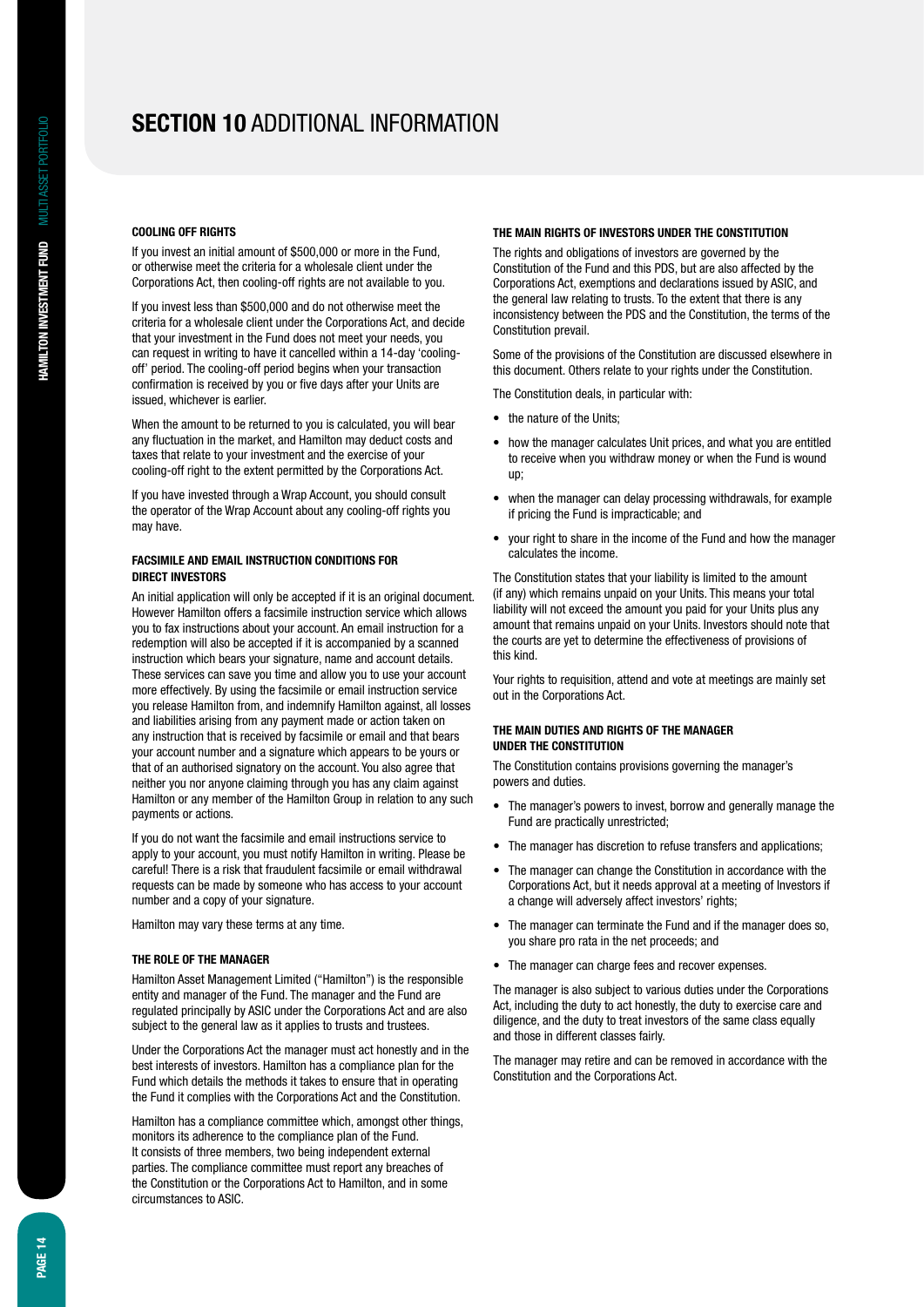# SECTION 10 ADDITIONAL INFORMATION

### COOLING OFF RIGHTS

If you invest an initial amount of $500,000 or more in the Fund, or otherwise meet the criteria for a wholesale client under the Corporations Act, then cooling-off rights are not available to you.

If you invest less than $500,000 and do not otherwise meet the criteria for a wholesale client under the Corporations Act, and decide that your investment in the Fund does not meet your needs, you can request in writing to have it cancelled within a 14-day 'cooling-off' period. The cooling-off period begins when your transaction confirmation is received by you or five days after your Units are issued, whichever is earlier.

When the amount to be returned to you is calculated, you will bear any fluctuation in the market, and Hamilton may deduct costs and taxes that relate to your investment and the exercise of your cooling-off right to the extent permitted by the Corporations Act.

If you have invested through a Wrap Account, you should consult the operator of the Wrap Account about any cooling-off rights you may have.

### FACSIMILE AND EMAIL INSTRUCTION CONDITIONS FOR DIRECT INVESTORS

An initial application will only be accepted if it is an original document. However Hamilton offers a facsimile instruction service which allows you to fax instructions about your account. An email instruction for a redemption will also be accepted if it is accompanied by a scanned instruction which bears your signature, name and account details. These services can save you time and allow you to use your account more effectively. By using the facsimile or email instruction service you release Hamilton from, and indemnify Hamilton against, all losses and liabilities arising from any payment made or action taken on any instruction that is received by facsimile or email and that bears your account number and a signature which appears to be yours or that of an authorised signatory on the account. You also agree that neither you nor anyone claiming through you has any claim against Hamilton or any member of the Hamilton Group in relation to any such payments or actions.

If you do not want the facsimile and email instructions service to apply to your account, you must notify Hamilton in writing. Please be careful! There is a risk that fraudulent facsimile or email withdrawal requests can be made by someone who has access to your account number and a copy of your signature.

Hamilton may vary these terms at any time.

### THE ROLE OF THE MANAGER

Hamilton Asset Management Limited ("Hamilton") is the responsible entity and manager of the Fund. The manager and the Fund are regulated principally by ASIC under the Corporations Act and are also subject to the general law as it applies to trusts and trustees.

Under the Corporations Act the manager must act honestly and in the best interests of investors. Hamilton has a compliance plan for the Fund which details the methods it takes to ensure that in operating the Fund it complies with the Corporations Act and the Constitution.

Hamilton has a compliance committee which, amongst other things, monitors its adherence to the compliance plan of the Fund. It consists of three members, two being independent external parties. The compliance committee must report any breaches of the Constitution or the Corporations Act to Hamilton, and in some circumstances to ASIC.

### THE MAIN RIGHTS OF INVESTORS UNDER THE CONSTITUTION

The rights and obligations of investors are governed by the Constitution of the Fund and this PDS, but are also affected by the Corporations Act, exemptions and declarations issued by ASIC, and the general law relating to trusts. To the extent that there is any inconsistency between the PDS and the Constitution, the terms of the Constitution prevail.

Some of the provisions of the Constitution are discussed elsewhere in this document. Others relate to your rights under the Constitution.

The Constitution deals, in particular with:

- the nature of the Units;
- how the manager calculates Unit prices, and what you are entitled to receive when you withdraw money or when the Fund is wound up;
- when the manager can delay processing withdrawals, for example if pricing the Fund is impracticable; and
- your right to share in the income of the Fund and how the manager calculates the income.

The Constitution states that your liability is limited to the amount (if any) which remains unpaid on your Units. This means your total liability will not exceed the amount you paid for your Units plus any amount that remains unpaid on your Units. Investors should note that the courts are yet to determine the effectiveness of provisions of this kind.

Your rights to requisition, attend and vote at meetings are mainly set out in the Corporations Act.

### THE MAIN DUTIES AND RIGHTS OF THE MANAGER UNDER THE CONSTITUTION

The Constitution contains provisions governing the manager's powers and duties.

- The manager's powers to invest, borrow and generally manage the Fund are practically unrestricted;
- The manager has discretion to refuse transfers and applications;
- The manager can change the Constitution in accordance with the Corporations Act, but it needs approval at a meeting of Investors if a change will adversely affect investors' rights;
- The manager can terminate the Fund and if the manager does so, you share pro rata in the net proceeds; and
- The manager can charge fees and recover expenses.

The manager is also subject to various duties under the Corporations Act, including the duty to act honestly, the duty to exercise care and diligence, and the duty to treat investors of the same class equally and those in different classes fairly.

The manager may retire and can be removed in accordance with the Constitution and the Corporations Act.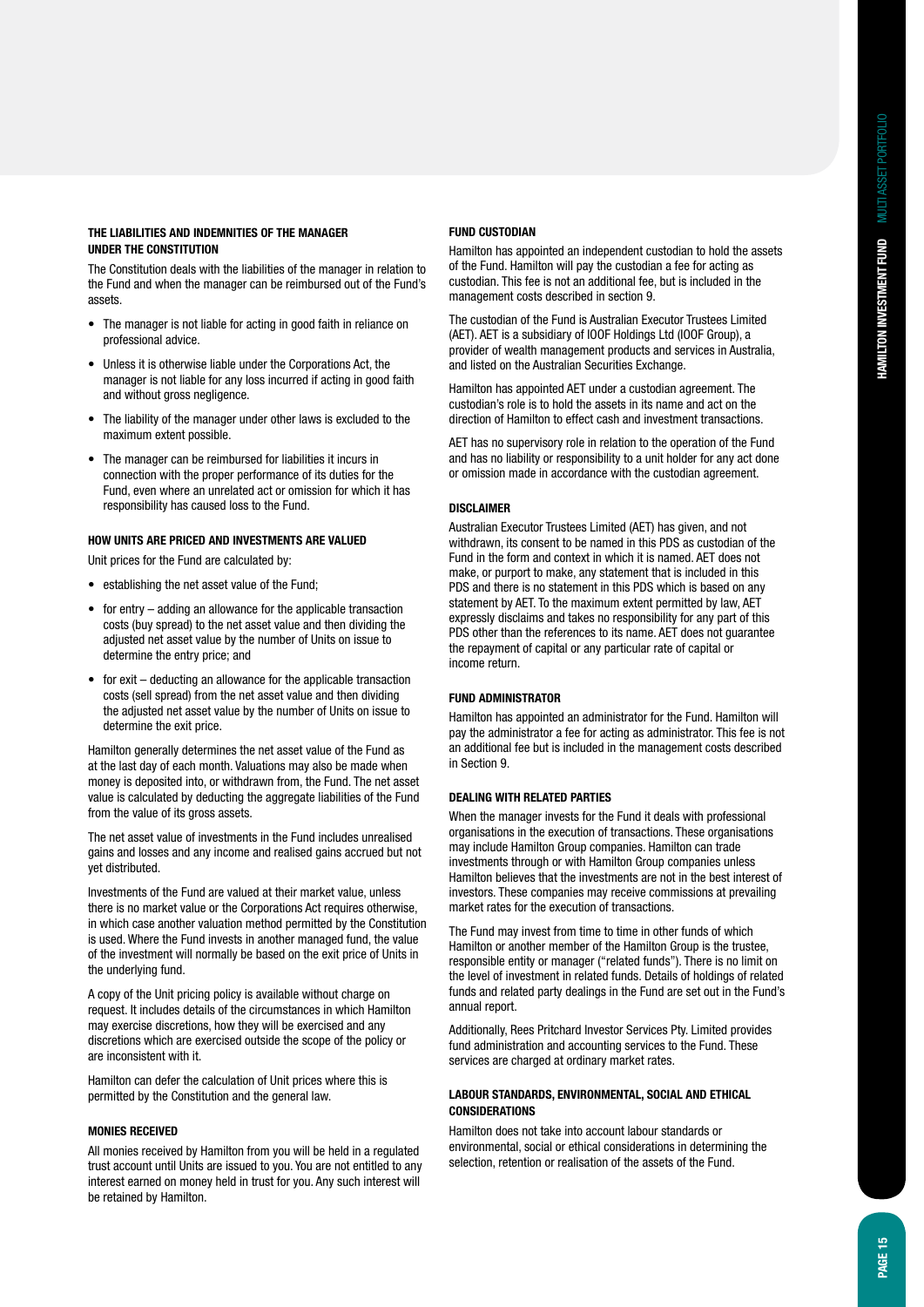### THE LIABILITIES AND INDEMNITIES OF THE MANAGER UNDER THE CONSTITUTION

The Constitution deals with the liabilities of the manager in relation to the Fund and when the manager can be reimbursed out of the Fund's assets.

- The manager is not liable for acting in good faith in reliance on professional advice.
- Unless it is otherwise liable under the Corporations Act, the manager is not liable for any loss incurred if acting in good faith and without gross negligence.
- The liability of the manager under other laws is excluded to the maximum extent possible.
- The manager can be reimbursed for liabilities it incurs in connection with the proper performance of its duties for the Fund, even where an unrelated act or omission for which it has responsibility has caused loss to the Fund.

### HOW UNITS ARE PRICED AND INVESTMENTS ARE VALUED

Unit prices for the Fund are calculated by:

- establishing the net asset value of the Fund;
- for entry – adding an allowance for the applicable transaction costs (buy spread) to the net asset value and then dividing the adjusted net asset value by the number of Units on issue to determine the entry price; and
- for exit – deducting an allowance for the applicable transaction costs (sell spread) from the net asset value and then dividing the adjusted net asset value by the number of Units on issue to determine the exit price.

Hamilton generally determines the net asset value of the Fund as at the last day of each month. Valuations may also be made when money is deposited into, or withdrawn from, the Fund. The net asset value is calculated by deducting the aggregate liabilities of the Fund from the value of its gross assets.

The net asset value of investments in the Fund includes unrealised gains and losses and any income and realised gains accrued but not yet distributed.

Investments of the Fund are valued at their market value, unless there is no market value or the Corporations Act requires otherwise, in which case another valuation method permitted by the Constitution is used. Where the Fund invests in another managed fund, the value of the investment will normally be based on the exit price of Units in the underlying fund.

A copy of the Unit pricing policy is available without charge on request. It includes details of the circumstances in which Hamilton may exercise discretions, how they will be exercised and any discretions which are exercised outside the scope of the policy or are inconsistent with it.

Hamilton can defer the calculation of Unit prices where this is permitted by the Constitution and the general law.

### MONIES RECEIVED

All monies received by Hamilton from you will be held in a regulated trust account until Units are issued to you. You are not entitled to any interest earned on money held in trust for you. Any such interest will be retained by Hamilton.

### FUND CUSTODIAN

Hamilton has appointed an independent custodian to hold the assets of the Fund. Hamilton will pay the custodian a fee for acting as custodian. This fee is not an additional fee, but is included in the management costs described in section 9.

The custodian of the Fund is Australian Executor Trustees Limited (AET). AET is a subsidiary of IOOF Holdings Ltd (IOOF Group), a provider of wealth management products and services in Australia, and listed on the Australian Securities Exchange.

Hamilton has appointed AET under a custodian agreement. The custodian's role is to hold the assets in its name and act on the direction of Hamilton to effect cash and investment transactions.

AET has no supervisory role in relation to the operation of the Fund and has no liability or responsibility to a unit holder for any act done or omission made in accordance with the custodian agreement.

### DISCLAIMER

Australian Executor Trustees Limited (AET) has given, and not withdrawn, its consent to be named in this PDS as custodian of the Fund in the form and context in which it is named. AET does not make, or purport to make, any statement that is included in this PDS and there is no statement in this PDS which is based on any statement by AET. To the maximum extent permitted by law, AET expressly disclaims and takes no responsibility for any part of this PDS other than the references to its name. AET does not guarantee the repayment of capital or any particular rate of capital or income return.

### FUND ADMINISTRATOR

Hamilton has appointed an administrator for the Fund. Hamilton will pay the administrator a fee for acting as administrator. This fee is not an additional fee but is included in the management costs described in Section 9.

### DEALING WITH RELATED PARTIES

When the manager invests for the Fund it deals with professional organisations in the execution of transactions. These organisations may include Hamilton Group companies. Hamilton can trade investments through or with Hamilton Group companies unless Hamilton believes that the investments are not in the best interest of investors. These companies may receive commissions at prevailing market rates for the execution of transactions.

The Fund may invest from time to time in other funds of which Hamilton or another member of the Hamilton Group is the trustee, responsible entity or manager ("related funds"). There is no limit on the level of investment in related funds. Details of holdings of related funds and related party dealings in the Fund are set out in the Fund's annual report.

Additionally, Rees Pritchard Investor Services Pty. Limited provides fund administration and accounting services to the Fund. These services are charged at ordinary market rates.

### LABOUR STANDARDS, ENVIRONMENTAL, SOCIAL AND ETHICAL CONSIDERATIONS

Hamilton does not take into account labour standards or environmental, social or ethical considerations in determining the selection, retention or realisation of the assets of the Fund.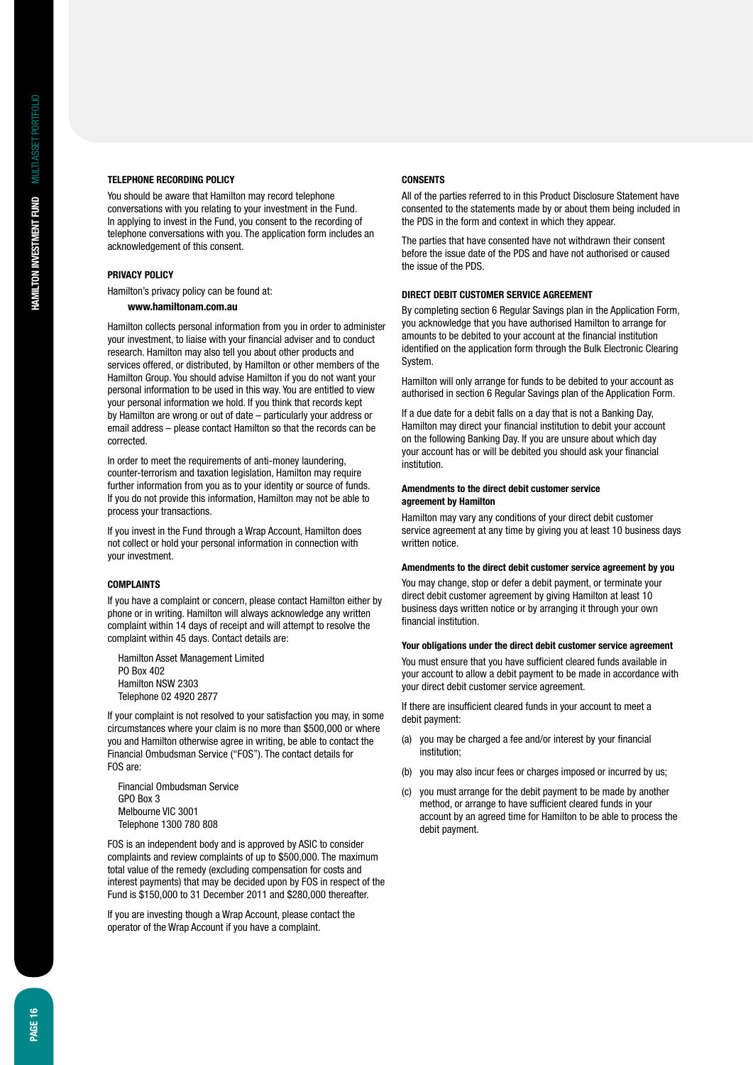## TELEPHONE RECORDING POLICY

You should be aware that Hamilton may record telephone conversations with you relating to your investment in the Fund. In applying to invest in the Fund, you consent to the recording of telephone conversations with you. The application form includes an acknowledgement of this consent.

## PRIVACY POLICY

Hamilton's privacy policy can be found at:

**www.hamiltonam.com.au**

Hamilton collects personal information from you in order to administer your investment, to liaise with your financial adviser and to conduct research. Hamilton may also tell you about other products and services offered, or distributed, by Hamilton or other members of the Hamilton Group. You should advise Hamilton if you do not want your personal information to be used in this way. You are entitled to view your personal information we hold. If you think that records kept by Hamilton are wrong or out of date – particularly your address or email address – please contact Hamilton so that the records can be corrected.

In order to meet the requirements of anti-money laundering, counter-terrorism and taxation legislation, Hamilton may require further information from you as to your identity or source of funds. If you do not provide this information, Hamilton may not be able to process your transactions.

If you invest in the Fund through a Wrap Account, Hamilton does not collect or hold your personal information in connection with your investment.

## COMPLAINTS

If you have a complaint or concern, please contact Hamilton either by phone or in writing. Hamilton will always acknowledge any written complaint within 14 days of receipt and will attempt to resolve the complaint within 45 days. Contact details are:

Hamilton Asset Management Limited
PO Box 402
Hamilton NSW 2303
Telephone 02 4920 2877

If your complaint is not resolved to your satisfaction you may, in some circumstances where your claim is no more than $500,000 or where you and Hamilton otherwise agree in writing, be able to contact the Financial Ombudsman Service ("FOS"). The contact details for FOS are:

Financial Ombudsman Service
GPO Box 3
Melbourne VIC 3001
Telephone 1300 780 808

FOS is an independent body and is approved by ASIC to consider complaints and review complaints of up to $500,000. The maximum total value of the remedy (excluding compensation for costs and interest payments) that may be decided upon by FOS in respect of the Fund is $150,000 to 31 December 2011 and $280,000 thereafter.

If you are investing though a Wrap Account, please contact the operator of the Wrap Account if you have a complaint.

## CONSENTS

All of the parties referred to in this Product Disclosure Statement have consented to the statements made by or about them being included in the PDS in the form and context in which they appear.

The parties that have consented have not withdrawn their consent before the issue date of the PDS and have not authorised or caused the issue of the PDS.

## DIRECT DEBIT CUSTOMER SERVICE AGREEMENT

By completing section 6 Regular Savings plan in the Application Form, you acknowledge that you have authorised Hamilton to arrange for amounts to be debited to your account at the financial institution identified on the application form through the Bulk Electronic Clearing System.

Hamilton will only arrange for funds to be debited to your account as authorised in section 6 Regular Savings plan of the Application Form.

If a due date for a debit falls on a day that is not a Banking Day, Hamilton may direct your financial institution to debit your account on the following Banking Day. If you are unsure about which day your account has or will be debited you should ask your financial institution.

### Amendments to the direct debit customer service agreement by Hamilton

Hamilton may vary any conditions of your direct debit customer service agreement at any time by giving you at least 10 business days written notice.

### Amendments to the direct debit customer service agreement by you

You may change, stop or defer a debit payment, or terminate your direct debit customer agreement by giving Hamilton at least 10 business days written notice or by arranging it through your own financial institution.

### Your obligations under the direct debit customer service agreement

You must ensure that you have sufficient cleared funds available in your account to allow a debit payment to be made in accordance with your direct debit customer service agreement.

If there are insufficient cleared funds in your account to meet a debit payment:

(a) you may be charged a fee and/or interest by your financial institution;

(b) you may also incur fees or charges imposed or incurred by us;

(c) you must arrange for the debit payment to be made by another method, or arrange to have sufficient cleared funds in your account by an agreed time for Hamilton to be able to process the debit payment.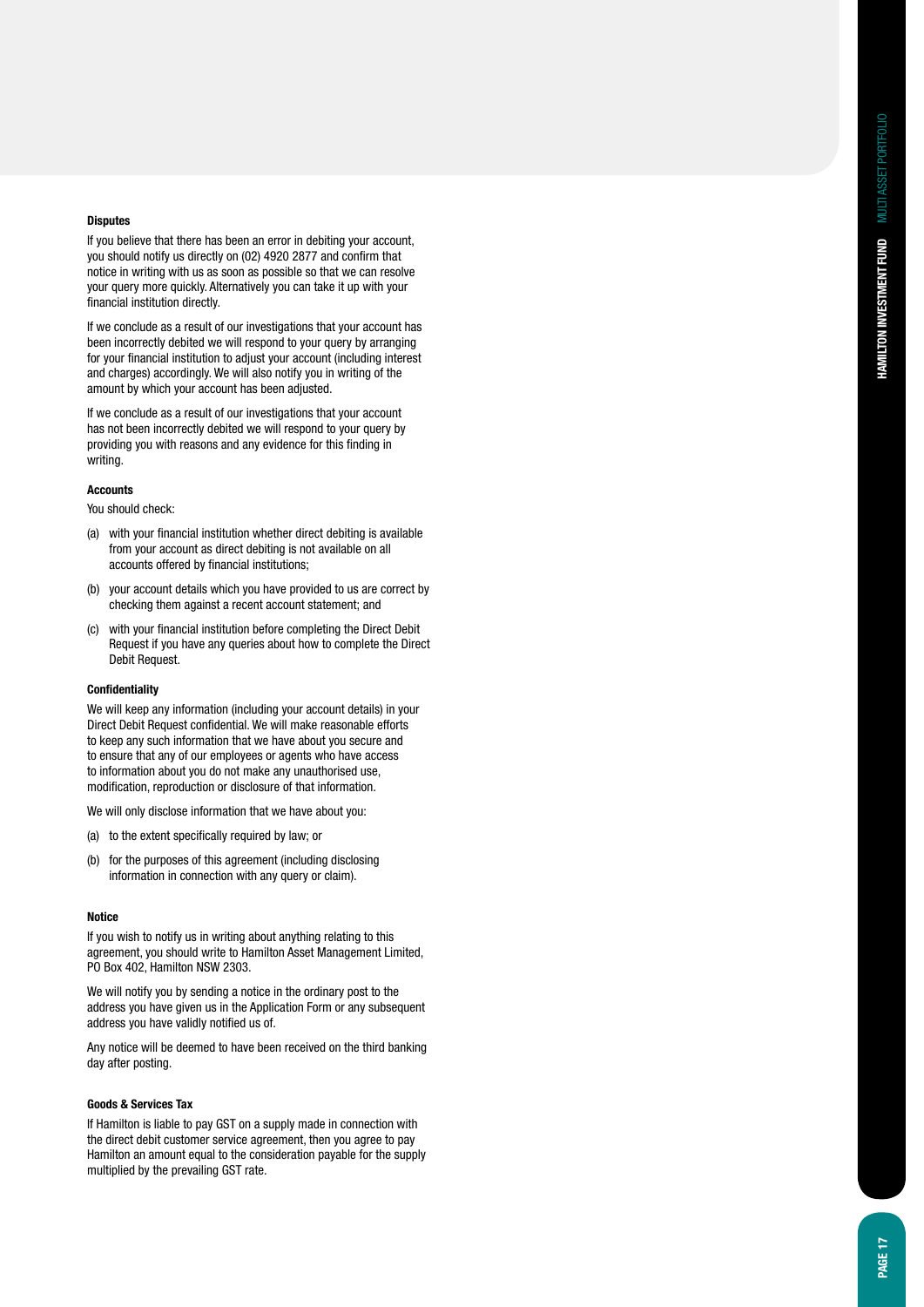### Disputes

If you believe that there has been an error in debiting your account, you should notify us directly on (02) 4920 2877 and confirm that notice in writing with us as soon as possible so that we can resolve your query more quickly. Alternatively you can take it up with your financial institution directly.

If we conclude as a result of our investigations that your account has been incorrectly debited we will respond to your query by arranging for your financial institution to adjust your account (including interest and charges) accordingly. We will also notify you in writing of the amount by which your account has been adjusted.

If we conclude as a result of our investigations that your account has not been incorrectly debited we will respond to your query by providing you with reasons and any evidence for this finding in writing.

### Accounts

You should check:

(a) with your financial institution whether direct debiting is available from your account as direct debiting is not available on all accounts offered by financial institutions;

(b) your account details which you have provided to us are correct by checking them against a recent account statement; and

(c) with your financial institution before completing the Direct Debit Request if you have any queries about how to complete the Direct Debit Request.

### Confidentiality

We will keep any information (including your account details) in your Direct Debit Request confidential. We will make reasonable efforts to keep any such information that we have about you secure and to ensure that any of our employees or agents who have access to information about you do not make any unauthorised use, modification, reproduction or disclosure of that information.

We will only disclose information that we have about you:

(a) to the extent specifically required by law; or

(b) for the purposes of this agreement (including disclosing information in connection with any query or claim).

### Notice

If you wish to notify us in writing about anything relating to this agreement, you should write to Hamilton Asset Management Limited, PO Box 402, Hamilton NSW 2303.

We will notify you by sending a notice in the ordinary post to the address you have given us in the Application Form or any subsequent address you have validly notified us of.

Any notice will be deemed to have been received on the third banking day after posting.

### Goods & Services Tax

If Hamilton is liable to pay GST on a supply made in connection with the direct debit customer service agreement, then you agree to pay Hamilton an amount equal to the consideration payable for the supply multiplied by the prevailing GST rate.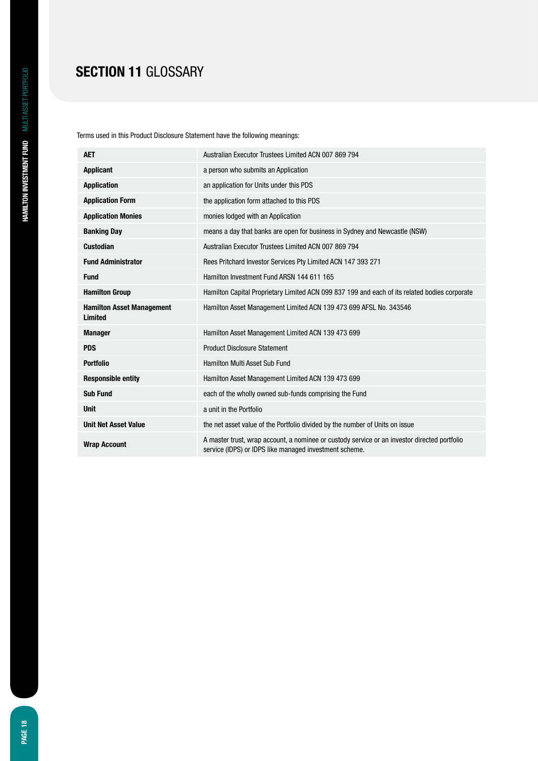# SECTION 11 GLOSSARY

Terms used in this Product Disclosure Statement have the following meanings:

| | |
|---|---|
| **AET** | Australian Executor Trustees Limited ACN 007 869 794 |
| **Applicant** | a person who submits an Application |
| **Application** | an application for Units under this PDS |
| **Application Form** | the application form attached to this PDS |
| **Application Monies** | monies lodged with an Application |
| **Banking Day** | means a day that banks are open for business in Sydney and Newcastle (NSW) |
| **Custodian** | Australian Executor Trustees Limited ACN 007 869 794 |
| **Fund Administrator** | Rees Pritchard Investor Services Pty Limited ACN 147 393 271 |
| **Fund** | Hamilton Investment Fund ARSN 144 611 165 |
| **Hamilton Group** | Hamilton Capital Proprietary Limited ACN 099 837 199 and each of its related bodies corporate |
| **Hamilton Asset Management Limited** | Hamilton Asset Management Limited ACN 139 473 699 AFSL No. 343546 |
| **Manager** | Hamilton Asset Management Limited ACN 139 473 699 |
| **PDS** | Product Disclosure Statement |
| **Portfolio** | Hamilton Multi Asset Sub Fund |
| **Responsible entity** | Hamilton Asset Management Limited ACN 139 473 699 |
| **Sub Fund** | each of the wholly owned sub-funds comprising the Fund |
| **Unit** | a unit in the Portfolio |
| **Unit Net Asset Value** | the net asset value of the Portfolio divided by the number of Units on issue |
| **Wrap Account** | A master trust, wrap account, a nominee or custody service or an investor directed portfolio service (IDPS) or IDPS like managed investment scheme. |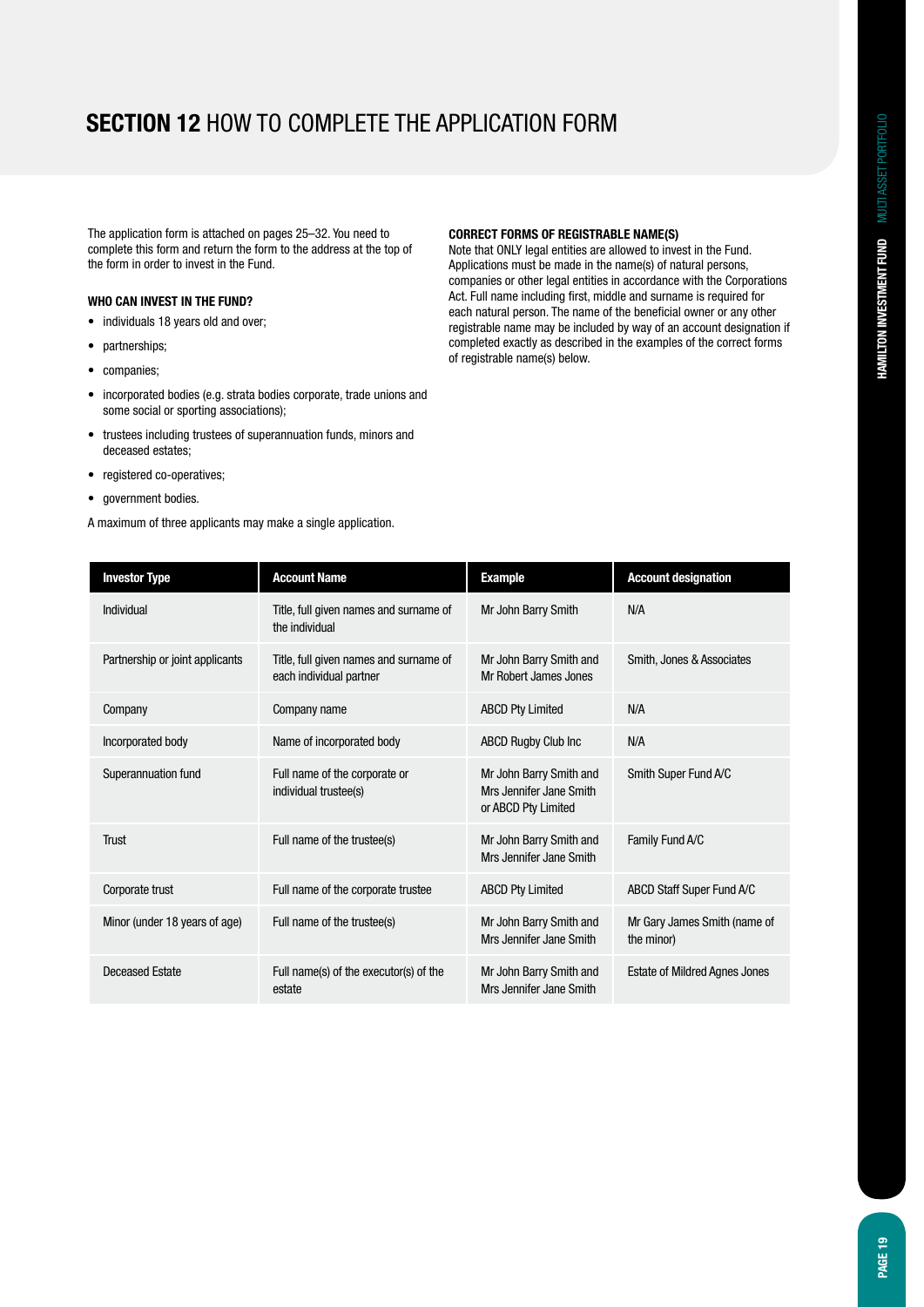# SECTION 12 HOW TO COMPLETE THE APPLICATION FORM

The application form is attached on pages 25–32. You need to complete this form and return the form to the address at the top of the form in order to invest in the Fund.

### WHO CAN INVEST IN THE FUND?

- individuals 18 years old and over;
- partnerships;
- companies;
- incorporated bodies (e.g. strata bodies corporate, trade unions and some social or sporting associations);
- trustees including trustees of superannuation funds, minors and deceased estates;
- registered co-operatives;
- government bodies.

A maximum of three applicants may make a single application.

### CORRECT FORMS OF REGISTRABLE NAME(S)

Note that ONLY legal entities are allowed to invest in the Fund. Applications must be made in the name(s) of natural persons, companies or other legal entities in accordance with the Corporations Act. Full name including first, middle and surname is required for each natural person. The name of the beneficial owner or any other registrable name may be included by way of an account designation if completed exactly as described in the examples of the correct forms of registrable name(s) below.

| Investor Type | Account Name | Example | Account designation |
|---|---|---|---|
| Individual | Title, full given names and surname of the individual | Mr John Barry Smith | N/A |
| Partnership or joint applicants | Title, full given names and surname of each individual partner | Mr John Barry Smith and Mr Robert James Jones | Smith, Jones & Associates |
| Company | Company name | ABCD Pty Limited | N/A |
| Incorporated body | Name of incorporated body | ABCD Rugby Club Inc | N/A |
| Superannuation fund | Full name of the corporate or individual trustee(s) | Mr John Barry Smith and Mrs Jennifer Jane Smith or ABCD Pty Limited | Smith Super Fund A/C |
| Trust | Full name of the trustee(s) | Mr John Barry Smith and Mrs Jennifer Jane Smith | Family Fund A/C |
| Corporate trust | Full name of the corporate trustee | ABCD Pty Limited | ABCD Staff Super Fund A/C |
| Minor (under 18 years of age) | Full name of the trustee(s) | Mr John Barry Smith and Mrs Jennifer Jane Smith | Mr Gary James Smith (name of the minor) |
| Deceased Estate | Full name(s) of the executor(s) of the estate | Mr John Barry Smith and Mrs Jennifer Jane Smith | Estate of Mildred Agnes Jones |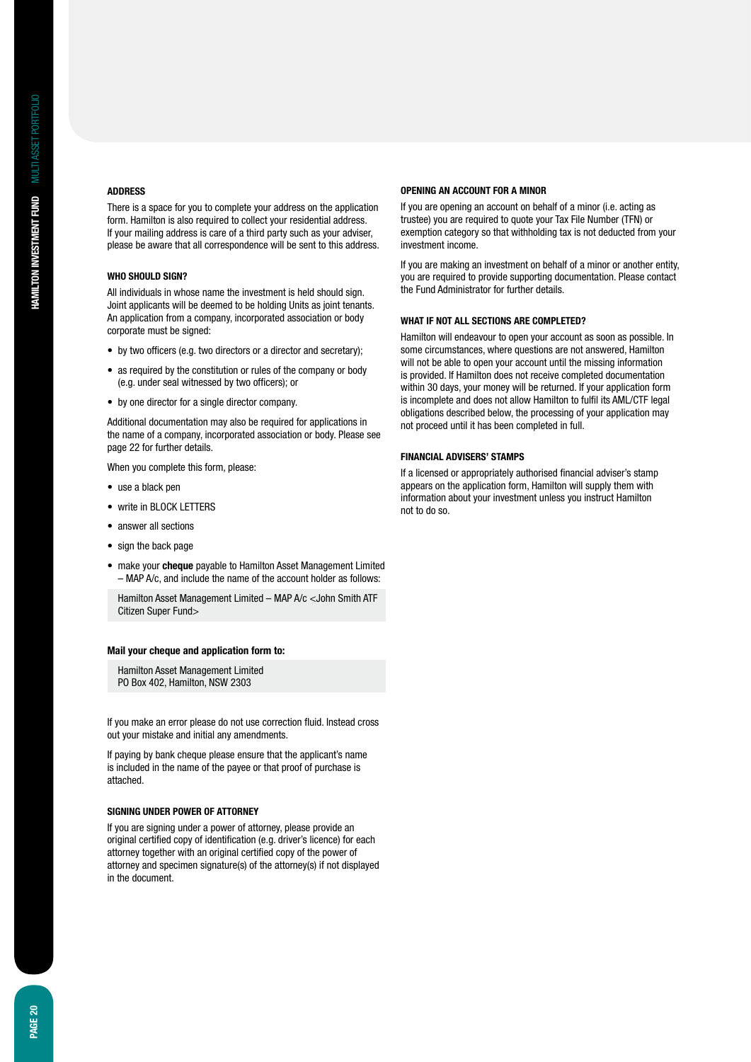### ADDRESS

There is a space for you to complete your address on the application form. Hamilton is also required to collect your residential address. If your mailing address is care of a third party such as your adviser, please be aware that all correspondence will be sent to this address.

### WHO SHOULD SIGN?

All individuals in whose name the investment is held should sign. Joint applicants will be deemed to be holding Units as joint tenants. An application from a company, incorporated association or body corporate must be signed:

- by two officers (e.g. two directors or a director and secretary);
- as required by the constitution or rules of the company or body (e.g. under seal witnessed by two officers); or
- by one director for a single director company.

Additional documentation may also be required for applications in the name of a company, incorporated association or body. Please see page 22 for further details.

When you complete this form, please:

- use a black pen
- write in BLOCK LETTERS
- answer all sections
- sign the back page
- make your **cheque** payable to Hamilton Asset Management Limited – MAP A/c, and include the name of the account holder as follows:

Hamilton Asset Management Limited – MAP A/c <John Smith ATF Citizen Super Fund>

**Mail your cheque and application form to:**

Hamilton Asset Management Limited
PO Box 402, Hamilton, NSW 2303

If you make an error please do not use correction fluid. Instead cross out your mistake and initial any amendments.

If paying by bank cheque please ensure that the applicant's name is included in the name of the payee or that proof of purchase is attached.

### SIGNING UNDER POWER OF ATTORNEY

If you are signing under a power of attorney, please provide an original certified copy of identification (e.g. driver's licence) for each attorney together with an original certified copy of the power of attorney and specimen signature(s) of the attorney(s) if not displayed in the document.

### OPENING AN ACCOUNT FOR A MINOR

If you are opening an account on behalf of a minor (i.e. acting as trustee) you are required to quote your Tax File Number (TFN) or exemption category so that withholding tax is not deducted from your investment income.

If you are making an investment on behalf of a minor or another entity, you are required to provide supporting documentation. Please contact the Fund Administrator for further details.

### WHAT IF NOT ALL SECTIONS ARE COMPLETED?

Hamilton will endeavour to open your account as soon as possible. In some circumstances, where questions are not answered, Hamilton will not be able to open your account until the missing information is provided. If Hamilton does not receive completed documentation within 30 days, your money will be returned. If your application form is incomplete and does not allow Hamilton to fulfil its AML/CTF legal obligations described below, the processing of your application may not proceed until it has been completed in full.

### FINANCIAL ADVISERS' STAMPS

If a licensed or appropriately authorised financial adviser's stamp appears on the application form, Hamilton will supply them with information about your investment unless you instruct Hamilton not to do so.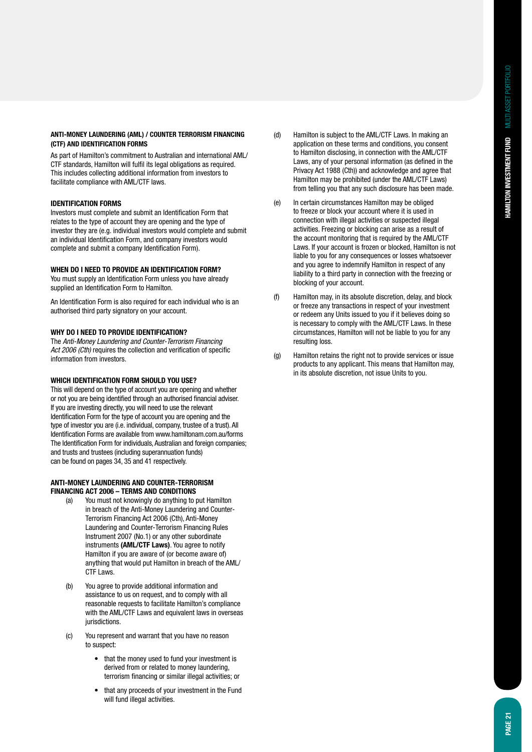### ANTI-MONEY LAUNDERING (AML) / COUNTER TERRORISM FINANCING (CTF) AND IDENTIFICATION FORMS

As part of Hamilton's commitment to Australian and international AML/CTF standards, Hamilton will fulfil its legal obligations as required. This includes collecting additional information from investors to facilitate compliance with AML/CTF laws.

### IDENTIFICATION FORMS

Investors must complete and submit an Identification Form that relates to the type of account they are opening and the type of investor they are (e.g. individual investors would complete and submit an individual Identification Form, and company investors would complete and submit a company Identification Form).

### WHEN DO I NEED TO PROVIDE AN IDENTIFICATION FORM?

You must supply an Identification Form unless you have already supplied an Identification Form to Hamilton.

An Identification Form is also required for each individual who is an authorised third party signatory on your account.

### WHY DO I NEED TO PROVIDE IDENTIFICATION?

The *Anti-Money Laundering and Counter-Terrorism Financing Act 2006 (Cth)* requires the collection and verification of specific information from investors.

### WHICH IDENTIFICATION FORM SHOULD YOU USE?

This will depend on the type of account you are opening and whether or not you are being identified through an authorised financial adviser. If you are investing directly, you will need to use the relevant Identification Form for the type of account you are opening and the type of investor you are (i.e. individual, company, trustee of a trust). All Identification Forms are available from www.hamiltonam.com.au/forms The Identification Form for individuals, Australian and foreign companies; and trusts and trustees (including superannuation funds) can be found on pages 34, 35 and 41 respectively.

### ANTI-MONEY LAUNDERING AND COUNTER-TERRORISM FINANCING ACT 2006 – TERMS AND CONDITIONS

(a) You must not knowingly do anything to put Hamilton in breach of the Anti-Money Laundering and Counter-Terrorism Financing Act 2006 (Cth), Anti-Money Laundering and Counter-Terrorism Financing Rules Instrument 2007 (No.1) or any other subordinate instruments **(AML/CTF Laws)**. You agree to notify Hamilton if you are aware of (or become aware of) anything that would put Hamilton in breach of the AML/CTF Laws.

(b) You agree to provide additional information and assistance to us on request, and to comply with all reasonable requests to facilitate Hamilton's compliance with the AML/CTF Laws and equivalent laws in overseas jurisdictions.

(c) You represent and warrant that you have no reason to suspect:

- that the money used to fund your investment is derived from or related to money laundering, terrorism financing or similar illegal activities; or
- that any proceeds of your investment in the Fund will fund illegal activities.

(d) Hamilton is subject to the AML/CTF Laws. In making an application on these terms and conditions, you consent to Hamilton disclosing, in connection with the AML/CTF Laws, any of your personal information (as defined in the Privacy Act 1988 (Cth)) and acknowledge and agree that Hamilton may be prohibited (under the AML/CTF Laws) from telling you that any such disclosure has been made.

(e) In certain circumstances Hamilton may be obliged to freeze or block your account where it is used in connection with illegal activities or suspected illegal activities. Freezing or blocking can arise as a result of the account monitoring that is required by the AML/CTF Laws. If your account is frozen or blocked, Hamilton is not liable to you for any consequences or losses whatsoever and you agree to indemnify Hamilton in respect of any liability to a third party in connection with the freezing or blocking of your account.

(f) Hamilton may, in its absolute discretion, delay, and block or freeze any transactions in respect of your investment or redeem any Units issued to you if it believes doing so is necessary to comply with the AML/CTF Laws. In these circumstances, Hamilton will not be liable to you for any resulting loss.

(g) Hamilton retains the right not to provide services or issue products to any applicant. This means that Hamilton may, in its absolute discretion, not issue Units to you.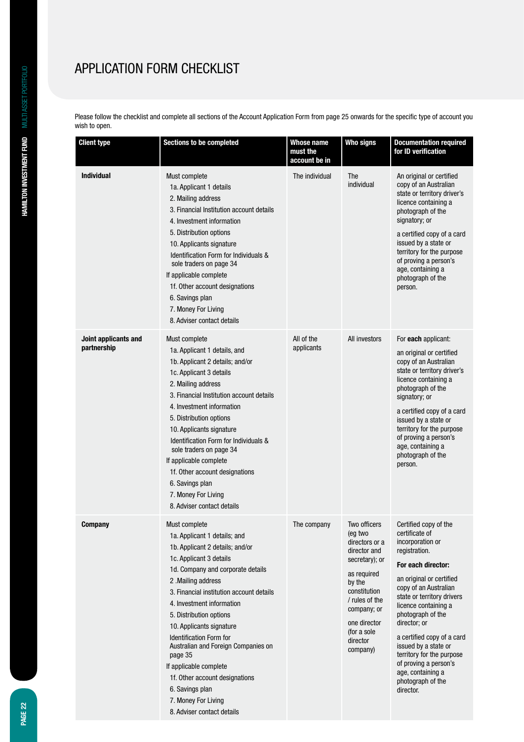# APPLICATION FORM CHECKLIST

Please follow the checklist and complete all sections of the Account Application Form from page 25 onwards for the specific type of account you wish to open.

| Client type | Sections to be completed | Whose name must the account be in | Who signs | Documentation required for ID verification |
|---|---|---|---|---|
| **Individual** | Must complete<br>1a. Applicant 1 details<br>2. Mailing address<br>3. Financial Institution account details<br>4. Investment information<br>5. Distribution options<br>10. Applicants signature<br>Identification Form for Individuals & sole traders on page 34<br>If applicable complete<br>1f. Other account designations<br>6. Savings plan<br>7. Money For Living<br>8. Adviser contact details | The individual | The individual | An original or certified copy of an Australian state or territory driver's licence containing a photograph of the signatory; or<br>a certified copy of a card issued by a state or territory for the purpose of proving a person's age, containing a photograph of the person. |
| **Joint applicants and partnership** | Must complete<br>1a. Applicant 1 details, and<br>1b. Applicant 2 details; and/or<br>1c. Applicant 3 details<br>2. Mailing address<br>3. Financial Institution account details<br>4. Investment information<br>5. Distribution options<br>10. Applicants signature<br>Identification Form for Individuals & sole traders on page 34<br>If applicable complete<br>1f. Other account designations<br>6. Savings plan<br>7. Money For Living<br>8. Adviser contact details | All of the applicants | All investors | For **each** applicant:<br>an original or certified copy of an Australian state or territory driver's licence containing a photograph of the signatory; or<br>a certified copy of a card issued by a state or territory for the purpose of proving a person's age, containing a photograph of the person. |
| **Company** | Must complete<br>1a. Applicant 1 details; and<br>1b. Applicant 2 details; and/or<br>1c. Applicant 3 details<br>1d. Company and corporate details<br>2 .Mailing address<br>3. Financial institution account details<br>4. Investment information<br>5. Distribution options<br>10. Applicants signature<br>Identification Form for Australian and Foreign Companies on page 35<br>If applicable complete<br>1f. Other account designations<br>6. Savings plan<br>7. Money For Living<br>8. Adviser contact details | The company | Two officers (eg two directors or a director and secretary); or<br>as required by the constitution / rules of the company; or<br>one director (for a sole director company) | Certified copy of the certificate of incorporation or registration.<br>**For each director:**<br>an original or certified copy of an Australian state or territory drivers licence containing a photograph of the director; or<br>a certified copy of a card issued by a state or territory for the purpose of proving a person's age, containing a photograph of the director. |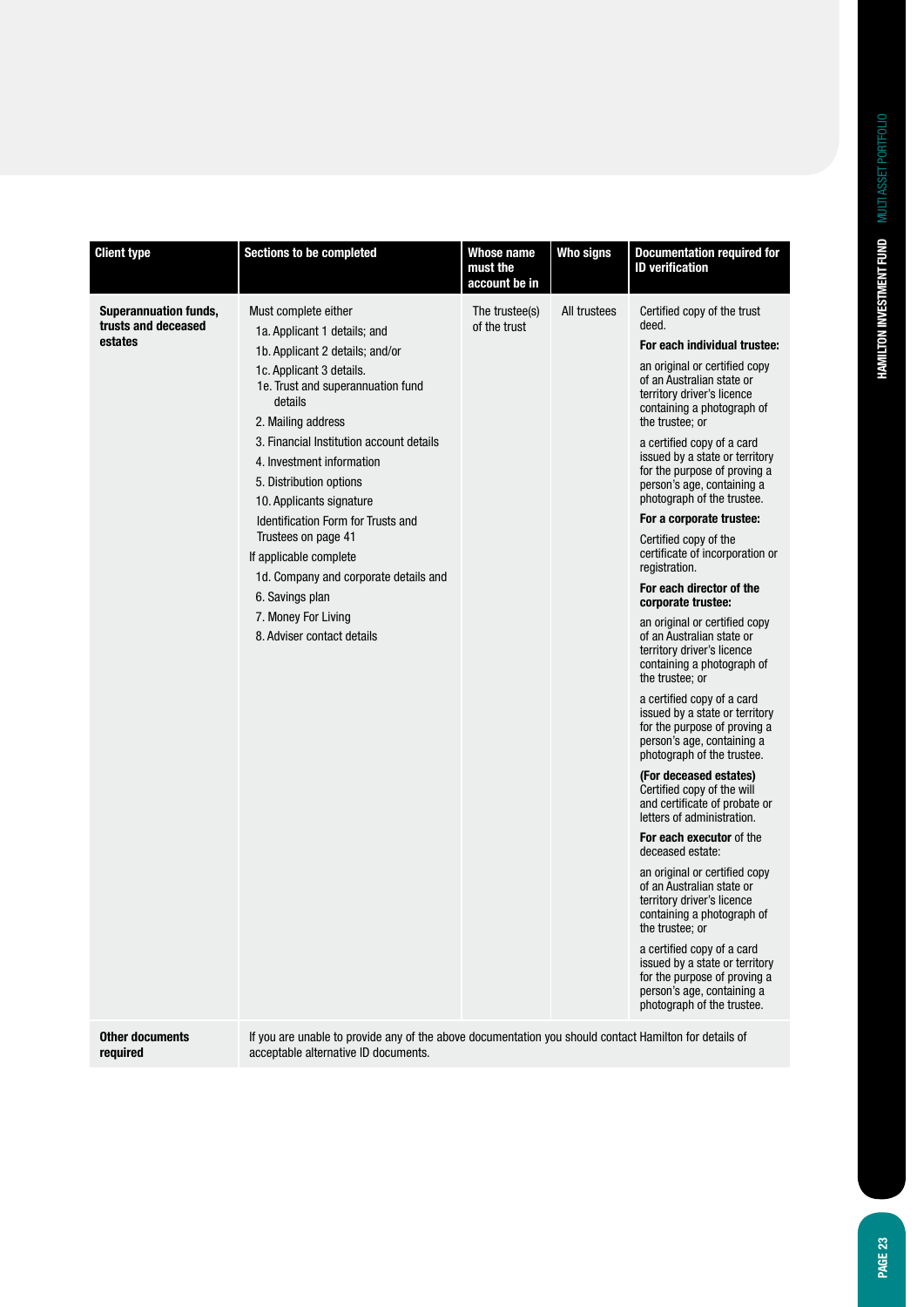| Client type | Sections to be completed | Whose name must the account be in | Who signs | Documentation required for ID verification |
|---|---|---|---|---|
| **Superannuation funds, trusts and deceased estates** | Must complete either<br>1a. Applicant 1 details; and<br>1b. Applicant 2 details; and/or<br>1c. Applicant 3 details.<br>1e. Trust and superannuation fund details<br>2. Mailing address<br>3. Financial Institution account details<br>4. Investment information<br>5. Distribution options<br>10. Applicants signature<br>Identification Form for Trusts and Trustees on page 41<br>If applicable complete<br>1d. Company and corporate details and<br>6. Savings plan<br>7. Money For Living<br>8. Adviser contact details | The trustee(s) of the trust | All trustees | Certified copy of the trust deed.<br>**For each individual trustee:**<br>an original or certified copy of an Australian state or territory driver's licence containing a photograph of the trustee; or<br>a certified copy of a card issued by a state or territory for the purpose of proving a person's age, containing a photograph of the trustee.<br>**For a corporate trustee:**<br>Certified copy of the certificate of incorporation or registration.<br>**For each director of the corporate trustee:**<br>an original or certified copy of an Australian state or territory driver's licence containing a photograph of the trustee; or<br>a certified copy of a card issued by a state or territory for the purpose of proving a person's age, containing a photograph of the trustee.<br>**(For deceased estates)** Certified copy of the will and certificate of probate or letters of administration.<br>**For each executor** of the deceased estate:<br>an original or certified copy of an Australian state or territory driver's licence containing a photograph of the trustee; or<br>a certified copy of a card issued by a state or territory for the purpose of proving a person's age, containing a photograph of the trustee. |
| **Other documents required** | If you are unable to provide any of the above documentation you should contact Hamilton for details of acceptable alternative ID documents. | | | |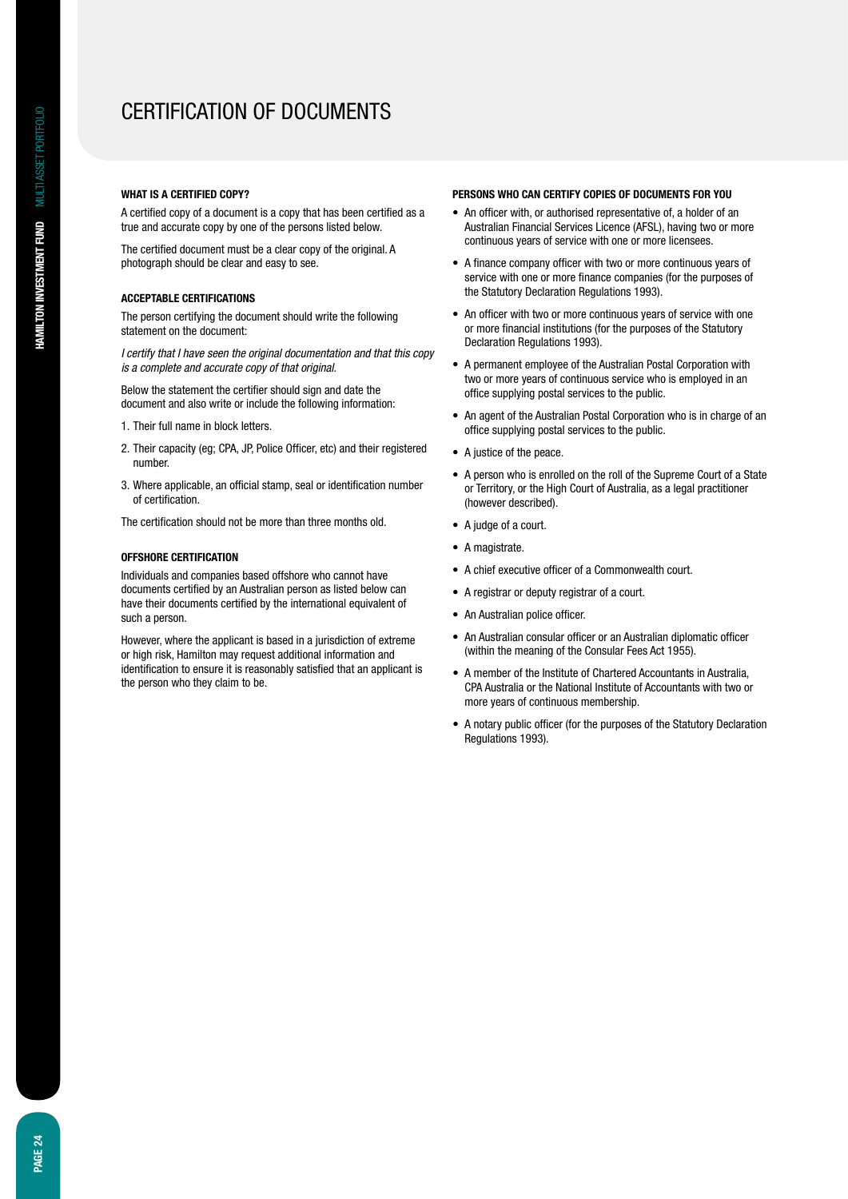# CERTIFICATION OF DOCUMENTS

### WHAT IS A CERTIFIED COPY?

A certified copy of a document is a copy that has been certified as a true and accurate copy by one of the persons listed below.

The certified document must be a clear copy of the original. A photograph should be clear and easy to see.

### ACCEPTABLE CERTIFICATIONS

The person certifying the document should write the following statement on the document:

*I certify that I have seen the original documentation and that this copy is a complete and accurate copy of that original.*

Below the statement the certifier should sign and date the document and also write or include the following information:

1. Their full name in block letters.
2. Their capacity (eg; CPA, JP, Police Officer, etc) and their registered number.
3. Where applicable, an official stamp, seal or identification number of certification.

The certification should not be more than three months old.

### OFFSHORE CERTIFICATION

Individuals and companies based offshore who cannot have documents certified by an Australian person as listed below can have their documents certified by the international equivalent of such a person.

However, where the applicant is based in a jurisdiction of extreme or high risk, Hamilton may request additional information and identification to ensure it is reasonably satisfied that an applicant is the person who they claim to be.

### PERSONS WHO CAN CERTIFY COPIES OF DOCUMENTS FOR YOU

- An officer with, or authorised representative of, a holder of an Australian Financial Services Licence (AFSL), having two or more continuous years of service with one or more licensees.
- A finance company officer with two or more continuous years of service with one or more finance companies (for the purposes of the Statutory Declaration Regulations 1993).
- An officer with two or more continuous years of service with one or more financial institutions (for the purposes of the Statutory Declaration Regulations 1993).
- A permanent employee of the Australian Postal Corporation with two or more years of continuous service who is employed in an office supplying postal services to the public.
- An agent of the Australian Postal Corporation who is in charge of an office supplying postal services to the public.
- A justice of the peace.
- A person who is enrolled on the roll of the Supreme Court of a State or Territory, or the High Court of Australia, as a legal practitioner (however described).
- A judge of a court.
- A magistrate.
- A chief executive officer of a Commonwealth court.
- A registrar or deputy registrar of a court.
- An Australian police officer.
- An Australian consular officer or an Australian diplomatic officer (within the meaning of the Consular Fees Act 1955).
- A member of the Institute of Chartered Accountants in Australia, CPA Australia or the National Institute of Accountants with two or more years of continuous membership.
- A notary public officer (for the purposes of the Statutory Declaration Regulations 1993).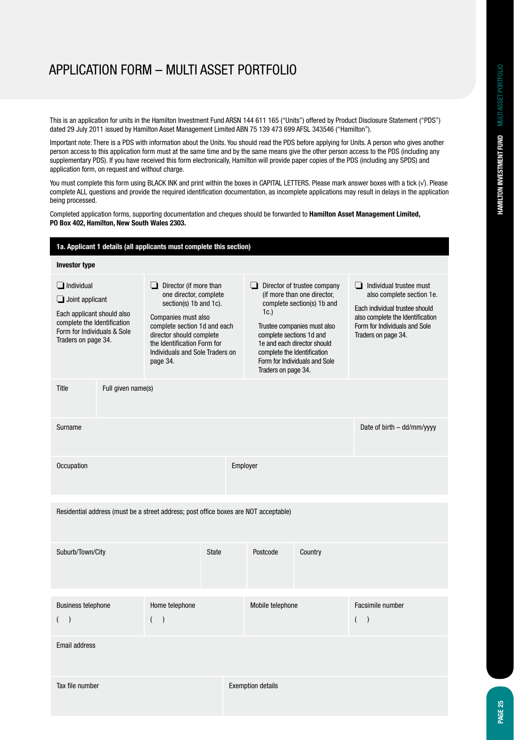# APPLICATION FORM – MULTI ASSET PORTFOLIO

This is an application for units in the Hamilton Investment Fund ARSN 144 611 165 ("Units") offered by Product Disclosure Statement ("PDS") dated 29 July 2011 issued by Hamilton Asset Management Limited ABN 75 139 473 699 AFSL 343546 ("Hamilton").

Important note: There is a PDS with information about the Units. You should read the PDS before applying for Units. A person who gives another person access to this application form must at the same time and by the same means give the other person access to the PDS (including any supplementary PDS). If you have received this form electronically, Hamilton will provide paper copies of the PDS (including any SPDS) and application form, on request and without charge.

You must complete this form using BLACK INK and print within the boxes in CAPITAL LETTERS. Please mark answer boxes with a tick (√). Please complete ALL questions and provide the required identification documentation, as incomplete applications may result in delays in the application being processed.

Completed application forms, supporting documentation and cheques should be forwarded to **Hamilton Asset Management Limited, PO Box 402, Hamilton, New South Wales 2303.**

## 1a. Applicant 1 details (all applicants must complete this section)

**Investor type**

| | | | |
|---|---|---|---|
| ❑ Individual<br>❑ Joint applicant<br>Each applicant should also complete the Identification Form for Individuals & Sole Traders on page 34. | ❑ Director (if more than one director, complete section(s) 1b and 1c).<br>Companies must also complete section 1d and each director should complete the Identification Form for Individuals and Sole Traders on page 34. | ❑ Director of trustee company (if more than one director, complete section(s) 1b and 1c.)<br>Trustee companies must also complete sections 1d and 1e and each director should complete the Identification Form for Individuals and Sole Traders on page 34. | ❑ Individual trustee must also complete section 1e.<br>Each individual trustee should also complete the Identification Form for Individuals and Sole Traders on page 34. |

| Title | Full given name(s) |
|---|---|
| | |

| Surname | Date of birth – dd/mm/yyyy |
|---|---|
| | |

| Occupation | Employer |
|---|---|
| | |

Residential address (must be a street address; post office boxes are NOT acceptable)

| Suburb/Town/City | State | Postcode | Country |
|---|---|---|---|
| | | | |

| Business telephone | Home telephone | Mobile telephone | Facsimile number |
|---|---|---|---|
| (   ) | (   ) | | (   ) |

Email address

| Tax file number | Exemption details |
|---|---|
| | |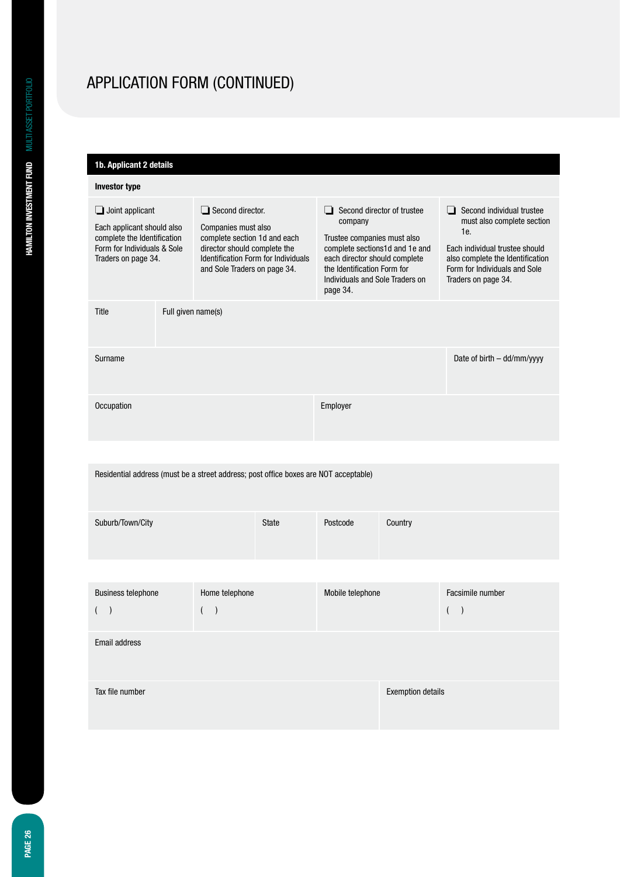# APPLICATION FORM (CONTINUED)

## 1b. Applicant 2 details

**Investor type**

| ❑ Joint applicant | ❑ Second director. | ❑ Second director of trustee company | ❑ Second individual trustee must also complete section 1e. |
|---|---|---|---|
| Each applicant should also complete the Identification Form for Individuals & Sole Traders on page 34. | Companies must also complete section 1d and each director should complete the Identification Form for Individuals and Sole Traders on page 34. | Trustee companies must also complete sections1d and 1e and each director should complete the Identification Form for Individuals and Sole Traders on page 34. | Each individual trustee should also complete the Identification Form for Individuals and Sole Traders on page 34. |

| Title | Full given name(s) |
|---|---|
| | |

| Surname | Date of birth – dd/mm/yyyy |
|---|---|
| | |

| Occupation | Employer |
|---|---|
| | |

| Residential address (must be a street address; post office boxes are NOT acceptable) |
|---|
| |

| Suburb/Town/City | State | Postcode | Country |
|---|---|---|---|
| | | | |

| Business telephone | Home telephone | Mobile telephone | Facsimile number |
|---|---|---|---|
| ( ) | ( ) | | ( ) |

| Email address |
|---|
| |

| Tax file number | Exemption details |
|---|---|
| | |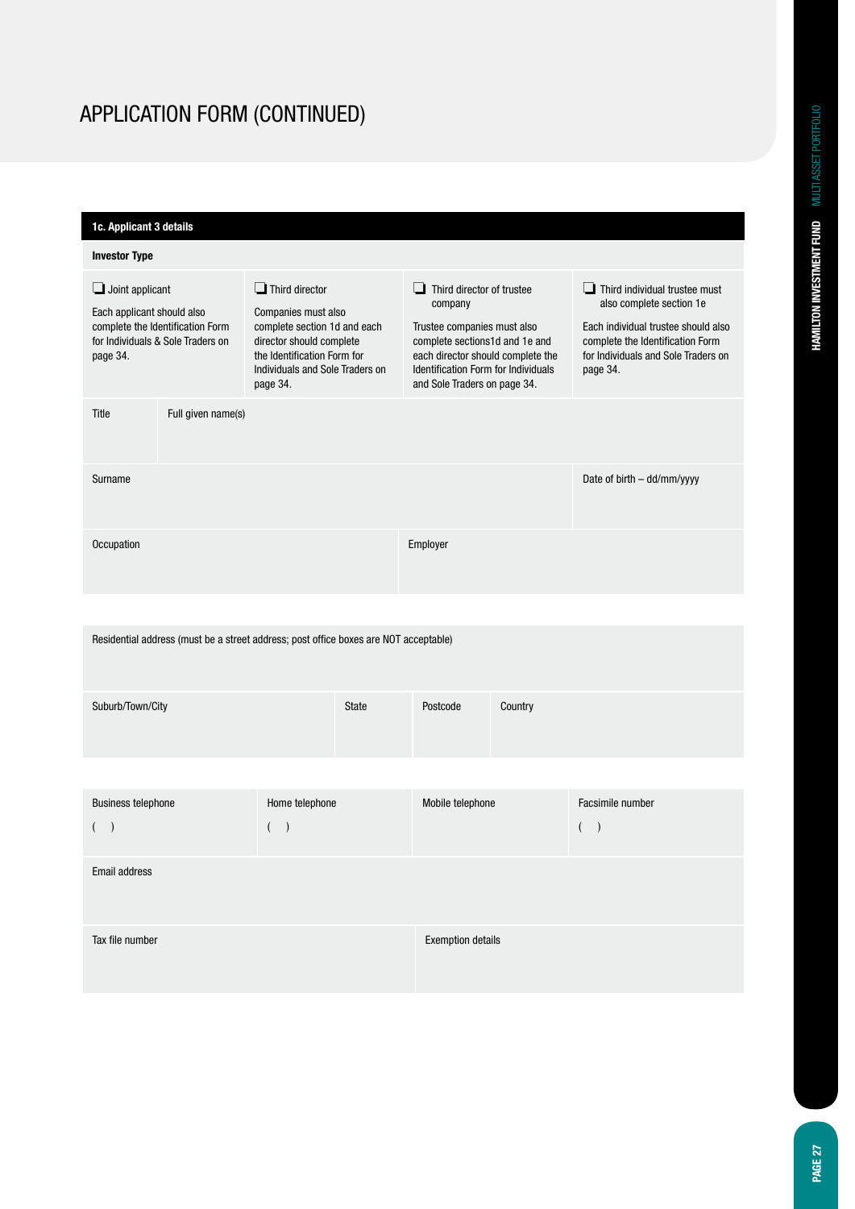# APPLICATION FORM (CONTINUED)

## 1c. Applicant 3 details

**Investor Type**

| ❑ Joint applicant | ❑ Third director | ❑ Third director of trustee company | ❑ Third individual trustee must also complete section 1e |
|---|---|---|---|
| Each applicant should also complete the Identification Form for Individuals & Sole Traders on page 34. | Companies must also complete section 1d and each director should complete the Identification Form for Individuals and Sole Traders on page 34. | Trustee companies must also complete sections1d and 1e and each director should complete the Identification Form for Individuals and Sole Traders on page 34. | Each individual trustee should also complete the Identification Form for Individuals and Sole Traders on page 34. |

| Title | Full given name(s) |
|---|---|
| | |

| Surname | Date of birth – dd/mm/yyyy |
|---|---|
| | |

| Occupation | Employer |
|---|---|
| | |

| Residential address (must be a street address; post office boxes are NOT acceptable) |
|---|
| |

| Suburb/Town/City | State | Postcode | Country |
|---|---|---|---|
| | | | |

| Business telephone | Home telephone | Mobile telephone | Facsimile number |
|---|---|---|---|
| (    ) | (    ) | | (    ) |

| Email address |
|---|
| |

| Tax file number | Exemption details |
|---|---|
| | |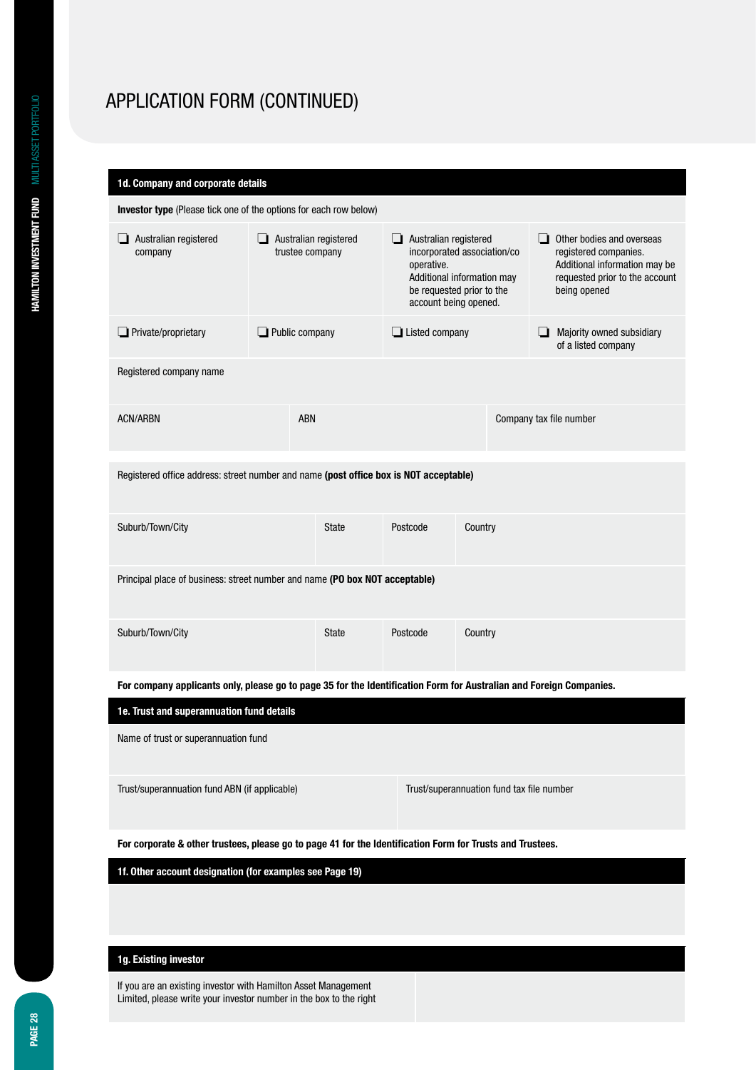# APPLICATION FORM (CONTINUED)

## 1d. Company and corporate details

**Investor type** (Please tick one of the options for each row below)

| | | | |
|---|---|---|---|
| ❑ Australian registered company | ❑ Australian registered trustee company | ❑ Australian registered incorporated association/co operative. Additional information may be requested prior to the account being opened. | ❑ Other bodies and overseas registered companies. Additional information may be requested prior to the account being opened |
| ❑ Private/proprietary | ❑ Public company | ❑ Listed company | ❑ Majority owned subsidiary of a listed company |

Registered company name

| ACN/ARBN | ABN | Company tax file number |
|---|---|---|
| | | |

Registered office address: street number and name **(post office box is NOT acceptable)**

| Suburb/Town/City | State | Postcode | Country |
|---|---|---|---|
| | | | |

Principal place of business: street number and name **(PO box NOT acceptable)**

| Suburb/Town/City | State | Postcode | Country |
|---|---|---|---|
| | | | |

**For company applicants only, please go to page 35 for the Identification Form for Australian and Foreign Companies.**

## 1e. Trust and superannuation fund details

Name of trust or superannuation fund

| Trust/superannuation fund ABN (if applicable) | Trust/superannuation fund tax file number |
|---|---|
| | |

**For corporate & other trustees, please go to page 41 for the Identification Form for Trusts and Trustees.**

## 1f. Other account designation (for examples see Page 19)

## 1g. Existing investor

If you are an existing investor with Hamilton Asset Management Limited, please write your investor number in the box to the right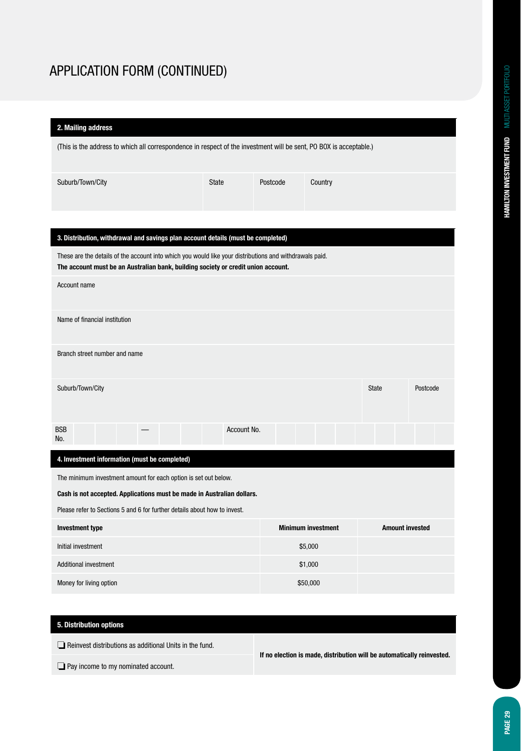# APPLICATION FORM (CONTINUED)

## 2. Mailing address

(This is the address to which all correspondence in respect of the investment will be sent, PO BOX is acceptable.)

| Suburb/Town/City | State | Postcode | Country |
|---|---|---|---|
| | | | |

## 3. Distribution, withdrawal and savings plan account details (must be completed)

These are the details of the account into which you would like your distributions and withdrawals paid.
**The account must be an Australian bank, building society or credit union account.**

Account name

Name of financial institution

Branch street number and name

| Suburb/Town/City | State | Postcode |
|---|---|---|
| | | |

BSB No. ___ ___ ___ — ___ ___ ___ Account No. ___ ___ ___ ___ ___ ___ ___ ___ ___

## 4. Investment information (must be completed)

The minimum investment amount for each option is set out below.

**Cash is not accepted. Applications must be made in Australian dollars.**

Please refer to Sections 5 and 6 for further details about how to invest.

| Investment type | Minimum investment | Amount invested |
|---|---|---|
| Initial investment | $5,000 | |
| Additional investment | $1,000 | |
| Money for living option | $50,000 | |

## 5. Distribution options

❑ Reinvest distributions as additional Units in the fund.

❑ Pay income to my nominated account.

**If no election is made, distribution will be automatically reinvested.**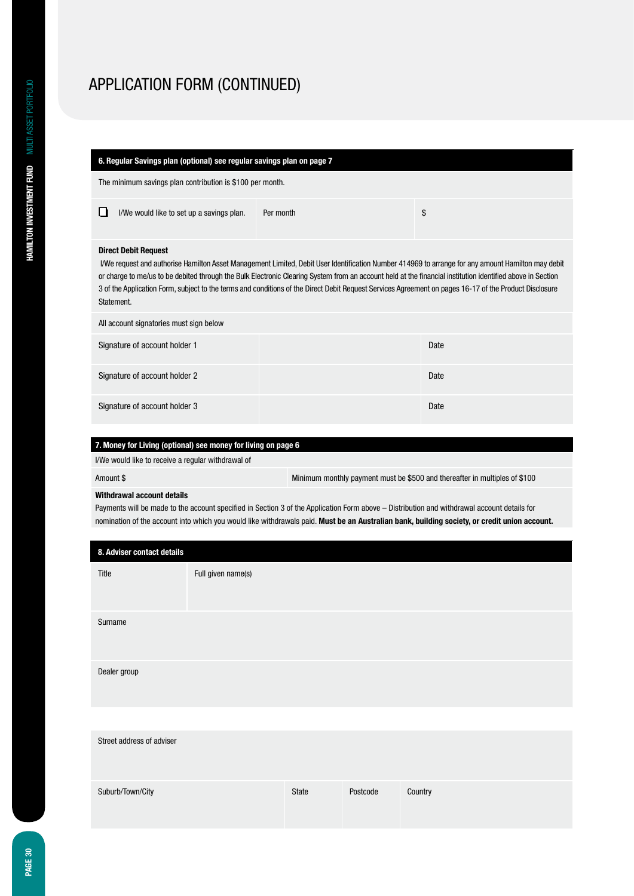# APPLICATION FORM (CONTINUED)

## 6. Regular Savings plan (optional) see regular savings plan on page 7

The minimum savings plan contribution is $100 per month.

| | | |
|---|---|---|
| ☐ I/We would like to set up a savings plan. | Per month | $ |

**Direct Debit Request**

I/We request and authorise Hamilton Asset Management Limited, Debit User Identification Number 414969 to arrange for any amount Hamilton may debit or charge to me/us to be debited through the Bulk Electronic Clearing System from an account held at the financial institution identified above in Section 3 of the Application Form, subject to the terms and conditions of the Direct Debit Request Services Agreement on pages 16-17 of the Product Disclosure Statement.

All account signatories must sign below

| | | |
|---|---|---|
| Signature of account holder 1 | | Date |
| Signature of account holder 2 | | Date |
| Signature of account holder 3 | | Date |

## 7. Money for Living (optional) see money for living on page 6

I/We would like to receive a regular withdrawal of

| | |
|---|---|
| Amount $ | Minimum monthly payment must be $500 and thereafter in multiples of $100 |

**Withdrawal account details**

Payments will be made to the account specified in Section 3 of the Application Form above – Distribution and withdrawal account details for nomination of the account into which you would like withdrawals paid. **Must be an Australian bank, building society, or credit union account.**

## 8. Adviser contact details

| | |
|---|---|
| Title | Full given name(s) |
| Surname | |
| Dealer group | |

| | | | |
|---|---|---|---|
| Street address of adviser | | | |
| Suburb/Town/City | State | Postcode | Country |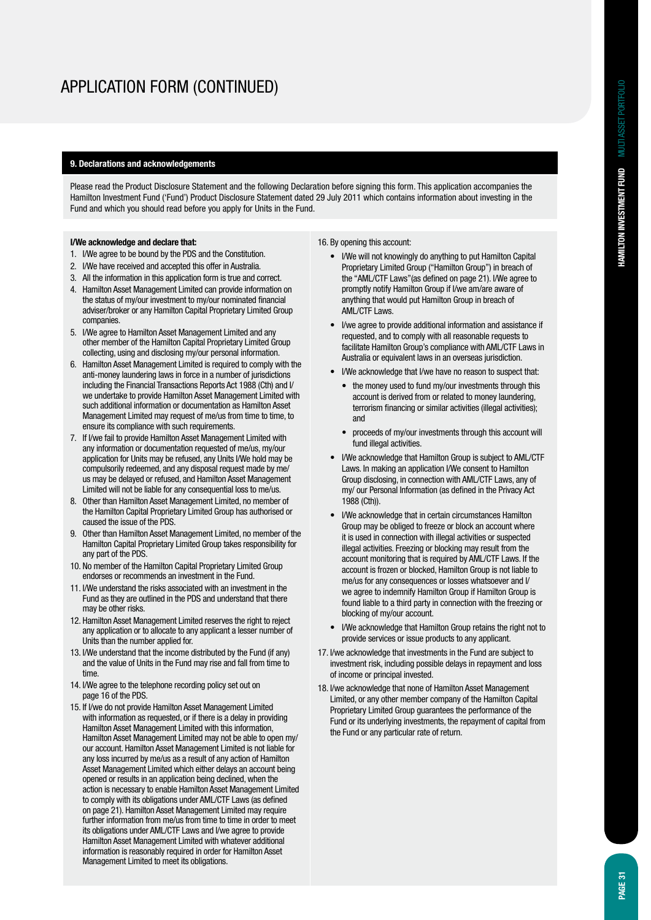# APPLICATION FORM (CONTINUED)

## 9. Declarations and acknowledgements

Please read the Product Disclosure Statement and the following Declaration before signing this form. This application accompanies the Hamilton Investment Fund ('Fund') Product Disclosure Statement dated 29 July 2011 which contains information about investing in the Fund and which you should read before you apply for Units in the Fund.

**I/We acknowledge and declare that:**

1. I/We agree to be bound by the PDS and the Constitution.
2. I/We have received and accepted this offer in Australia.
3. All the information in this application form is true and correct.
4. Hamilton Asset Management Limited can provide information on the status of my/our investment to my/our nominated financial adviser/broker or any Hamilton Capital Proprietary Limited Group companies.
5. I/We agree to Hamilton Asset Management Limited and any other member of the Hamilton Capital Proprietary Limited Group collecting, using and disclosing my/our personal information.
6. Hamilton Asset Management Limited is required to comply with the anti-money laundering laws in force in a number of jurisdictions including the Financial Transactions Reports Act 1988 (Cth) and I/we undertake to provide Hamilton Asset Management Limited with such additional information or documentation as Hamilton Asset Management Limited may request of me/us from time to time, to ensure its compliance with such requirements.
7. If I/we fail to provide Hamilton Asset Management Limited with any information or documentation requested of me/us, my/our application for Units may be refused, any Units I/We hold may be compulsorily redeemed, and any disposal request made by me/us may be delayed or refused, and Hamilton Asset Management Limited will not be liable for any consequential loss to me/us.
8. Other than Hamilton Asset Management Limited, no member of the Hamilton Capital Proprietary Limited Group has authorised or caused the issue of the PDS.
9. Other than Hamilton Asset Management Limited, no member of the Hamilton Capital Proprietary Limited Group takes responsibility for any part of the PDS.
10. No member of the Hamilton Capital Proprietary Limited Group endorses or recommends an investment in the Fund.
11. I/We understand the risks associated with an investment in the Fund as they are outlined in the PDS and understand that there may be other risks.
12. Hamilton Asset Management Limited reserves the right to reject any application or to allocate to any applicant a lesser number of Units than the number applied for.
13. I/We understand that the income distributed by the Fund (if any) and the value of Units in the Fund may rise and fall from time to time.
14. I/We agree to the telephone recording policy set out on page 16 of the PDS.
15. If I/we do not provide Hamilton Asset Management Limited with information as requested, or if there is a delay in providing Hamilton Asset Management Limited with this information, Hamilton Asset Management Limited may not be able to open my/our account. Hamilton Asset Management Limited is not liable for any loss incurred by me/us as a result of any action of Hamilton Asset Management Limited which either delays an account being opened or results in an application being declined, when the action is necessary to enable Hamilton Asset Management Limited to comply with its obligations under AML/CTF Laws (as defined on page 21). Hamilton Asset Management Limited may require further information from me/us from time to time in order to meet its obligations under AML/CTF Laws and I/we agree to provide Hamilton Asset Management Limited with whatever additional information is reasonably required in order for Hamilton Asset Management Limited to meet its obligations.
16. By opening this account:
    - I/We will not knowingly do anything to put Hamilton Capital Proprietary Limited Group ("Hamilton Group") in breach of the "AML/CTF Laws"(as defined on page 21). I/We agree to promptly notify Hamilton Group if I/we am/are aware of anything that would put Hamilton Group in breach of AML/CTF Laws.
    - I/we agree to provide additional information and assistance if requested, and to comply with all reasonable requests to facilitate Hamilton Group's compliance with AML/CTF Laws in Australia or equivalent laws in an overseas jurisdiction.
    - I/We acknowledge that I/we have no reason to suspect that:
        - the money used to fund my/our investments through this account is derived from or related to money laundering, terrorism financing or similar activities (illegal activities); and
        - proceeds of my/our investments through this account will fund illegal activities.
    - I/We acknowledge that Hamilton Group is subject to AML/CTF Laws. In making an application I/We consent to Hamilton Group disclosing, in connection with AML/CTF Laws, any of my/ our Personal Information (as defined in the Privacy Act 1988 (Cth)).
    - I/We acknowledge that in certain circumstances Hamilton Group may be obliged to freeze or block an account where it is used in connection with illegal activities or suspected illegal activities. Freezing or blocking may result from the account monitoring that is required by AML/CTF Laws. If the account is frozen or blocked, Hamilton Group is not liable to me/us for any consequences or losses whatsoever and I/we agree to indemnify Hamilton Group if Hamilton Group is found liable to a third party in connection with the freezing or blocking of my/our account.
    - I/We acknowledge that Hamilton Group retains the right not to provide services or issue products to any applicant.
17. I/we acknowledge that investments in the Fund are subject to investment risk, including possible delays in repayment and loss of income or principal invested.
18. I/we acknowledge that none of Hamilton Asset Management Limited, or any other member company of the Hamilton Capital Proprietary Limited Group guarantees the performance of the Fund or its underlying investments, the repayment of capital from the Fund or any particular rate of return.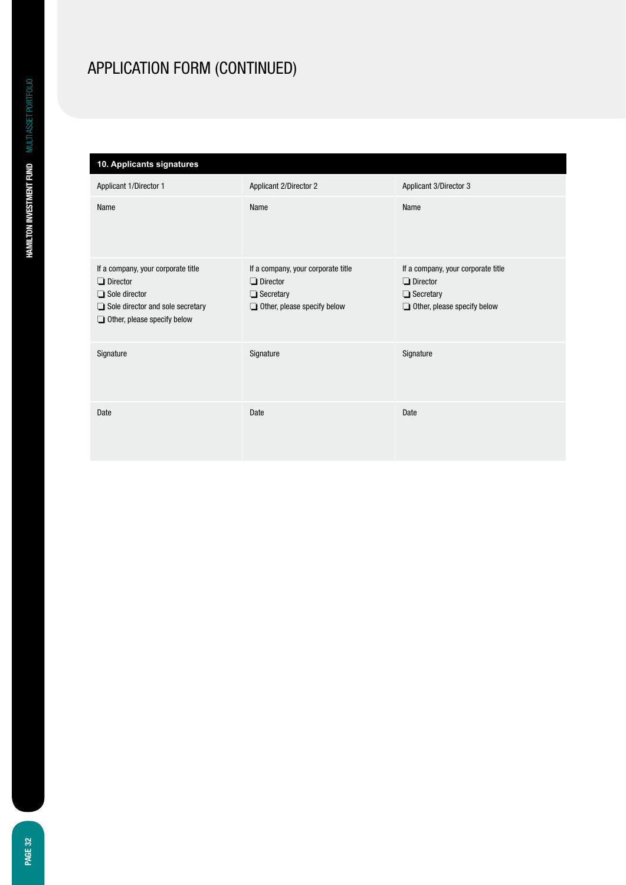# APPLICATION FORM (CONTINUED)

| 10. Applicants signatures | | |
|---|---|---|
| Applicant 1/Director 1 | Applicant 2/Director 2 | Applicant 3/Director 3 |
| Name | Name | Name |
| If a company, your corporate title<br>❏ Director<br>❏ Sole director<br>❏ Sole director and sole secretary<br>❏ Other, please specify below | If a company, your corporate title<br>❏ Director<br>❏ Secretary<br>❏ Other, please specify below | If a company, your corporate title<br>❏ Director<br>❏ Secretary<br>❏ Other, please specify below |
| Signature | Signature | Signature |
| Date | Date | Date |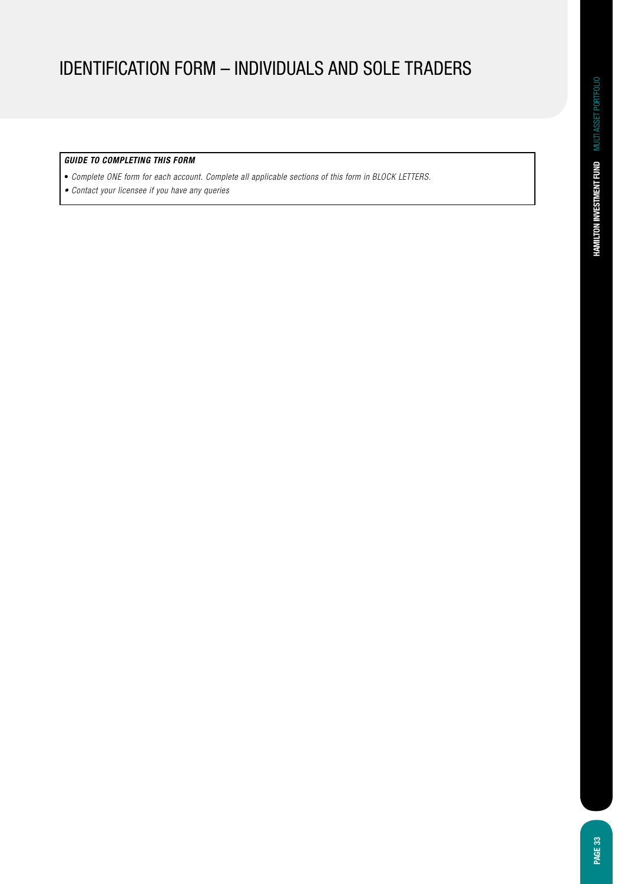# IDENTIFICATION FORM – INDIVIDUALS AND SOLE TRADERS

***GUIDE TO COMPLETING THIS FORM***

- *Complete ONE form for each account. Complete all applicable sections of this form in BLOCK LETTERS.*
- *Contact your licensee if you have any queries*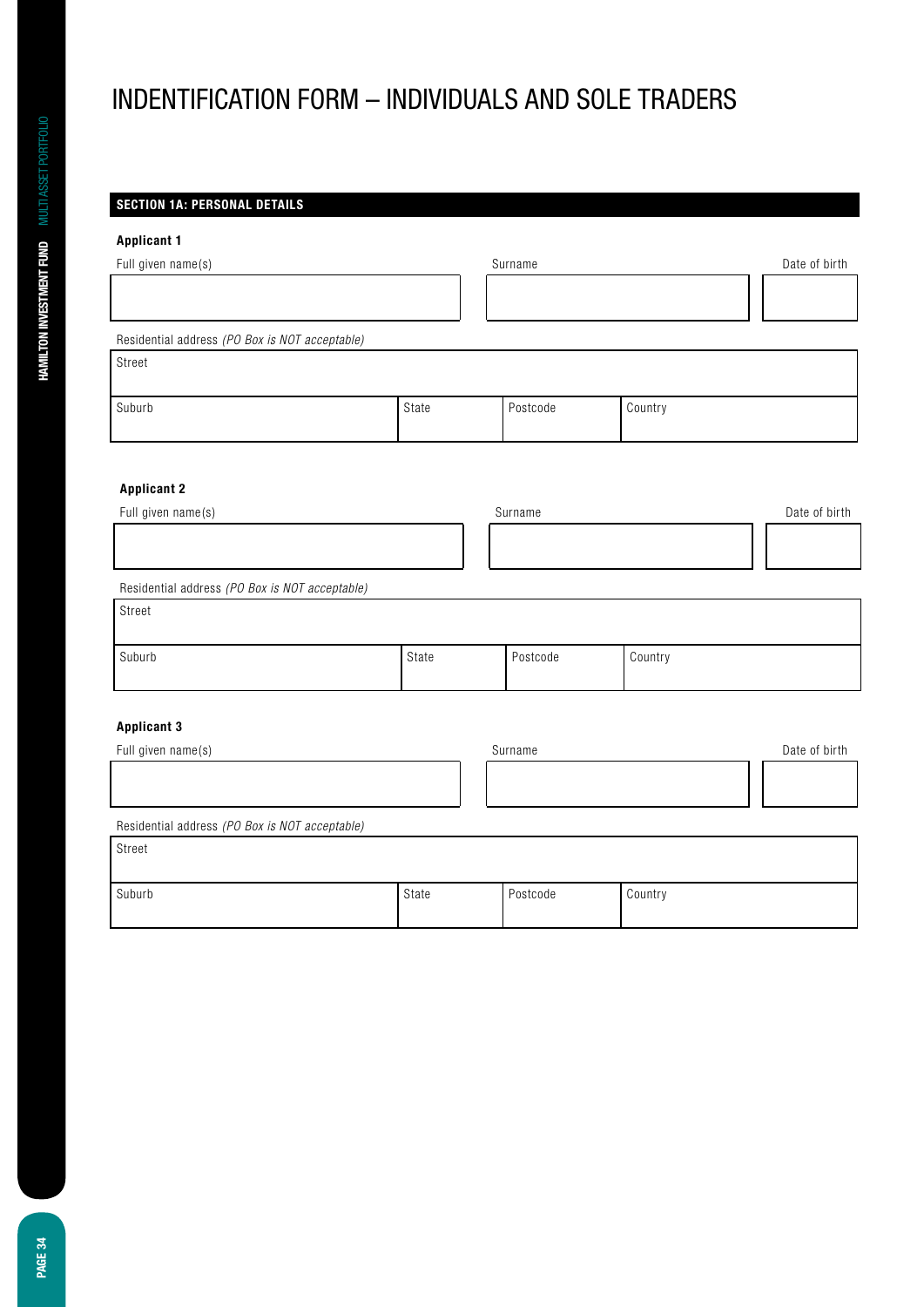# INDENTIFICATION FORM – INDIVIDUALS AND SOLE TRADERS

## SECTION 1A: PERSONAL DETAILS

**Applicant 1**

| Full given name(s) | Surname | Date of birth |
|---|---|---|
| | | |

Residential address *(PO Box is NOT acceptable)*

| Street | | | |
|---|---|---|---|
| **Suburb** | **State** | **Postcode** | **Country** |
| | | | |

**Applicant 2**

| Full given name(s) | Surname | Date of birth |
|---|---|---|
| | | |

Residential address *(PO Box is NOT acceptable)*

| Street | | | |
|---|---|---|---|
| **Suburb** | **State** | **Postcode** | **Country** |
| | | | |

**Applicant 3**

| Full given name(s) | Surname | Date of birth |
|---|---|---|
| | | |

Residential address *(PO Box is NOT acceptable)*

| Street | | | |
|---|---|---|---|
| **Suburb** | **State** | **Postcode** | **Country** |
| | | | |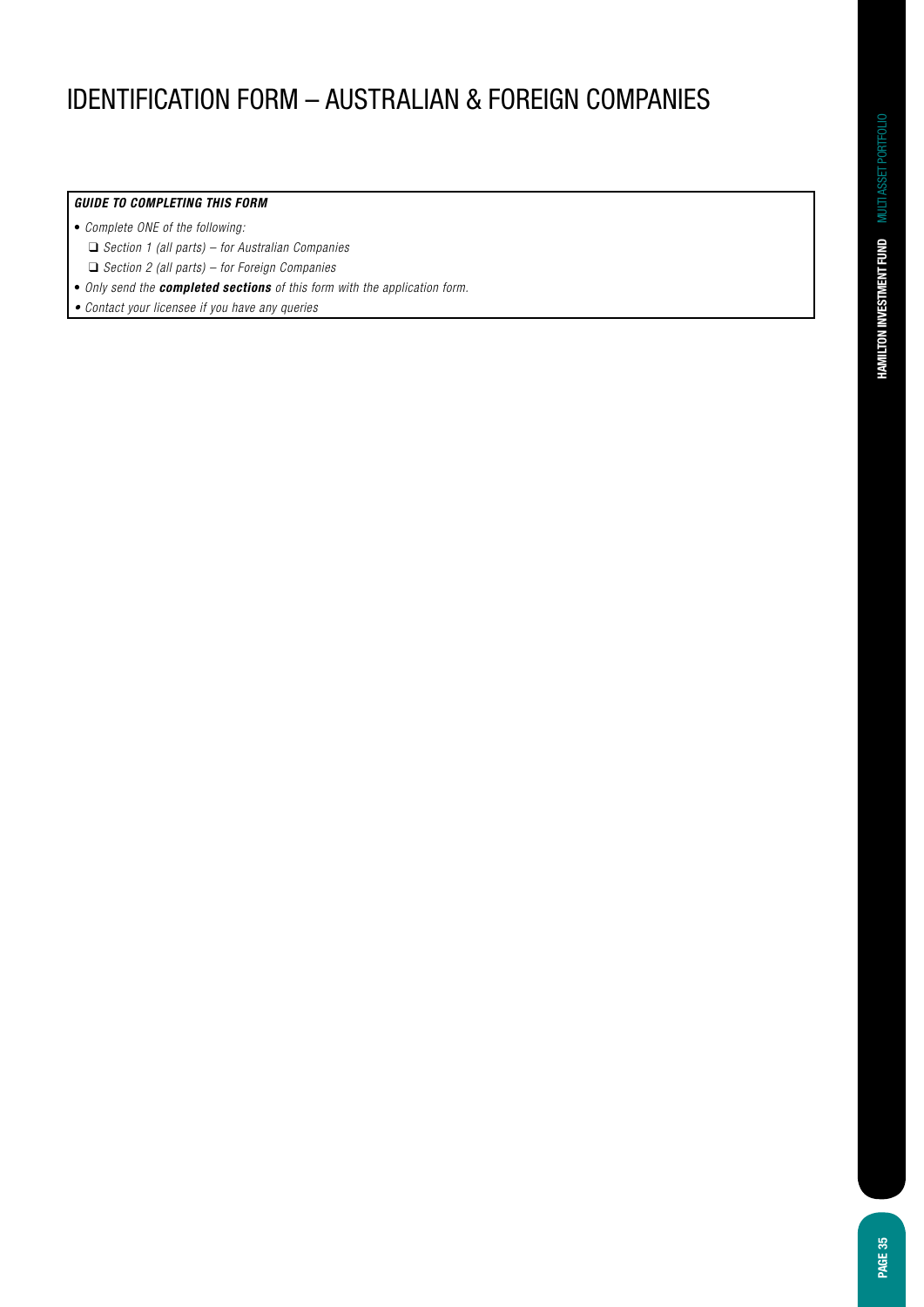# IDENTIFICATION FORM – AUSTRALIAN & FOREIGN COMPANIES

***GUIDE TO COMPLETING THIS FORM***

- *Complete ONE of the following:*
  - ❑ *Section 1 (all parts) – for Australian Companies*
  - ❑ *Section 2 (all parts) – for Foreign Companies*
- *Only send the **completed sections** of this form with the application form.*
- *Contact your licensee if you have any queries*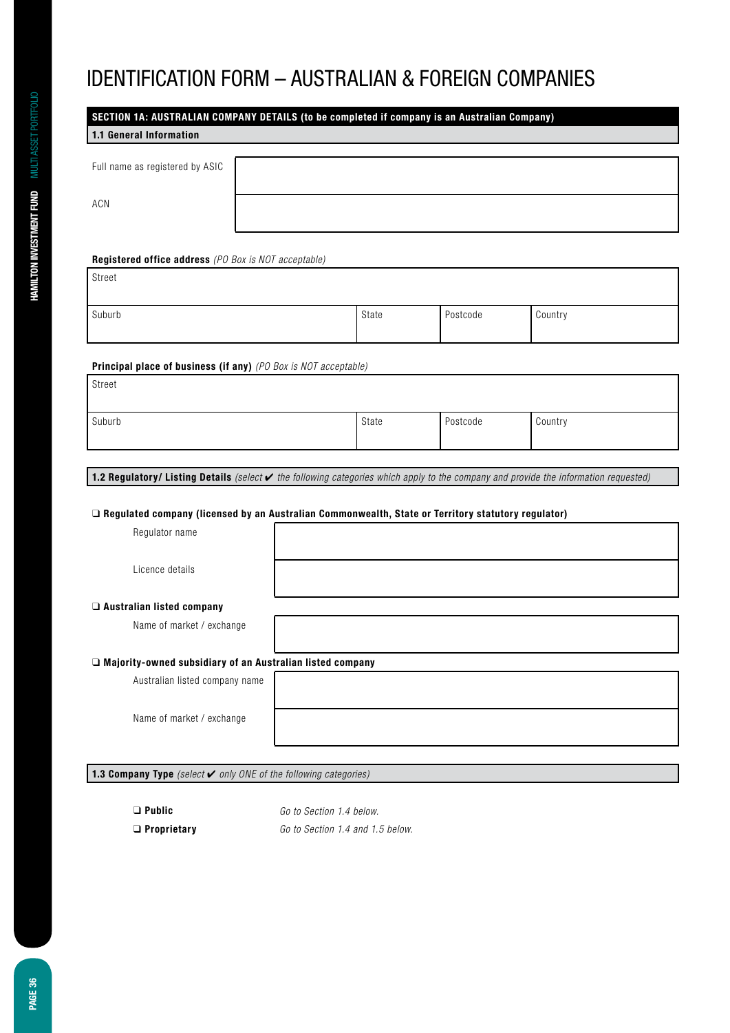# IDENTIFICATION FORM – AUSTRALIAN & FOREIGN COMPANIES

## SECTION 1A: AUSTRALIAN COMPANY DETAILS (to be completed if company is an Australian Company)

### 1.1 General Information

| | |
|---|---|
| Full name as registered by ASIC | |
| ACN | |

**Registered office address** *(PO Box is NOT acceptable)*

| Street | | | |
|---|---|---|---|
| Suburb | State | Postcode | Country |

**Principal place of business (if any)** *(PO Box is NOT acceptable)*

| Street | | | |
|---|---|---|---|
| Suburb | State | Postcode | Country |

### 1.2 Regulatory/ Listing Details *(select ✔ the following categories which apply to the company and provide the information requested)*

❑ **Regulated company (licensed by an Australian Commonwealth, State or Territory statutory regulator)**

| | |
|---|---|
| Regulator name | |
| Licence details | |

❑ **Australian listed company**

| | |
|---|---|
| Name of market / exchange | |

❑ **Majority-owned subsidiary of an Australian listed company**

| | |
|---|---|
| Australian listed company name | |
| Name of market / exchange | |

### 1.3 Company Type *(select ✔ only ONE of the following categories)*

❑ **Public** — *Go to Section 1.4 below.*

❑ **Proprietary** — *Go to Section 1.4 and 1.5 below.*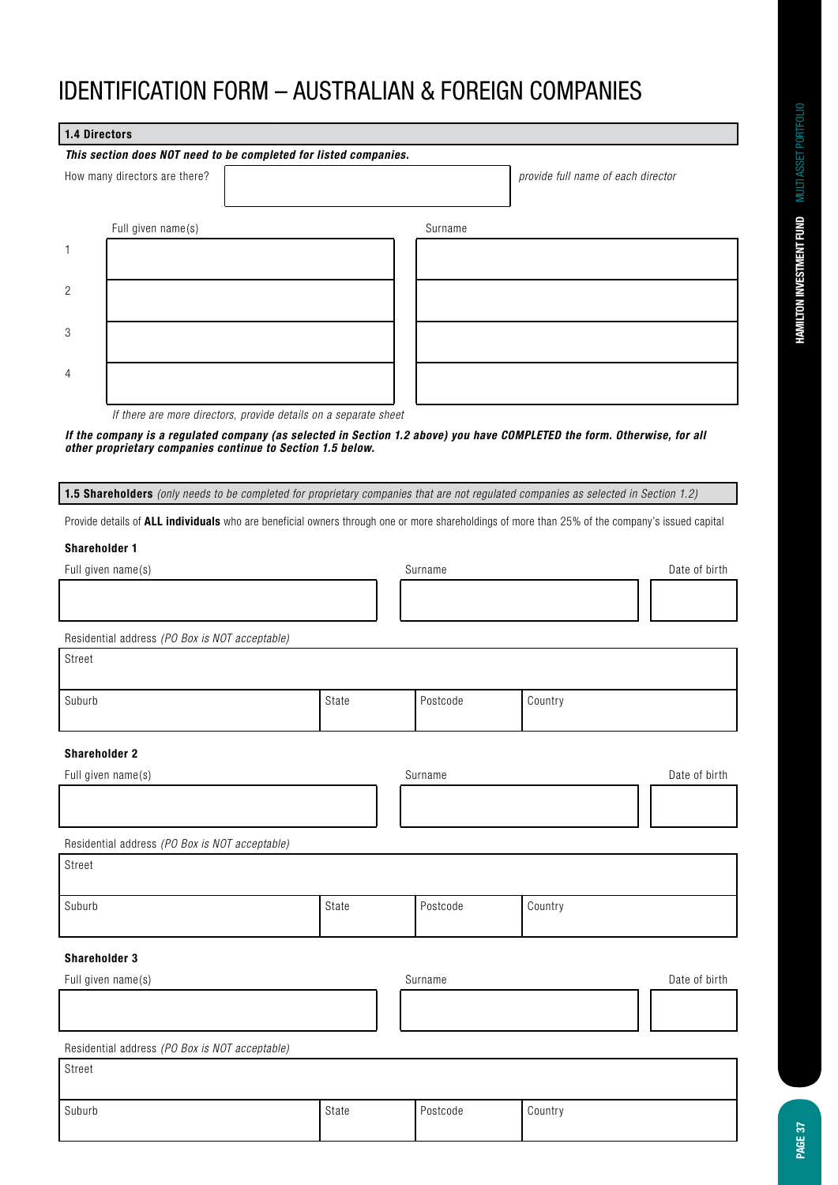# IDENTIFICATION FORM – AUSTRALIAN & FOREIGN COMPANIES

## 1.4 Directors

***This section does NOT need to be completed for listed companies.***

How many directors are there? ____________ *provide full name of each director*

| | Full given name(s) | Surname |
|---|---|---|
| 1 | | |
| 2 | | |
| 3 | | |
| 4 | | |

*If there are more directors, provide details on a separate sheet*

***If the company is a regulated company (as selected in Section 1.2 above) you have COMPLETED the form. Otherwise, for all other proprietary companies continue to Section 1.5 below.***

## 1.5 Shareholders *(only needs to be completed for proprietary companies that are not regulated companies as selected in Section 1.2)*

Provide details of **ALL individuals** who are beneficial owners through one or more shareholdings of more than 25% of the company's issued capital

**Shareholder 1**

| Full given name(s) | Surname | Date of birth |
|---|---|---|
| | | |

Residential address *(PO Box is NOT acceptable)*

| Street | | | |
|---|---|---|---|
| Suburb | State | Postcode | Country |

**Shareholder 2**

| Full given name(s) | Surname | Date of birth |
|---|---|---|
| | | |

Residential address *(PO Box is NOT acceptable)*

| Street | | | |
|---|---|---|---|
| Suburb | State | Postcode | Country |

**Shareholder 3**

| Full given name(s) | Surname | Date of birth |
|---|---|---|
| | | |

Residential address *(PO Box is NOT acceptable)*

| Street | | | |
|---|---|---|---|
| Suburb | State | Postcode | Country |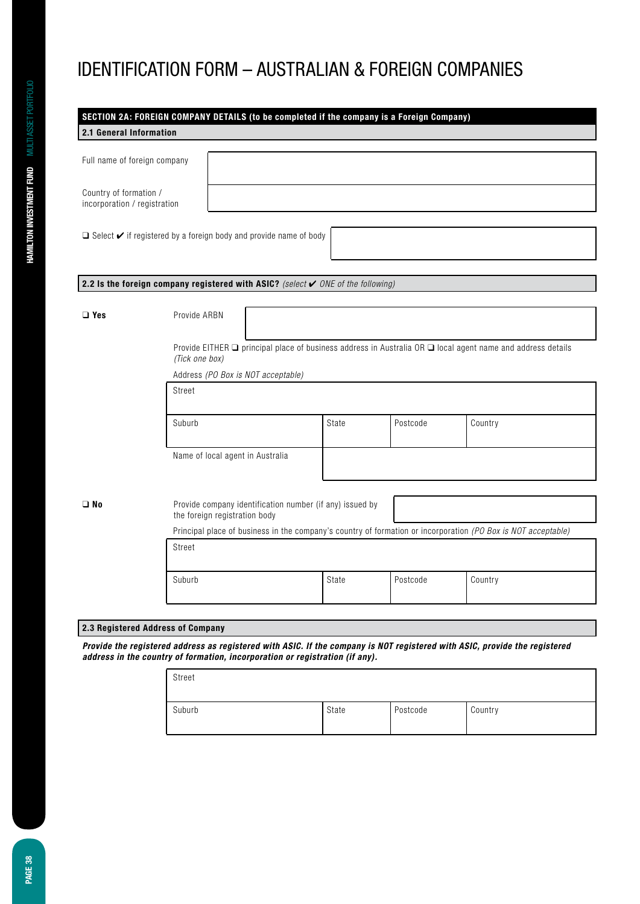# IDENTIFICATION FORM – AUSTRALIAN & FOREIGN COMPANIES

## SECTION 2A: FOREIGN COMPANY DETAILS (to be completed if the company is a Foreign Company)

### 2.1 General Information

| | |
|---|---|
| Full name of foreign company | |
| Country of formation / incorporation / registration | |

❑ Select ✔ if registered by a foreign body and provide name of body

### 2.2 Is the foreign company registered with ASIC? *(select ✔ ONE of the following)*

**❑ Yes**

Provide ARBN

Provide EITHER ❑ principal place of business address in Australia OR ❑ local agent name and address details *(Tick one box)*

Address *(PO Box is NOT acceptable)*

| Street | | | |
|---|---|---|---|
| Suburb | State | Postcode | Country |
| Name of local agent in Australia | | | |

**❑ No**

Provide company identification number (if any) issued by the foreign registration body

Principal place of business in the company's country of formation or incorporation *(PO Box is NOT acceptable)*

| Street | | | |
|---|---|---|---|
| Suburb | State | Postcode | Country |

### 2.3 Registered Address of Company

***Provide the registered address as registered with ASIC. If the company is NOT registered with ASIC, provide the registered address in the country of formation, incorporation or registration (if any).***

| Street | | | |
|---|---|---|---|
| Suburb | State | Postcode | Country |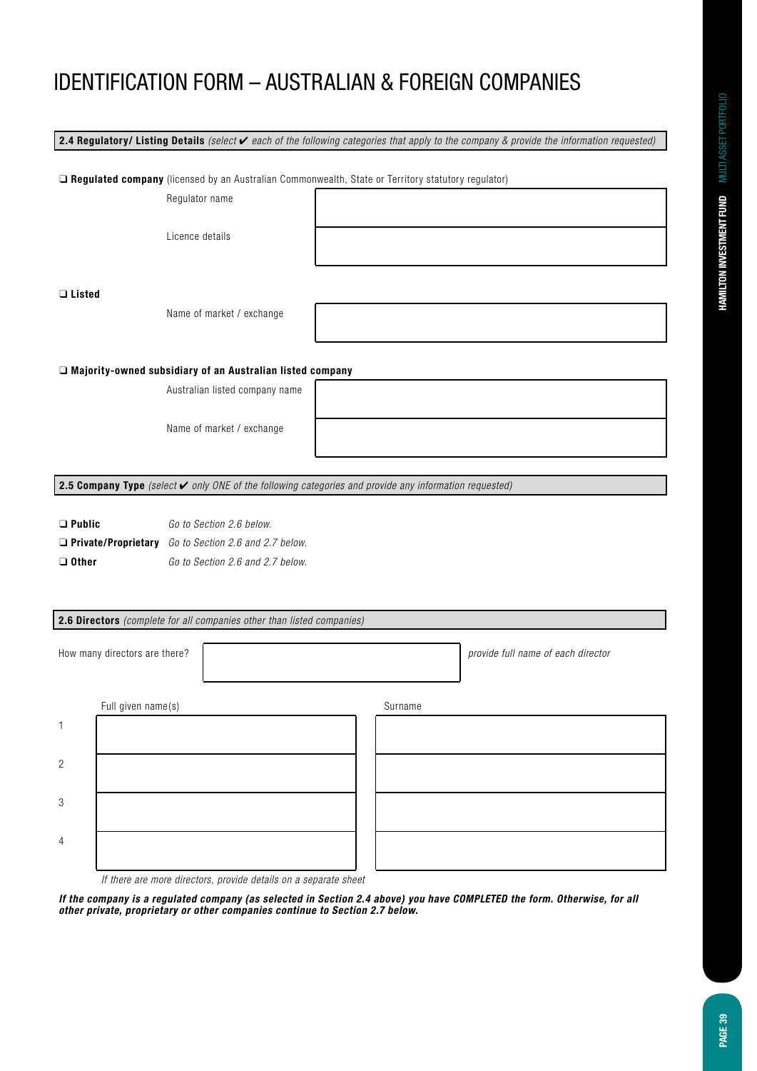# IDENTIFICATION FORM – AUSTRALIAN & FOREIGN COMPANIES

**2.4 Regulatory/ Listing Details** *(select ✔ each of the following categories that apply to the company & provide the information requested)*

❑ **Regulated company** (licensed by an Australian Commonwealth, State or Territory statutory regulator)

| | |
|---|---|
| Regulator name | |
| Licence details | |

❑ **Listed**

| | |
|---|---|
| Name of market / exchange | |

❑ **Majority-owned subsidiary of an Australian listed company**

| | |
|---|---|
| Australian listed company name | |
| Name of market / exchange | |

**2.5 Company Type** *(select ✔ only ONE of the following categories and provide any information requested)*

❑ **Public** *Go to Section 2.6 below.*

❑ **Private/Proprietary** *Go to Section 2.6 and 2.7 below.*

❑ **Other** *Go to Section 2.6 and 2.7 below.*

**2.6 Directors** *(complete for all companies other than listed companies)*

How many directors are there? ______ *provide full name of each director*

| | Full given name(s) | Surname |
|---|---|---|
| 1 | | |
| 2 | | |
| 3 | | |
| 4 | | |

*If there are more directors, provide details on a separate sheet*

***If the company is a regulated company (as selected in Section 2.4 above) you have COMPLETED the form. Otherwise, for all other private, proprietary or other companies continue to Section 2.7 below.***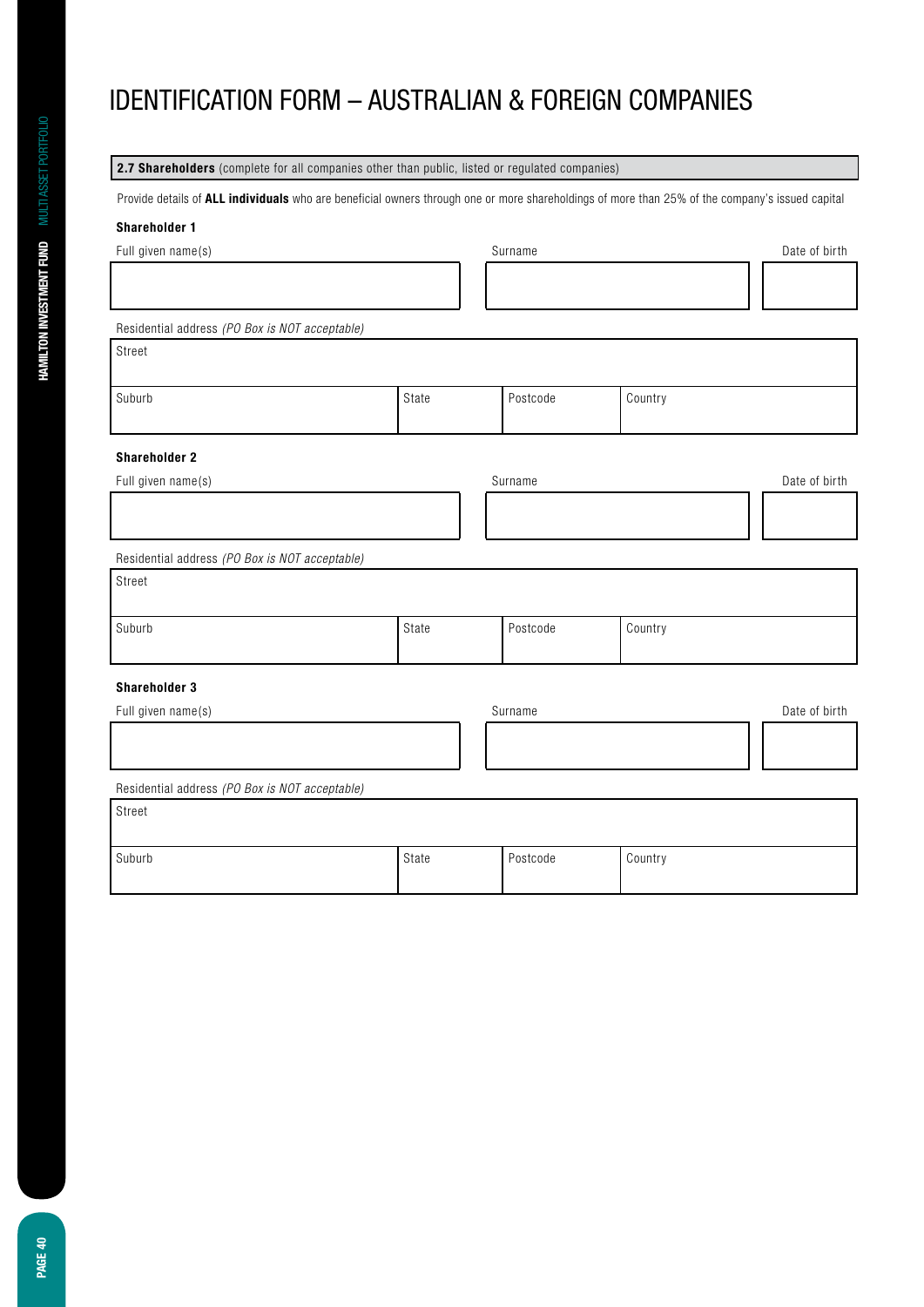# IDENTIFICATION FORM – AUSTRALIAN & FOREIGN COMPANIES

**2.7 Shareholders** (complete for all companies other than public, listed or regulated companies)

Provide details of **ALL individuals** who are beneficial owners through one or more shareholdings of more than 25% of the company's issued capital

**Shareholder 1**

| Full given name(s) | Surname | Date of birth |
|---|---|---|
| | | |

Residential address *(PO Box is NOT acceptable)*

| Street | | | |
|---|---|---|---|
| **Suburb** | **State** | **Postcode** | **Country** |
| | | | |

**Shareholder 2**

| Full given name(s) | Surname | Date of birth |
|---|---|---|
| | | |

Residential address *(PO Box is NOT acceptable)*

| Street | | | |
|---|---|---|---|
| **Suburb** | **State** | **Postcode** | **Country** |
| | | | |

**Shareholder 3**

| Full given name(s) | Surname | Date of birth |
|---|---|---|
| | | |

Residential address *(PO Box is NOT acceptable)*

| Street | | | |
|---|---|---|---|
| **Suburb** | **State** | **Postcode** | **Country** |
| | | | |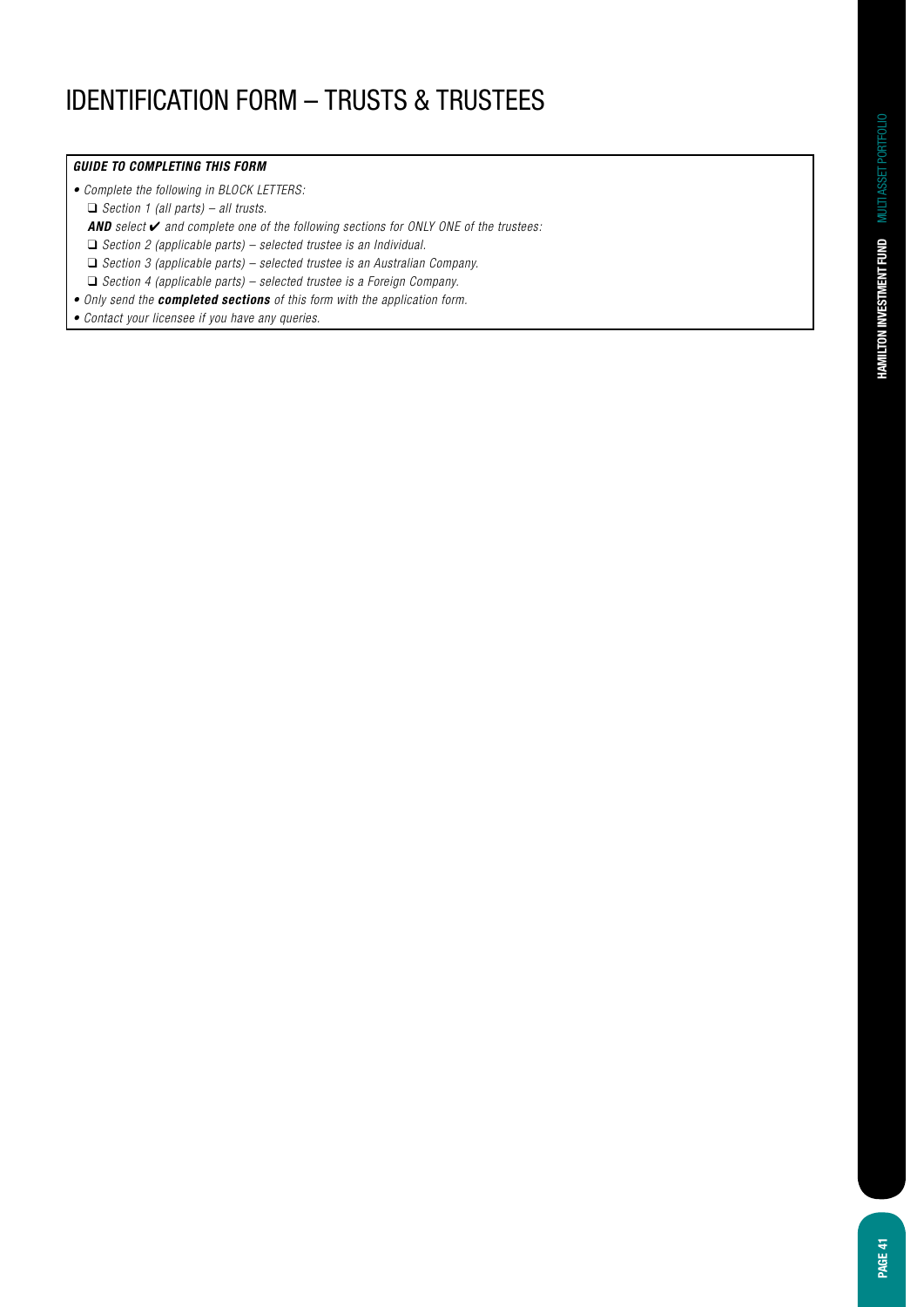# IDENTIFICATION FORM – TRUSTS & TRUSTEES

***GUIDE TO COMPLETING THIS FORM***

- *Complete the following in BLOCK LETTERS:*
  - ❑ *Section 1 (all parts) – all trusts.*
  
  ***AND*** *select ✔ and complete one of the following sections for ONLY ONE of the trustees:*
  - ❑ *Section 2 (applicable parts) – selected trustee is an Individual.*
  - ❑ *Section 3 (applicable parts) – selected trustee is an Australian Company.*
  - ❑ *Section 4 (applicable parts) – selected trustee is a Foreign Company.*
- *Only send the* ***completed sections*** *of this form with the application form.*
- *Contact your licensee if you have any queries.*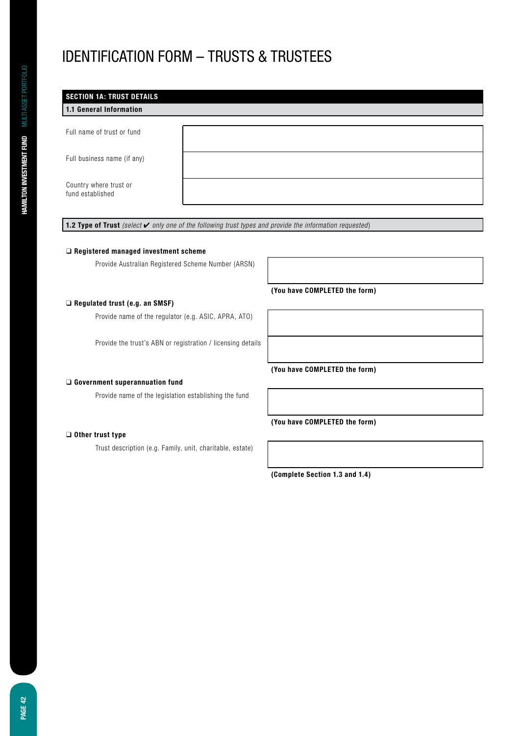# IDENTIFICATION FORM – TRUSTS & TRUSTEES

## SECTION 1A: TRUST DETAILS

### 1.1 General Information

| | |
|---|---|
| Full name of trust or fund | |
| Full business name (if any) | |
| Country where trust or fund established | |

### 1.2 Type of Trust *(select ✔ only one of the following trust types and provide the information requested)*

❑ **Registered managed investment scheme**

Provide Australian Registered Scheme Number (ARSN)

**(You have COMPLETED the form)**

❑ **Regulated trust (e.g. an SMSF)**

Provide name of the regulator (e.g. ASIC, APRA, ATO)

Provide the trust's ABN or registration / licensing details

**(You have COMPLETED the form)**

❑ **Government superannuation fund**

Provide name of the legislation establishing the fund

**(You have COMPLETED the form)**

❑ **Other trust type**

Trust description (e.g. Family, unit, charitable, estate)

**(Complete Section 1.3 and 1.4)**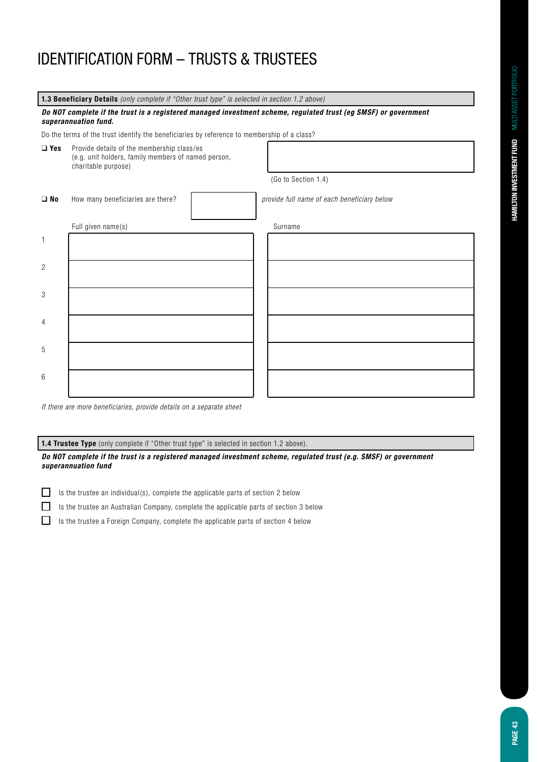# IDENTIFICATION FORM – TRUSTS & TRUSTEES

**1.3 Beneficiary Details** *(only complete if "Other trust type" is selected in section 1.2 above)*

***Do NOT complete if the trust is a registered managed investment scheme, regulated trust (eg SMSF) or government superannuation fund.***

Do the terms of the trust identify the beneficiaries by reference to membership of a class?

❑ **Yes** Provide details of the membership class/es (e.g. unit holders, family members of named person, charitable purpose) ______________________

(Go to Section 1.4)

❑ **No** How many beneficiaries are there? ________ *provide full name of each beneficiary below*

| | Full given name(s) | Surname |
|---|---|---|
| 1 | | |
| 2 | | |
| 3 | | |
| 4 | | |
| 5 | | |
| 6 | | |

*If there are more beneficiaries, provide details on a separate sheet*

**1.4 Trustee Type** (only complete if "Other trust type" is selected in section 1.2 above).

***Do NOT complete if the trust is a registered managed investment scheme, regulated trust (e.g. SMSF) or government superannuation fund***

- ☐ Is the trustee an individual(s), complete the applicable parts of section 2 below
- ☐ Is the trustee an Australian Company, complete the applicable parts of section 3 below
- ☐ Is the trustee a Foreign Company, complete the applicable parts of section 4 below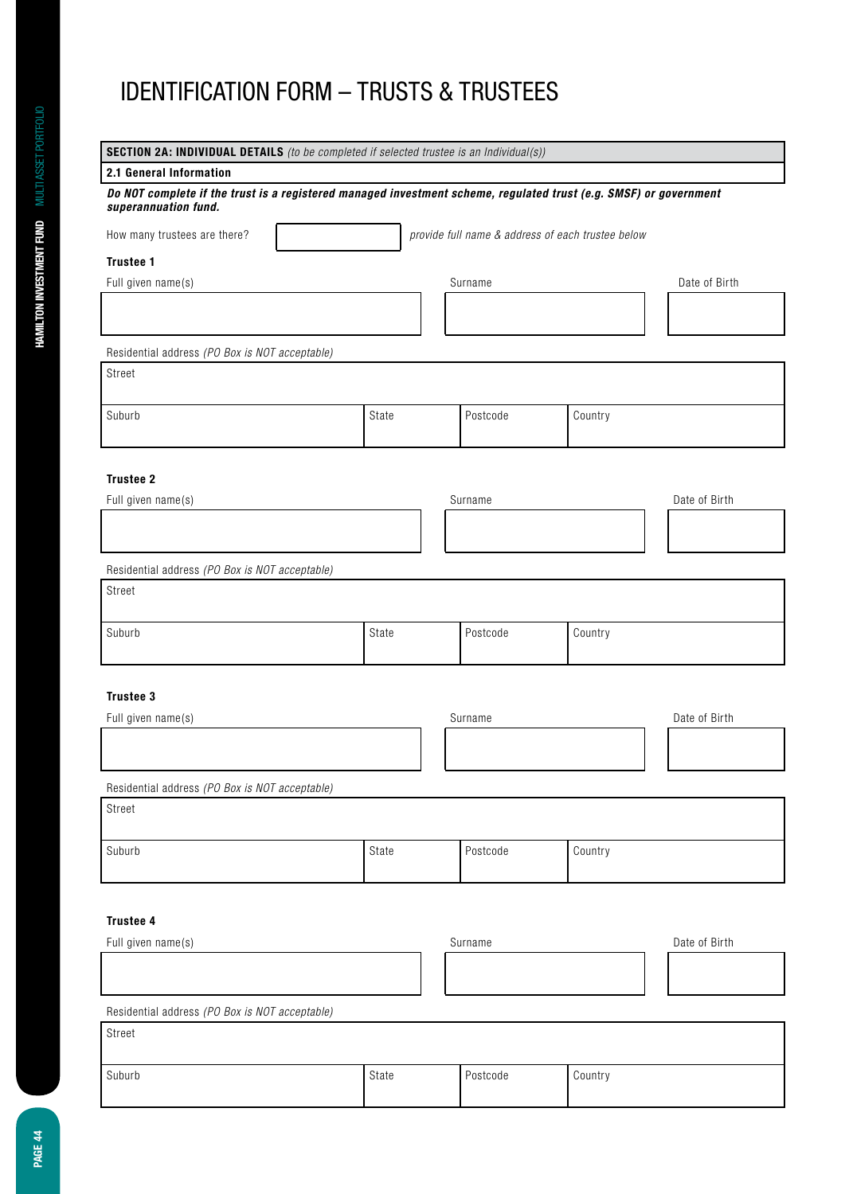# IDENTIFICATION FORM – TRUSTS & TRUSTEES

**SECTION 2A: INDIVIDUAL DETAILS** *(to be completed if selected trustee is an Individual(s))*

**2.1 General Information**

***Do NOT complete if the trust is a registered managed investment scheme, regulated trust (e.g. SMSF) or government superannuation fund.***

How many trustees are there? ____________ *provide full name & address of each trustee below*

**Trustee 1**

| Full given name(s) | Surname | Date of Birth |
| --- | --- | --- |
| | | |

Residential address *(PO Box is NOT acceptable)*

| Street | | | |
| --- | --- | --- | --- |
| Suburb | State | Postcode | Country |

**Trustee 2**

| Full given name(s) | Surname | Date of Birth |
| --- | --- | --- |
| | | |

Residential address *(PO Box is NOT acceptable)*

| Street | | | |
| --- | --- | --- | --- |
| Suburb | State | Postcode | Country |

**Trustee 3**

| Full given name(s) | Surname | Date of Birth |
| --- | --- | --- |
| | | |

Residential address *(PO Box is NOT acceptable)*

| Street | | | |
| --- | --- | --- | --- |
| Suburb | State | Postcode | Country |

**Trustee 4**

| Full given name(s) | Surname | Date of Birth |
| --- | --- | --- |
| | | |

Residential address *(PO Box is NOT acceptable)*

| Street | | | |
| --- | --- | --- | --- |
| Suburb | State | Postcode | Country |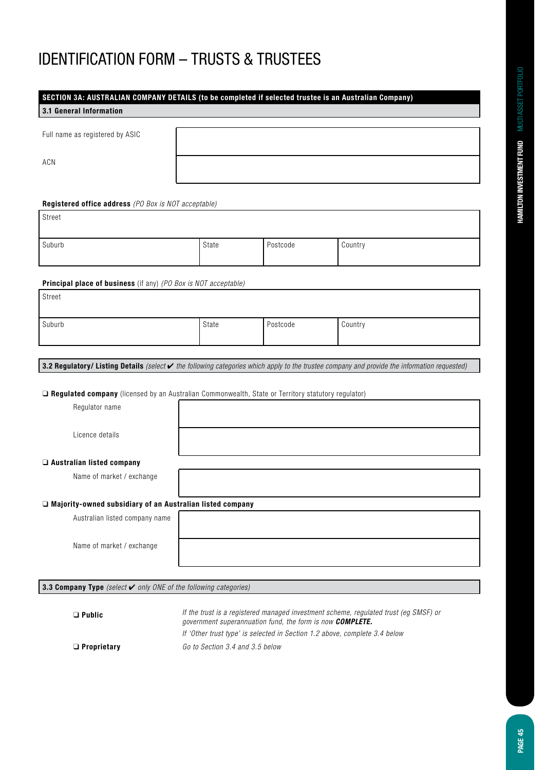# IDENTIFICATION FORM – TRUSTS & TRUSTEES

## SECTION 3A: AUSTRALIAN COMPANY DETAILS (to be completed if selected trustee is an Australian Company)

### 3.1 General Information

| | |
|---|---|
| Full name as registered by ASIC | |
| ACN | |

**Registered office address** *(PO Box is NOT acceptable)*

| Street | | | |
|---|---|---|---|
| Suburb | State | Postcode | Country |

**Principal place of business** (if any) *(PO Box is NOT acceptable)*

| Street | | | |
|---|---|---|---|
| Suburb | State | Postcode | Country |

### 3.2 Regulatory/ Listing Details *(select ✔ the following categories which apply to the trustee company and provide the information requested)*

❑ **Regulated company** (licensed by an Australian Commonwealth, State or Territory statutory regulator)

| | |
|---|---|
| Regulator name | |
| Licence details | |

❑ **Australian listed company**

| | |
|---|---|
| Name of market / exchange | |

❑ **Majority-owned subsidiary of an Australian listed company**

| | |
|---|---|
| Australian listed company name | |
| Name of market / exchange | |

### 3.3 Company Type *(select ✔ only ONE of the following categories)*

❑ **Public** — *If the trust is a registered managed investment scheme, regulated trust (eg SMSF) or government superannuation fund, the form is now* ***COMPLETE.***
*If 'Other trust type' is selected in Section 1.2 above, complete 3.4 below*

❑ **Proprietary** — *Go to Section 3.4 and 3.5 below*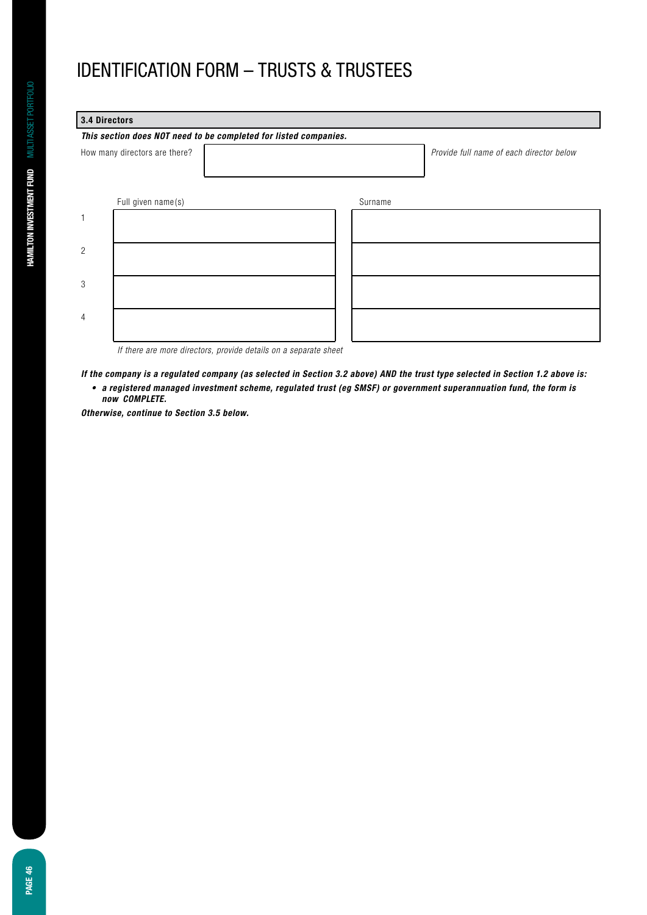# IDENTIFICATION FORM – TRUSTS & TRUSTEES

## 3.4 Directors

***This section does NOT need to be completed for listed companies.***

How many directors are there? | | *Provide full name of each director below*

| | Full given name(s) | Surname |
|---|---|---|
| 1 | | |
| 2 | | |
| 3 | | |
| 4 | | |

*If there are more directors, provide details on a separate sheet*

***If the company is a regulated company (as selected in Section 3.2 above) AND the trust type selected in Section 1.2 above is:***

- ***a registered managed investment scheme, regulated trust (eg SMSF) or government superannuation fund, the form is now COMPLETE.***

***Otherwise, continue to Section 3.5 below.***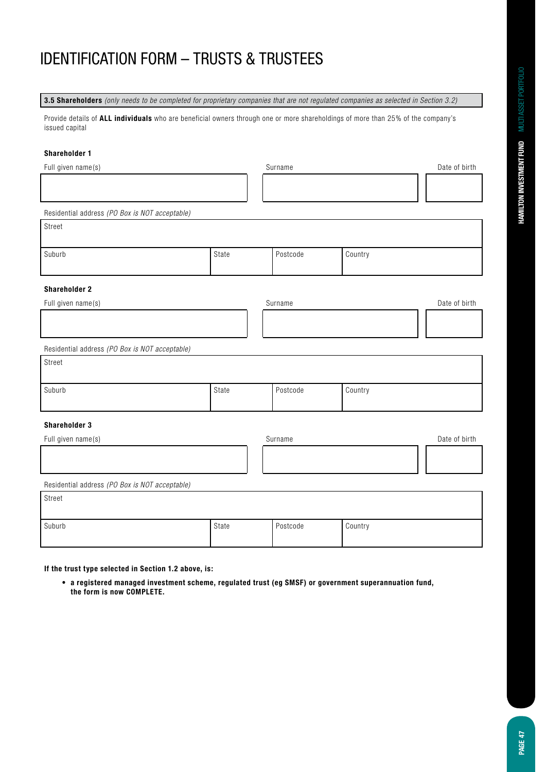# IDENTIFICATION FORM – TRUSTS & TRUSTEES

**3.5 Shareholders** *(only needs to be completed for proprietary companies that are not regulated companies as selected in Section 3.2)*

Provide details of **ALL individuals** who are beneficial owners through one or more shareholdings of more than 25% of the company's issued capital

**Shareholder 1**

| Full given name(s) | Surname | Date of birth |
|---|---|---|
| | | |

Residential address *(PO Box is NOT acceptable)*

| Street | | | |
|---|---|---|---|
| Suburb | State | Postcode | Country |

**Shareholder 2**

| Full given name(s) | Surname | Date of birth |
|---|---|---|
| | | |

Residential address *(PO Box is NOT acceptable)*

| Street | | | |
|---|---|---|---|
| Suburb | State | Postcode | Country |

**Shareholder 3**

| Full given name(s) | Surname | Date of birth |
|---|---|---|
| | | |

Residential address *(PO Box is NOT acceptable)*

| Street | | | |
|---|---|---|---|
| Suburb | State | Postcode | Country |

**If the trust type selected in Section 1.2 above, is:**

- **a registered managed investment scheme, regulated trust (eg SMSF) or government superannuation fund, the form is now COMPLETE.**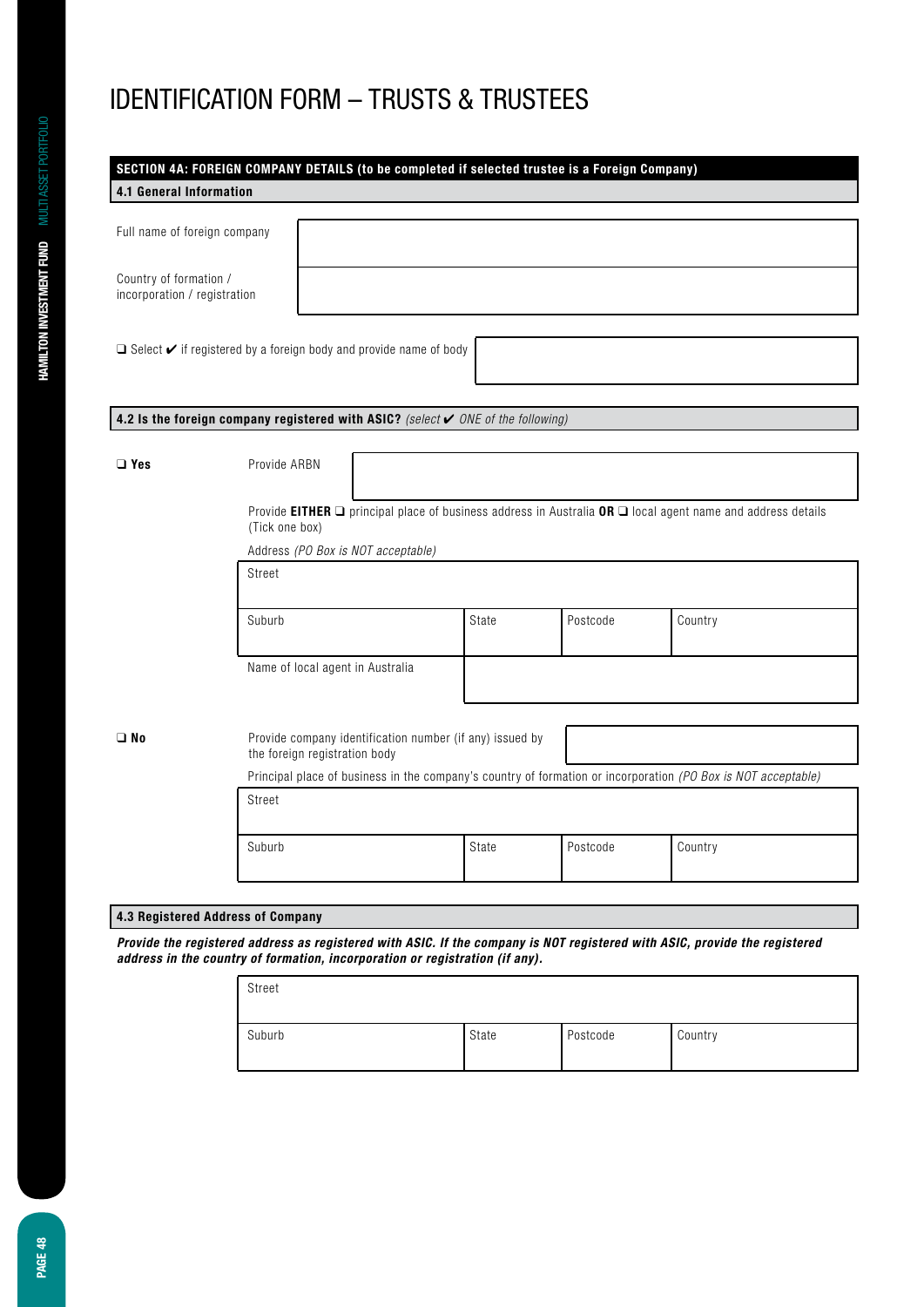# IDENTIFICATION FORM – TRUSTS & TRUSTEES

## SECTION 4A: FOREIGN COMPANY DETAILS (to be completed if selected trustee is a Foreign Company)

### 4.1 General Information

| | |
|---|---|
| Full name of foreign company | |
| Country of formation / incorporation / registration | |

❑ Select ✔ if registered by a foreign body and provide name of body

### 4.2 Is the foreign company registered with ASIC? *(select ✔ ONE of the following)*

**❑ Yes**

Provide ARBN

Provide **EITHER** ❑ principal place of business address in Australia **OR** ❑ local agent name and address details (Tick one box)

Address *(PO Box is NOT acceptable)*

| Street | | | |
|---|---|---|---|
| Suburb | State | Postcode | Country |
| Name of local agent in Australia | | | |

**❑ No**

Provide company identification number (if any) issued by the foreign registration body

Principal place of business in the company's country of formation or incorporation *(PO Box is NOT acceptable)*

| Street | | | |
|---|---|---|---|
| Suburb | State | Postcode | Country |

### 4.3 Registered Address of Company

***Provide the registered address as registered with ASIC. If the company is NOT registered with ASIC, provide the registered address in the country of formation, incorporation or registration (if any).***

| Street | | | |
|---|---|---|---|
| Suburb | State | Postcode | Country |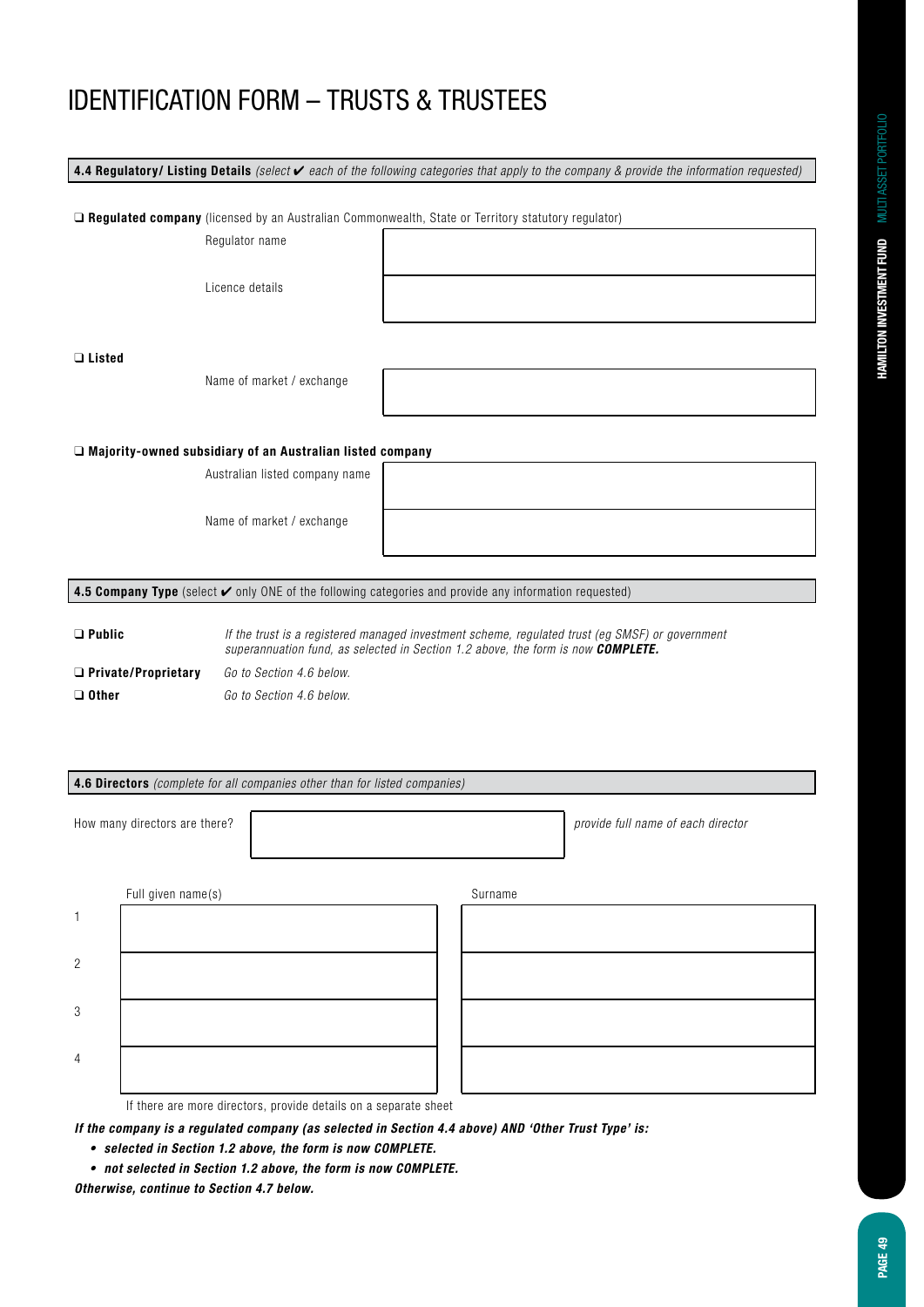# IDENTIFICATION FORM – TRUSTS & TRUSTEES

**4.4 Regulatory/ Listing Details** *(select ✔ each of the following categories that apply to the company & provide the information requested)*

❑ **Regulated company** (licensed by an Australian Commonwealth, State or Territory statutory regulator)

| | |
|---|---|
| Regulator name | |
| Licence details | |

❑ **Listed**

| | |
|---|---|
| Name of market / exchange | |

❑ **Majority-owned subsidiary of an Australian listed company**

| | |
|---|---|
| Australian listed company name | |
| Name of market / exchange | |

**4.5 Company Type** (select ✔ only ONE of the following categories and provide any information requested)

❑ **Public** — *If the trust is a registered managed investment scheme, regulated trust (eg SMSF) or government superannuation fund, as selected in Section 1.2 above, the form is now* ***COMPLETE.***

❑ **Private/Proprietary** — *Go to Section 4.6 below.*

❑ **Other** — *Go to Section 4.6 below.*

**4.6 Directors** *(complete for all companies other than for listed companies)*

How many directors are there? ____________ *provide full name of each director*

| | Full given name(s) | Surname |
|---|---|---|
| 1 | | |
| 2 | | |
| 3 | | |
| 4 | | |

If there are more directors, provide details on a separate sheet

***If the company is a regulated company (as selected in Section 4.4 above) AND 'Other Trust Type' is:***

- ***selected in Section 1.2 above, the form is now COMPLETE.***
- ***not selected in Section 1.2 above, the form is now COMPLETE.***

***Otherwise, continue to Section 4.7 below.***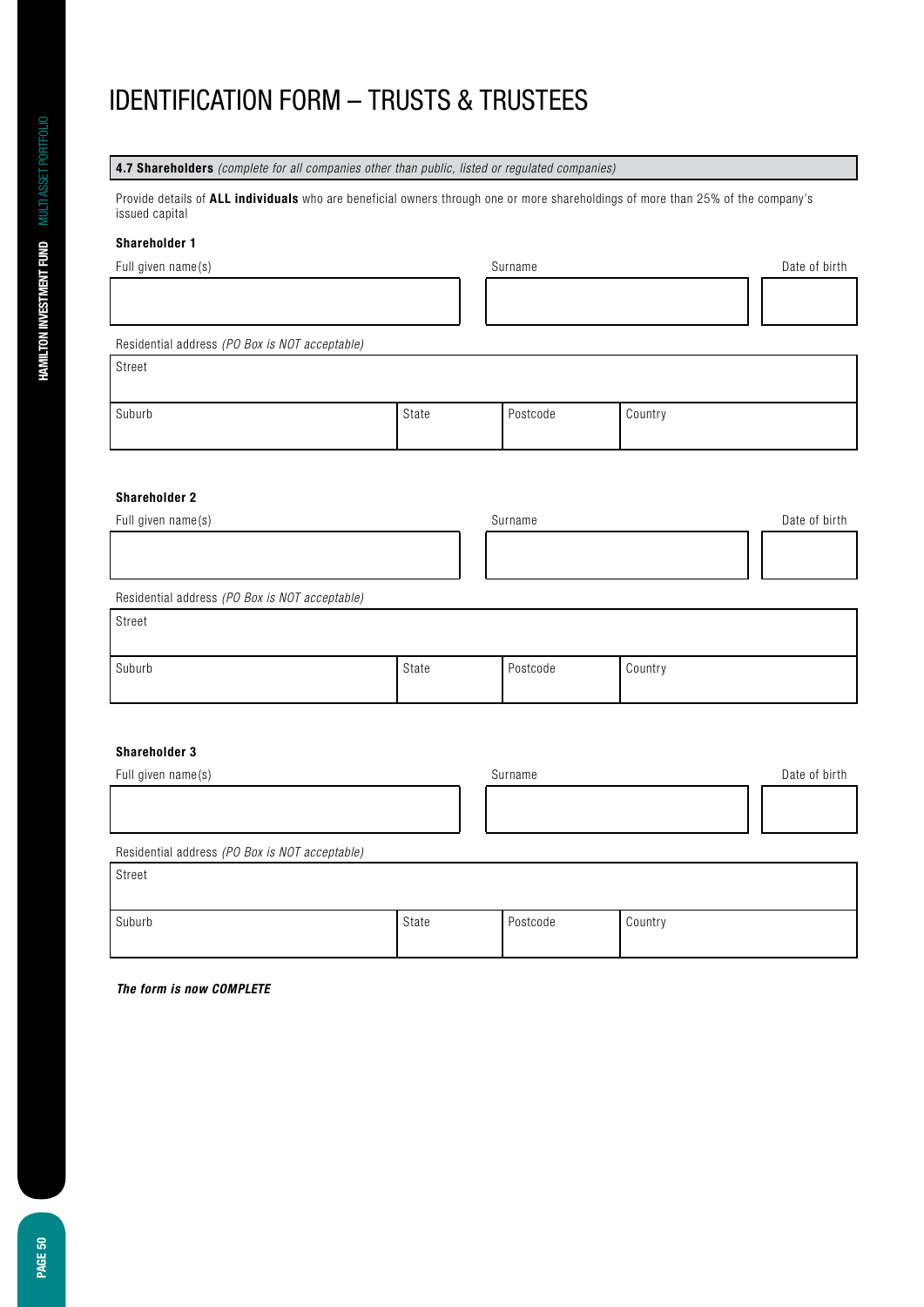# IDENTIFICATION FORM – TRUSTS & TRUSTEES

**4.7 Shareholders** *(complete for all companies other than public, listed or regulated companies)*

Provide details of **ALL individuals** who are beneficial owners through one or more shareholdings of more than 25% of the company's issued capital

**Shareholder 1**

| Full given name(s) | Surname | Date of birth |
|---|---|---|
| | | |

Residential address *(PO Box is NOT acceptable)*

| Street | | | |
|---|---|---|---|
| Suburb | State | Postcode | Country |

**Shareholder 2**

| Full given name(s) | Surname | Date of birth |
|---|---|---|
| | | |

Residential address *(PO Box is NOT acceptable)*

| Street | | | |
|---|---|---|---|
| Suburb | State | Postcode | Country |

**Shareholder 3**

| Full given name(s) | Surname | Date of birth |
|---|---|---|
| | | |

Residential address *(PO Box is NOT acceptable)*

| Street | | | |
|---|---|---|---|
| Suburb | State | Postcode | Country |

***The form is now COMPLETE***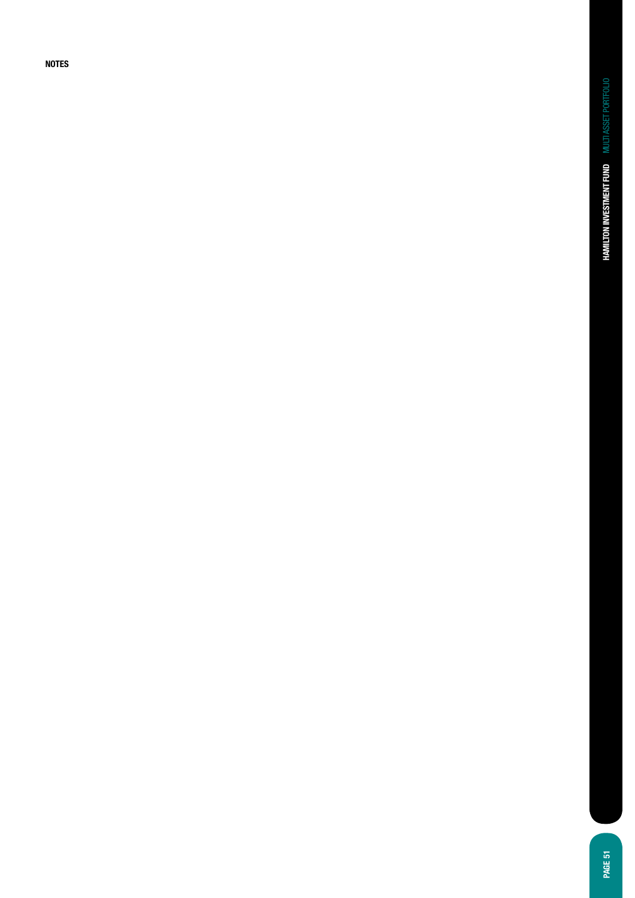**NOTES**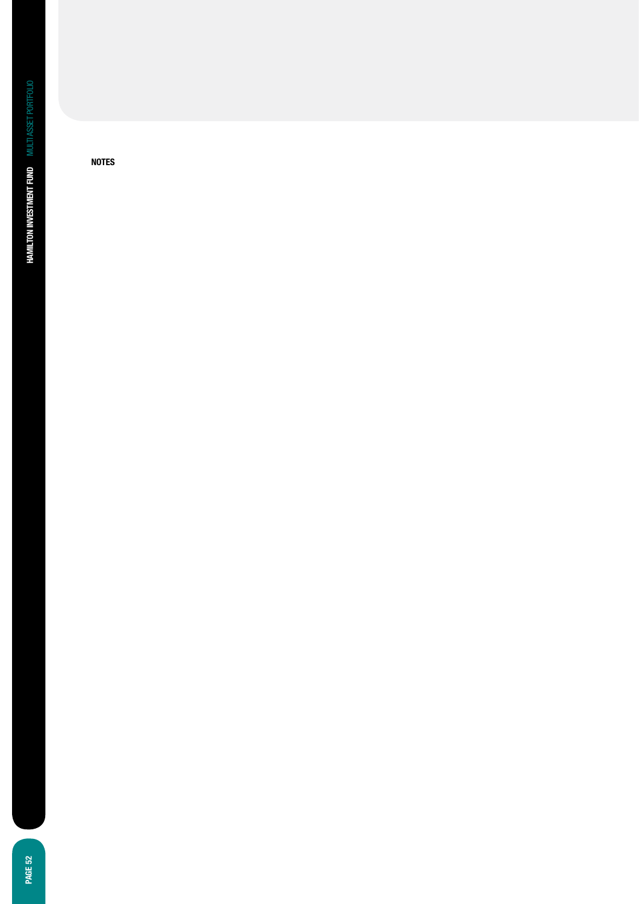**NOTES**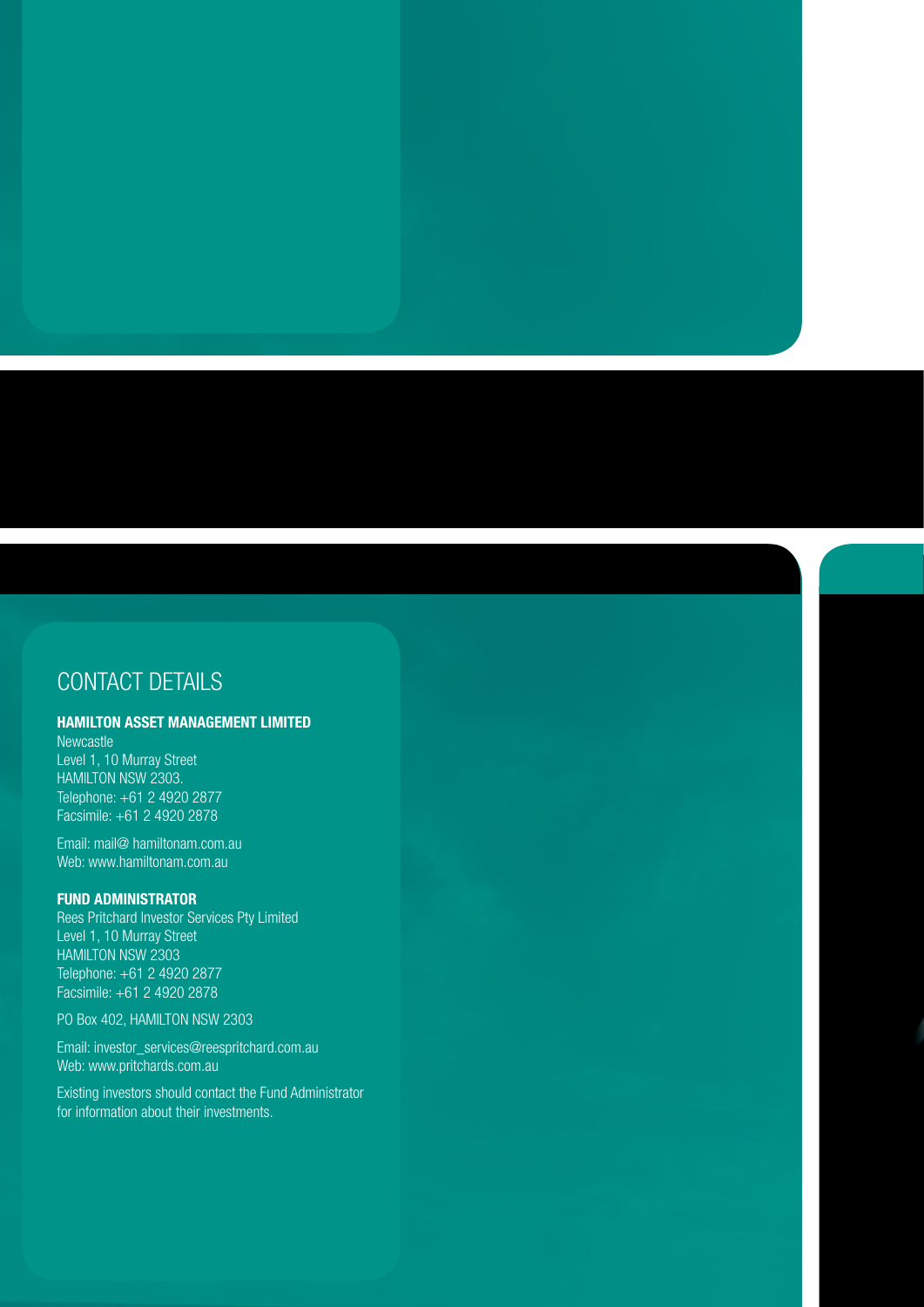# CONTACT DETAILS

**HAMILTON ASSET MANAGEMENT LIMITED**

Newcastle
Level 1, 10 Murray Street
HAMILTON NSW 2303.
Telephone: +61 2 4920 2877
Facsimile: +61 2 4920 2878

Email: mail@ hamiltonam.com.au
Web: www.hamiltonam.com.au

**FUND ADMINISTRATOR**

Rees Pritchard Investor Services Pty Limited
Level 1, 10 Murray Street
HAMILTON NSW 2303
Telephone: +61 2 4920 2877
Facsimile: +61 2 4920 2878

PO Box 402, HAMILTON NSW 2303

Email: investor_services@reespritchard.com.au
Web: www.pritchards.com.au

Existing investors should contact the Fund Administrator for information about their investments.